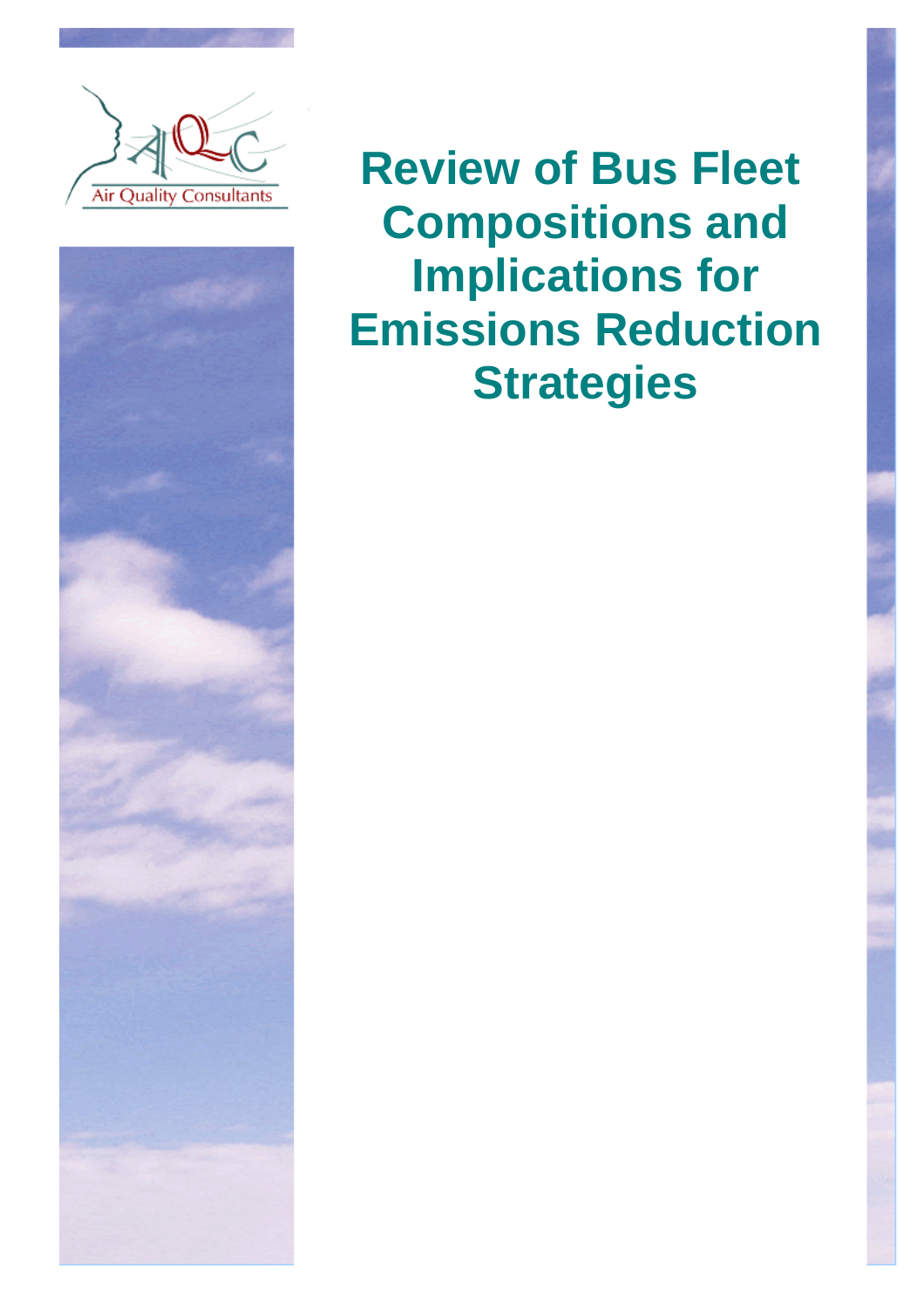Air Quality Consultants

# Review of Bus Fleet Compositions and Implications for Emissions Reduction Strategies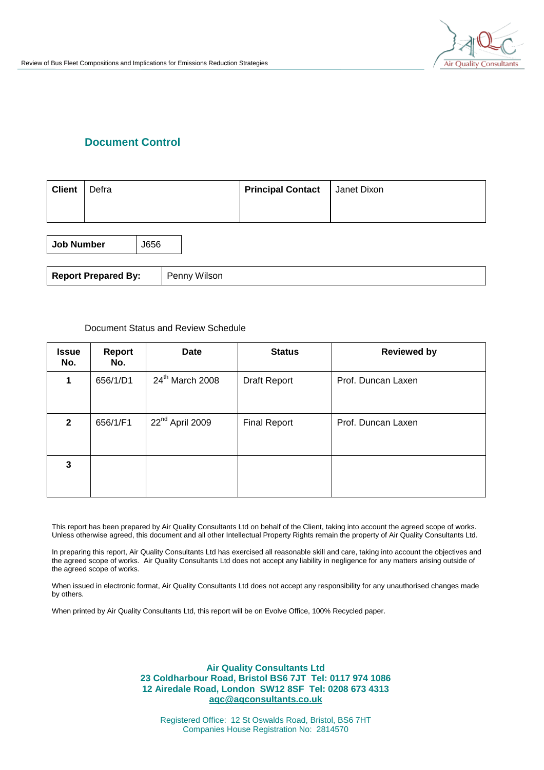## Document Control

| Client | Defra | Principal Contact | Janet Dixon |
|---|---|---|---|

| Job Number | J656 |
|---|---|

| Report Prepared By: | Penny Wilson |
|---|---|

Document Status and Review Schedule

| Issue No. | Report No. | Date | Status | Reviewed by |
|---|---|---|---|---|
| 1 | 656/1/D1 | 24th March 2008 | Draft Report | Prof. Duncan Laxen |
| 2 | 656/1/F1 | 22nd April 2009 | Final Report | Prof. Duncan Laxen |
| 3 | | | | |

This report has been prepared by Air Quality Consultants Ltd on behalf of the Client, taking into account the agreed scope of works. Unless otherwise agreed, this document and all other Intellectual Property Rights remain the property of Air Quality Consultants Ltd.

In preparing this report, Air Quality Consultants Ltd has exercised all reasonable skill and care, taking into account the objectives and the agreed scope of works. Air Quality Consultants Ltd does not accept any liability in negligence for any matters arising outside of the agreed scope of works.

When issued in electronic format, Air Quality Consultants Ltd does not accept any responsibility for any unauthorised changes made by others.

When printed by Air Quality Consultants Ltd, this report will be on Evolve Office, 100% Recycled paper.

**Air Quality Consultants Ltd**
**23 Coldharbour Road, Bristol BS6 7JT Tel: 0117 974 1086**
**12 Airedale Road, London SW12 8SF Tel: 0208 673 4313**
**aqc@aqconsultants.co.uk**

Registered Office: 12 St Oswalds Road, Bristol, BS6 7HT
Companies House Registration No: 2814570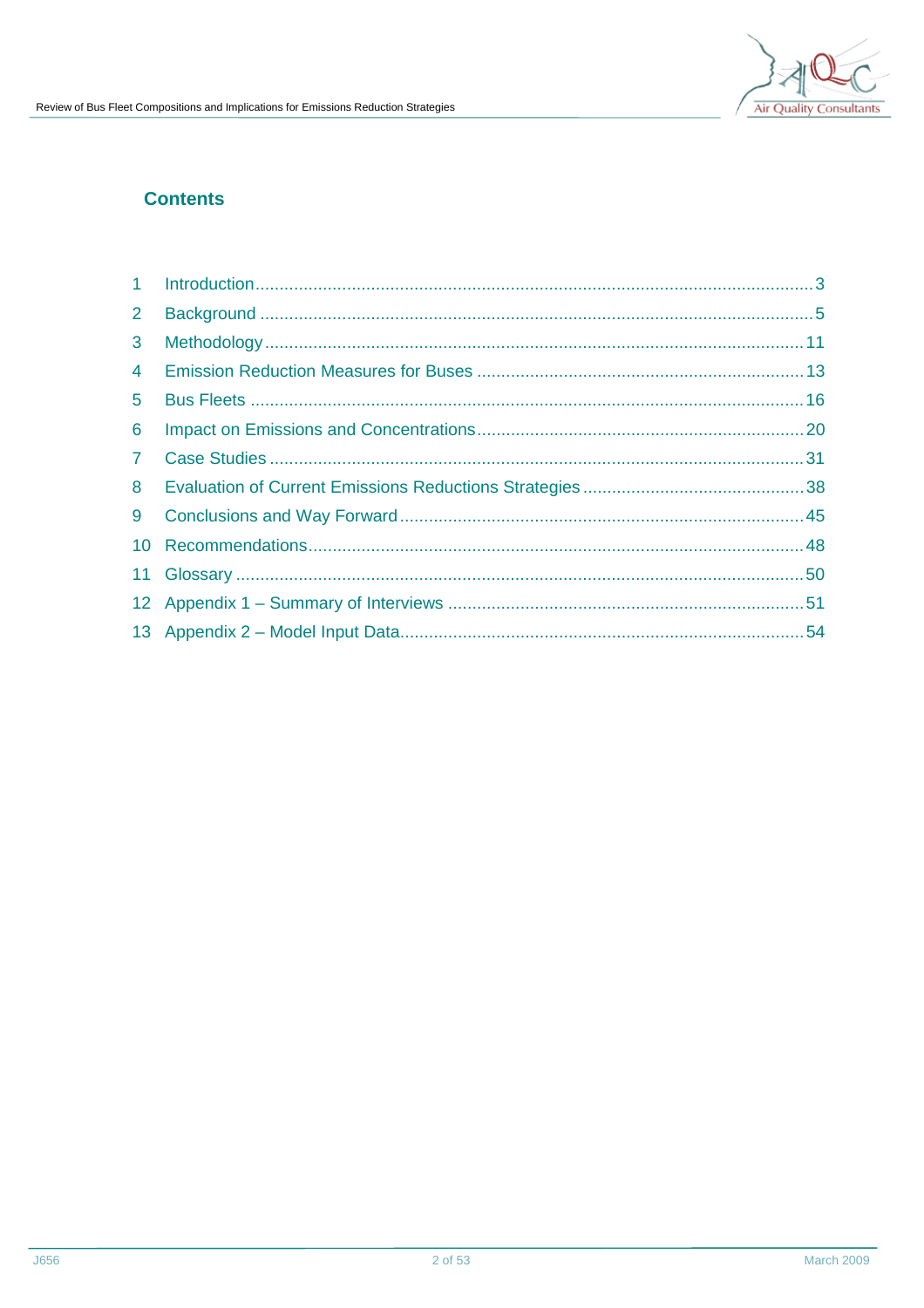## Contents

1 Introduction ........................................................................................................ 3
2 Background ........................................................................................................ 5
3 Methodology ...................................................................................................... 11
4 Emission Reduction Measures for Buses .......................................................... 13
5 Bus Fleets ......................................................................................................... 16
6 Impact on Emissions and Concentrations ......................................................... 20
7 Case Studies ..................................................................................................... 31
8 Evaluation of Current Emissions Reductions Strategies ................................... 38
9 Conclusions and Way Forward .......................................................................... 45
10 Recommendations ........................................................................................... 48
11 Glossary ........................................................................................................... 50
12 Appendix 1 – Summary of Interviews ............................................................... 51
13 Appendix 2 – Model Input Data ........................................................................ 54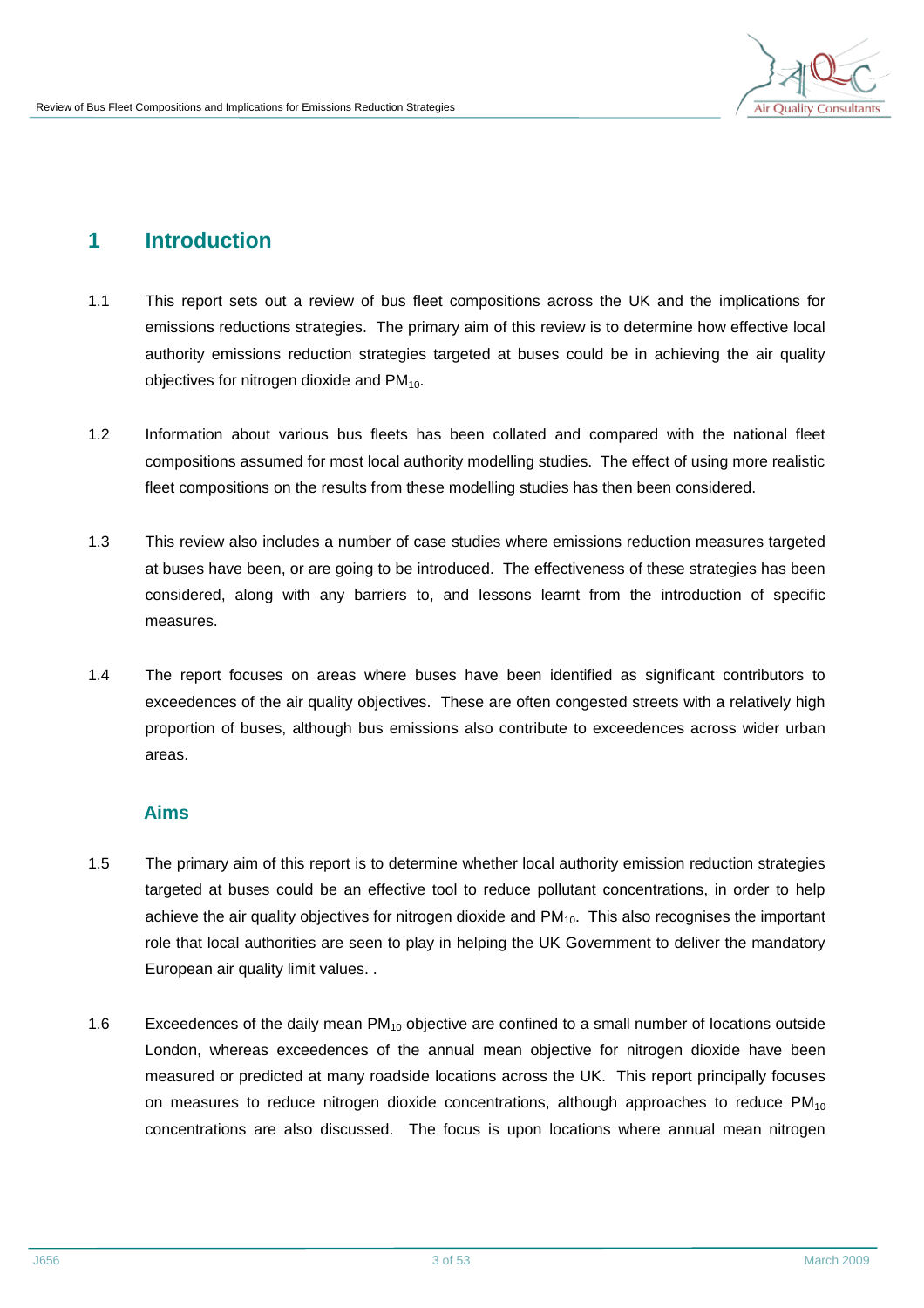# 1 Introduction

1.1 This report sets out a review of bus fleet compositions across the UK and the implications for emissions reductions strategies. The primary aim of this review is to determine how effective local authority emissions reduction strategies targeted at buses could be in achieving the air quality objectives for nitrogen dioxide and $PM_{10}$.

1.2 Information about various bus fleets has been collated and compared with the national fleet compositions assumed for most local authority modelling studies. The effect of using more realistic fleet compositions on the results from these modelling studies has then been considered.

1.3 This review also includes a number of case studies where emissions reduction measures targeted at buses have been, or are going to be introduced. The effectiveness of these strategies has been considered, along with any barriers to, and lessons learnt from the introduction of specific measures.

1.4 The report focuses on areas where buses have been identified as significant contributors to exceedences of the air quality objectives. These are often congested streets with a relatively high proportion of buses, although bus emissions also contribute to exceedences across wider urban areas.

## Aims

1.5 The primary aim of this report is to determine whether local authority emission reduction strategies targeted at buses could be an effective tool to reduce pollutant concentrations, in order to help achieve the air quality objectives for nitrogen dioxide and $PM_{10}$. This also recognises the important role that local authorities are seen to play in helping the UK Government to deliver the mandatory European air quality limit values. .

1.6 Exceedences of the daily mean $PM_{10}$ objective are confined to a small number of locations outside London, whereas exceedences of the annual mean objective for nitrogen dioxide have been measured or predicted at many roadside locations across the UK. This report principally focuses on measures to reduce nitrogen dioxide concentrations, although approaches to reduce $PM_{10}$ concentrations are also discussed. The focus is upon locations where annual mean nitrogen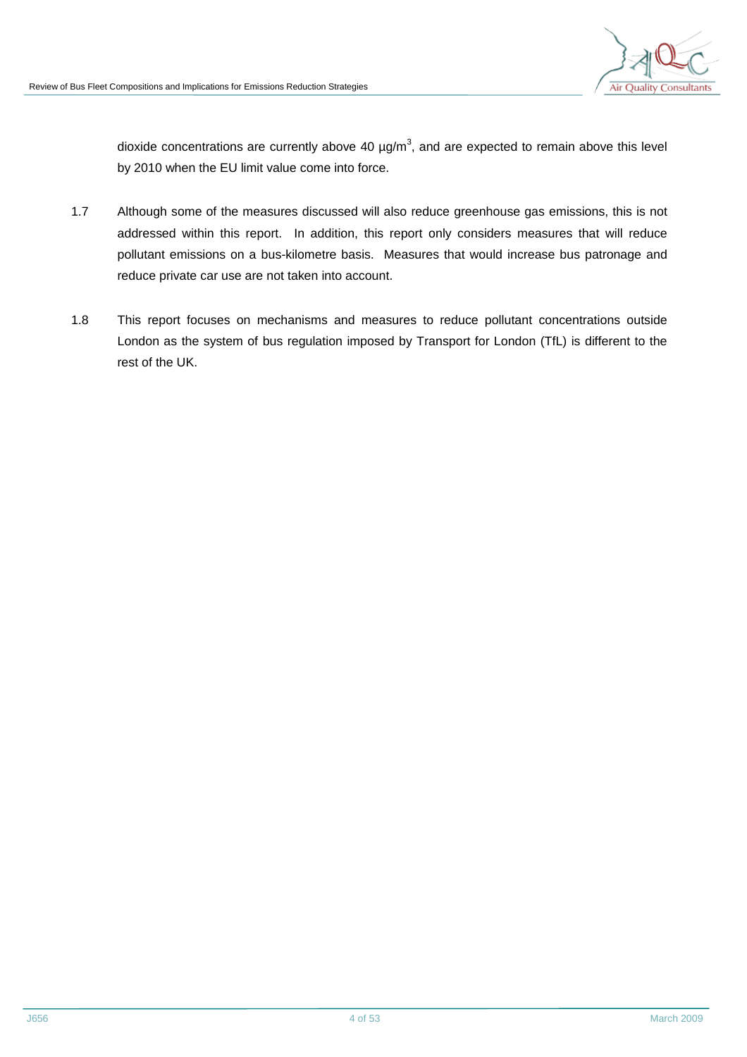dioxide concentrations are currently above 40 µg/m$^3$, and are expected to remain above this level by 2010 when the EU limit value come into force.

1.7 Although some of the measures discussed will also reduce greenhouse gas emissions, this is not addressed within this report. In addition, this report only considers measures that will reduce pollutant emissions on a bus-kilometre basis. Measures that would increase bus patronage and reduce private car use are not taken into account.

1.8 This report focuses on mechanisms and measures to reduce pollutant concentrations outside London as the system of bus regulation imposed by Transport for London (TfL) is different to the rest of the UK.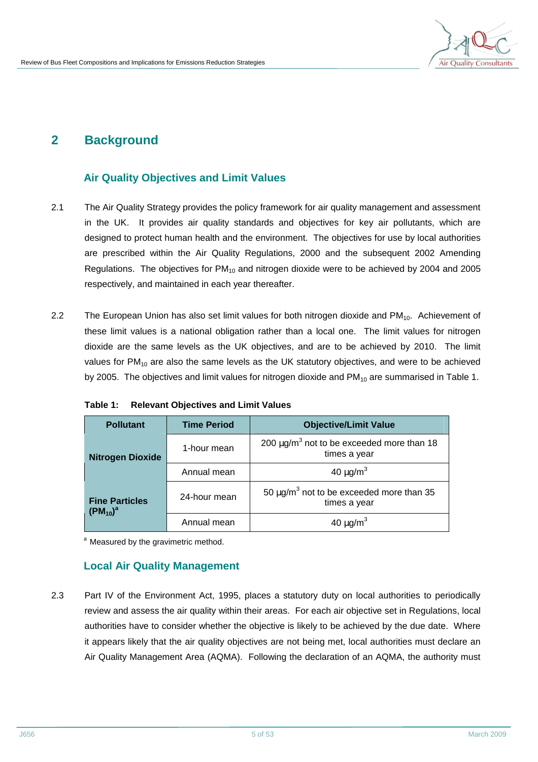# 2 Background

## Air Quality Objectives and Limit Values

2.1 The Air Quality Strategy provides the policy framework for air quality management and assessment in the UK. It provides air quality standards and objectives for key air pollutants, which are designed to protect human health and the environment. The objectives for use by local authorities are prescribed within the Air Quality Regulations, 2000 and the subsequent 2002 Amending Regulations. The objectives for $PM_{10}$ and nitrogen dioxide were to be achieved by 2004 and 2005 respectively, and maintained in each year thereafter.

2.2 The European Union has also set limit values for both nitrogen dioxide and $PM_{10}$. Achievement of these limit values is a national obligation rather than a local one. The limit values for nitrogen dioxide are the same levels as the UK objectives, and are to be achieved by 2010. The limit values for $PM_{10}$ are also the same levels as the UK statutory objectives, and were to be achieved by 2005. The objectives and limit values for nitrogen dioxide and $PM_{10}$ are summarised in Table 1.

**Table 1: Relevant Objectives and Limit Values**

| Pollutant | Time Period | Objective/Limit Value |
|---|---|---|
| **Nitrogen Dioxide** | 1-hour mean | 200 µg/m$^3$ not to be exceeded more than 18 times a year |
| | Annual mean | 40 µg/m$^3$ |
| **Fine Particles ($PM_{10}$)**[a] | 24-hour mean | 50 µg/m$^3$ not to be exceeded more than 35 times a year |
| | Annual mean | 40 µg/m$^3$ |

[a] Measured by the gravimetric method.

## Local Air Quality Management

2.3 Part IV of the Environment Act, 1995, places a statutory duty on local authorities to periodically review and assess the air quality within their areas. For each air objective set in Regulations, local authorities have to consider whether the objective is likely to be achieved by the due date. Where it appears likely that the air quality objectives are not being met, local authorities must declare an Air Quality Management Area (AQMA). Following the declaration of an AQMA, the authority must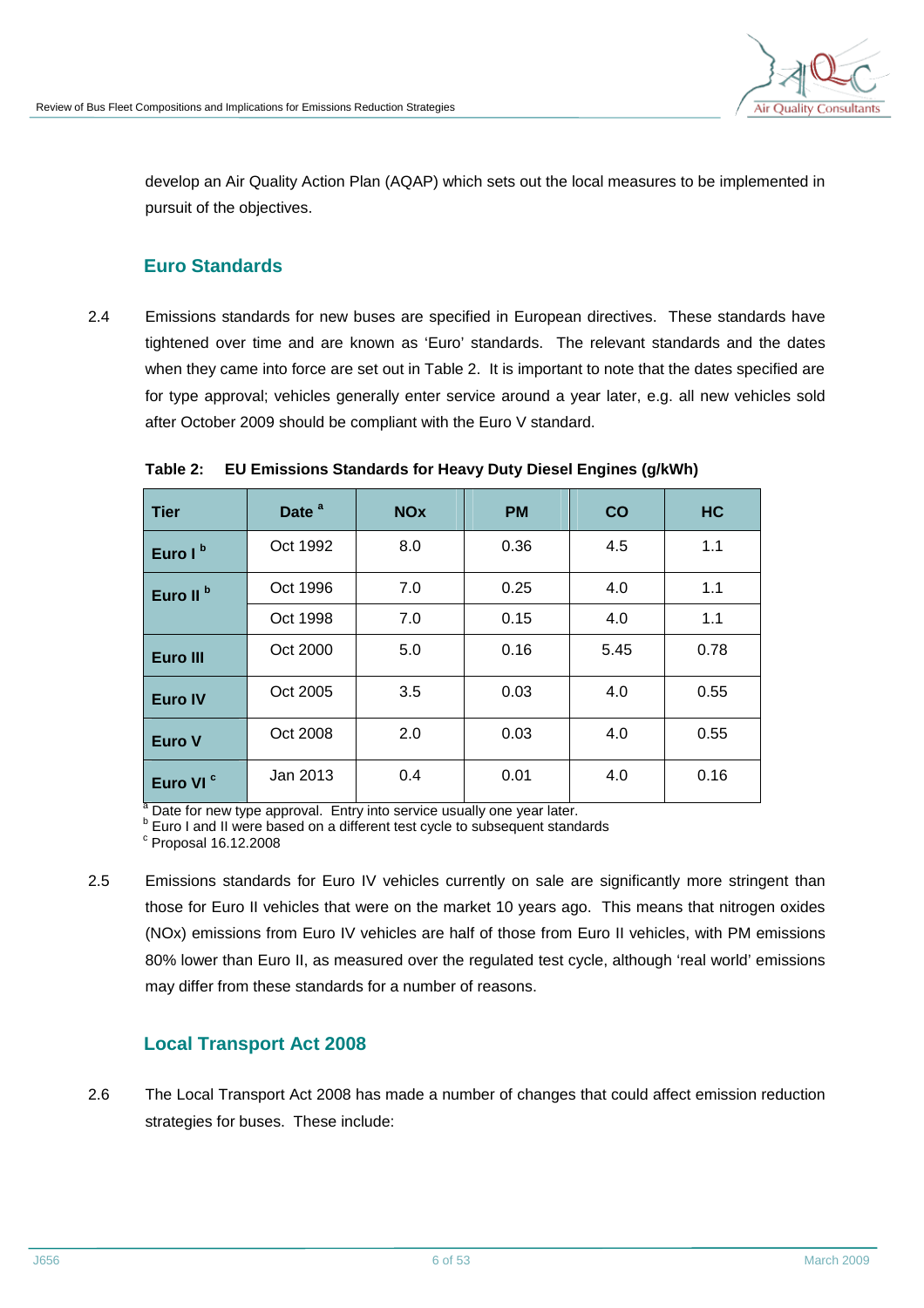develop an Air Quality Action Plan (AQAP) which sets out the local measures to be implemented in pursuit of the objectives.

## Euro Standards

2.4 Emissions standards for new buses are specified in European directives. These standards have tightened over time and are known as 'Euro' standards. The relevant standards and the dates when they came into force are set out in Table 2. It is important to note that the dates specified are for type approval; vehicles generally enter service around a year later, e.g. all new vehicles sold after October 2009 should be compliant with the Euro V standard.

**Table 2: EU Emissions Standards for Heavy Duty Diesel Engines (g/kWh)**

| Tier | Date [a] | NOx | PM | CO | HC |
|---|---|---|---|---|---|
| Euro I [b] | Oct 1992 | 8.0 | 0.36 | 4.5 | 1.1 |
| Euro II [b] | Oct 1996 | 7.0 | 0.25 | 4.0 | 1.1 |
| | Oct 1998 | 7.0 | 0.15 | 4.0 | 1.1 |
| Euro III | Oct 2000 | 5.0 | 0.16 | 5.45 | 0.78 |
| Euro IV | Oct 2005 | 3.5 | 0.03 | 4.0 | 0.55 |
| Euro V | Oct 2008 | 2.0 | 0.03 | 4.0 | 0.55 |
| Euro VI [c] | Jan 2013 | 0.4 | 0.01 | 4.0 | 0.16 |

[a] Date for new type approval. Entry into service usually one year later.
[b] Euro I and II were based on a different test cycle to subsequent standards
[c] Proposal 16.12.2008

2.5 Emissions standards for Euro IV vehicles currently on sale are significantly more stringent than those for Euro II vehicles that were on the market 10 years ago. This means that nitrogen oxides (NOx) emissions from Euro IV vehicles are half of those from Euro II vehicles, with PM emissions 80% lower than Euro II, as measured over the regulated test cycle, although 'real world' emissions may differ from these standards for a number of reasons.

## Local Transport Act 2008

2.6 The Local Transport Act 2008 has made a number of changes that could affect emission reduction strategies for buses. These include: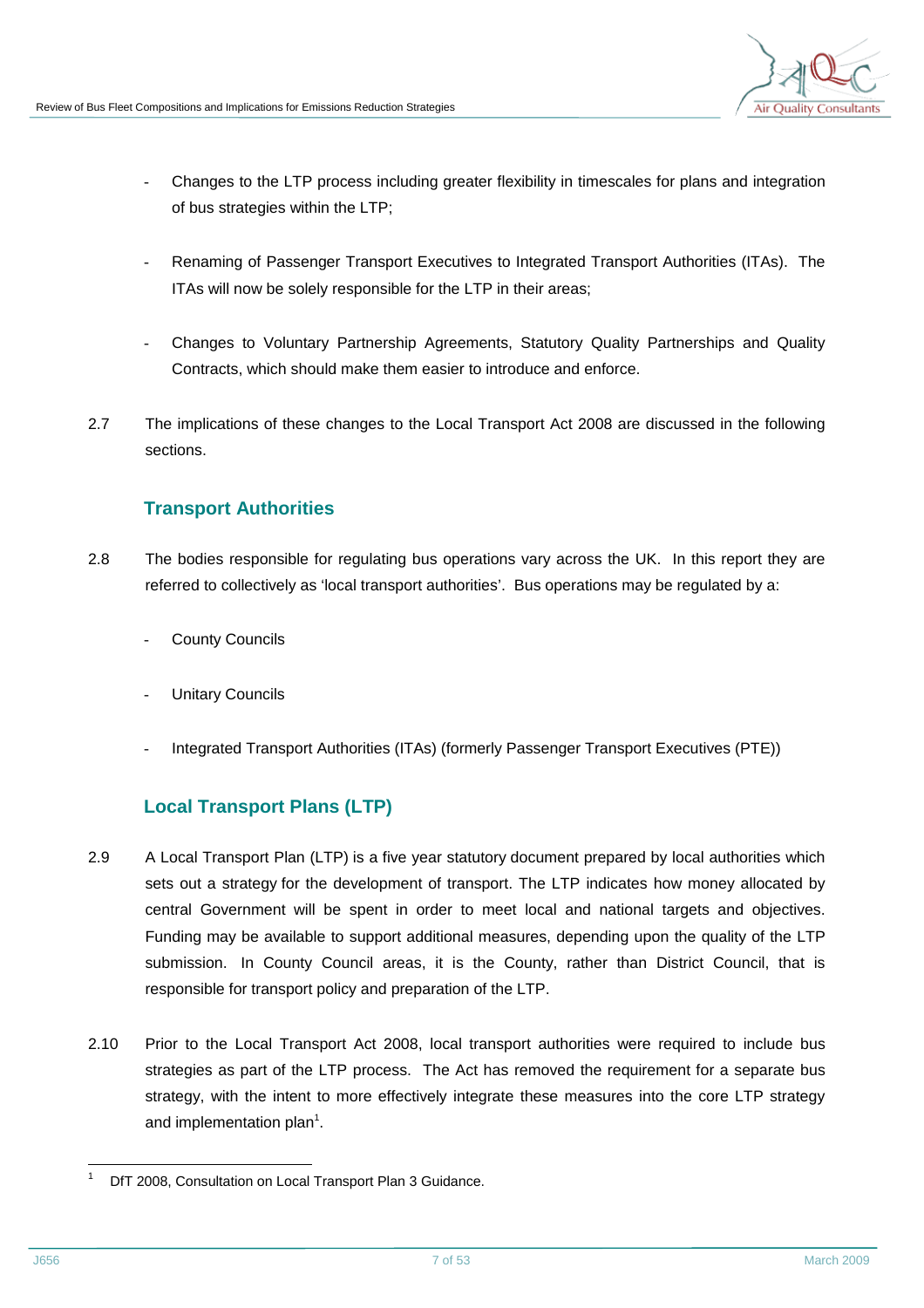- Changes to the LTP process including greater flexibility in timescales for plans and integration of bus strategies within the LTP;

- Renaming of Passenger Transport Executives to Integrated Transport Authorities (ITAs). The ITAs will now be solely responsible for the LTP in their areas;

- Changes to Voluntary Partnership Agreements, Statutory Quality Partnerships and Quality Contracts, which should make them easier to introduce and enforce.

2.7 The implications of these changes to the Local Transport Act 2008 are discussed in the following sections.

## Transport Authorities

2.8 The bodies responsible for regulating bus operations vary across the UK. In this report they are referred to collectively as 'local transport authorities'. Bus operations may be regulated by a:

- County Councils

- Unitary Councils

- Integrated Transport Authorities (ITAs) (formerly Passenger Transport Executives (PTE))

## Local Transport Plans (LTP)

2.9 A Local Transport Plan (LTP) is a five year statutory document prepared by local authorities which sets out a strategy for the development of transport. The LTP indicates how money allocated by central Government will be spent in order to meet local and national targets and objectives. Funding may be available to support additional measures, depending upon the quality of the LTP submission. In County Council areas, it is the County, rather than District Council, that is responsible for transport policy and preparation of the LTP.

2.10 Prior to the Local Transport Act 2008, local transport authorities were required to include bus strategies as part of the LTP process. The Act has removed the requirement for a separate bus strategy, with the intent to more effectively integrate these measures into the core LTP strategy and implementation plan[1].

[1] DfT 2008, Consultation on Local Transport Plan 3 Guidance.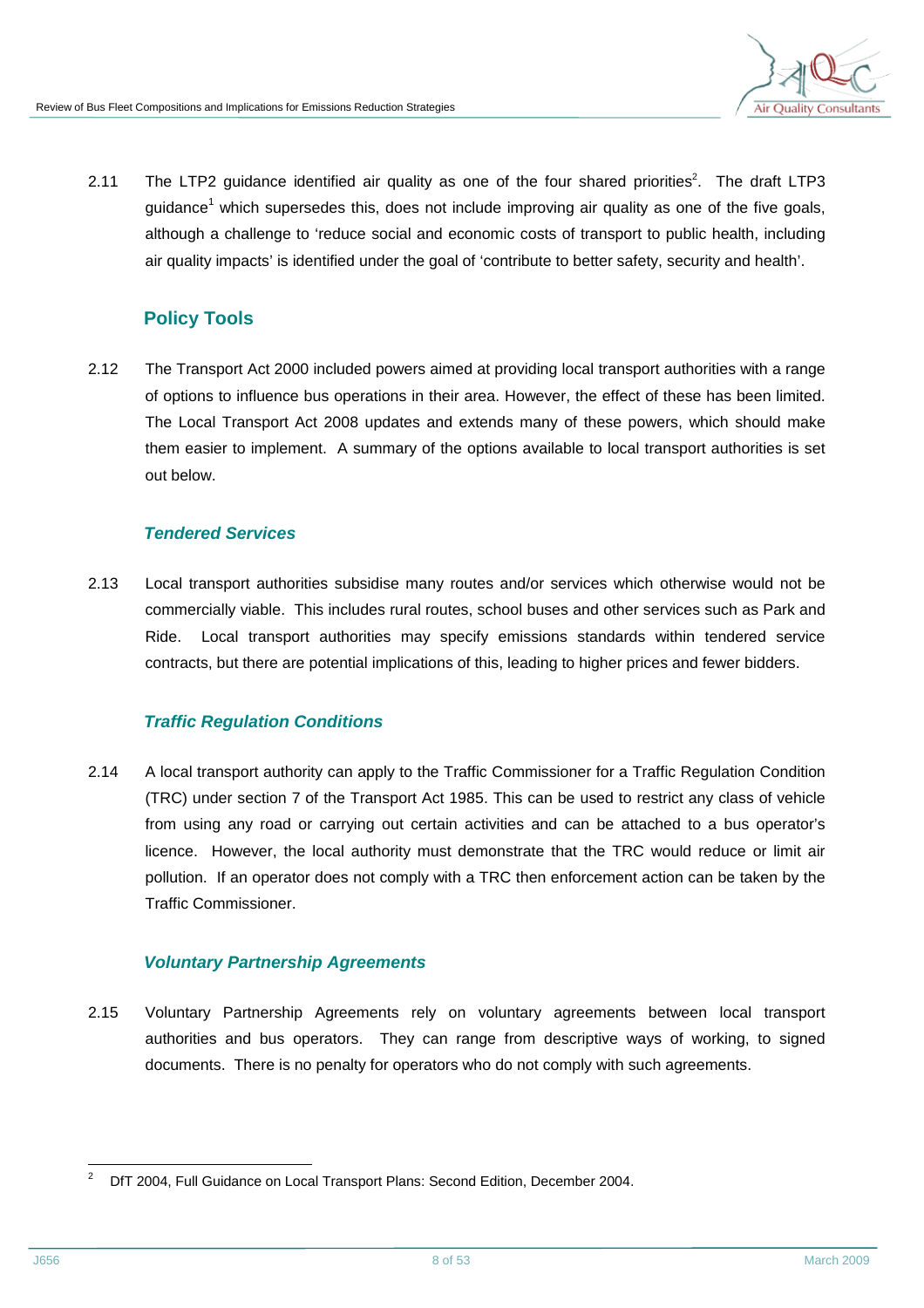2.11 The LTP2 guidance identified air quality as one of the four shared priorities[2]. The draft LTP3 guidance[1] which supersedes this, does not include improving air quality as one of the five goals, although a challenge to 'reduce social and economic costs of transport to public health, including air quality impacts' is identified under the goal of 'contribute to better safety, security and health'.

## Policy Tools

2.12 The Transport Act 2000 included powers aimed at providing local transport authorities with a range of options to influence bus operations in their area. However, the effect of these has been limited. The Local Transport Act 2008 updates and extends many of these powers, which should make them easier to implement. A summary of the options available to local transport authorities is set out below.

### *Tendered Services*

2.13 Local transport authorities subsidise many routes and/or services which otherwise would not be commercially viable. This includes rural routes, school buses and other services such as Park and Ride. Local transport authorities may specify emissions standards within tendered service contracts, but there are potential implications of this, leading to higher prices and fewer bidders.

### *Traffic Regulation Conditions*

2.14 A local transport authority can apply to the Traffic Commissioner for a Traffic Regulation Condition (TRC) under section 7 of the Transport Act 1985. This can be used to restrict any class of vehicle from using any road or carrying out certain activities and can be attached to a bus operator's licence. However, the local authority must demonstrate that the TRC would reduce or limit air pollution. If an operator does not comply with a TRC then enforcement action can be taken by the Traffic Commissioner.

### *Voluntary Partnership Agreements*

2.15 Voluntary Partnership Agreements rely on voluntary agreements between local transport authorities and bus operators. They can range from descriptive ways of working, to signed documents. There is no penalty for operators who do not comply with such agreements.

---

[2] DfT 2004, Full Guidance on Local Transport Plans: Second Edition, December 2004.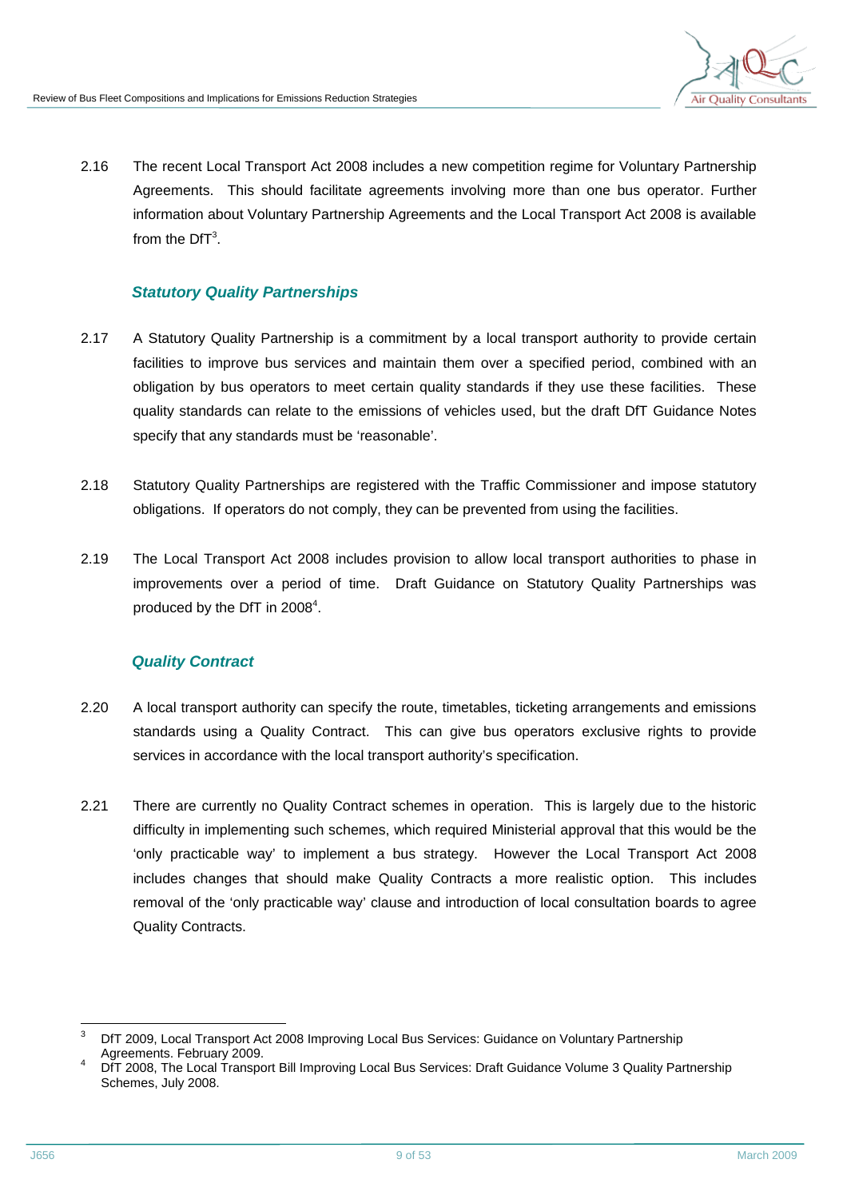2.16 The recent Local Transport Act 2008 includes a new competition regime for Voluntary Partnership Agreements. This should facilitate agreements involving more than one bus operator. Further information about Voluntary Partnership Agreements and the Local Transport Act 2008 is available from the DfT[3].

### *Statutory Quality Partnerships*

2.17 A Statutory Quality Partnership is a commitment by a local transport authority to provide certain facilities to improve bus services and maintain them over a specified period, combined with an obligation by bus operators to meet certain quality standards if they use these facilities. These quality standards can relate to the emissions of vehicles used, but the draft DfT Guidance Notes specify that any standards must be 'reasonable'.

2.18 Statutory Quality Partnerships are registered with the Traffic Commissioner and impose statutory obligations. If operators do not comply, they can be prevented from using the facilities.

2.19 The Local Transport Act 2008 includes provision to allow local transport authorities to phase in improvements over a period of time. Draft Guidance on Statutory Quality Partnerships was produced by the DfT in 2008[4].

### *Quality Contract*

2.20 A local transport authority can specify the route, timetables, ticketing arrangements and emissions standards using a Quality Contract. This can give bus operators exclusive rights to provide services in accordance with the local transport authority's specification.

2.21 There are currently no Quality Contract schemes in operation. This is largely due to the historic difficulty in implementing such schemes, which required Ministerial approval that this would be the 'only practicable way' to implement a bus strategy. However the Local Transport Act 2008 includes changes that should make Quality Contracts a more realistic option. This includes removal of the 'only practicable way' clause and introduction of local consultation boards to agree Quality Contracts.

---

[3] DfT 2009, Local Transport Act 2008 Improving Local Bus Services: Guidance on Voluntary Partnership Agreements. February 2009.

[4] DfT 2008, The Local Transport Bill Improving Local Bus Services: Draft Guidance Volume 3 Quality Partnership Schemes, July 2008.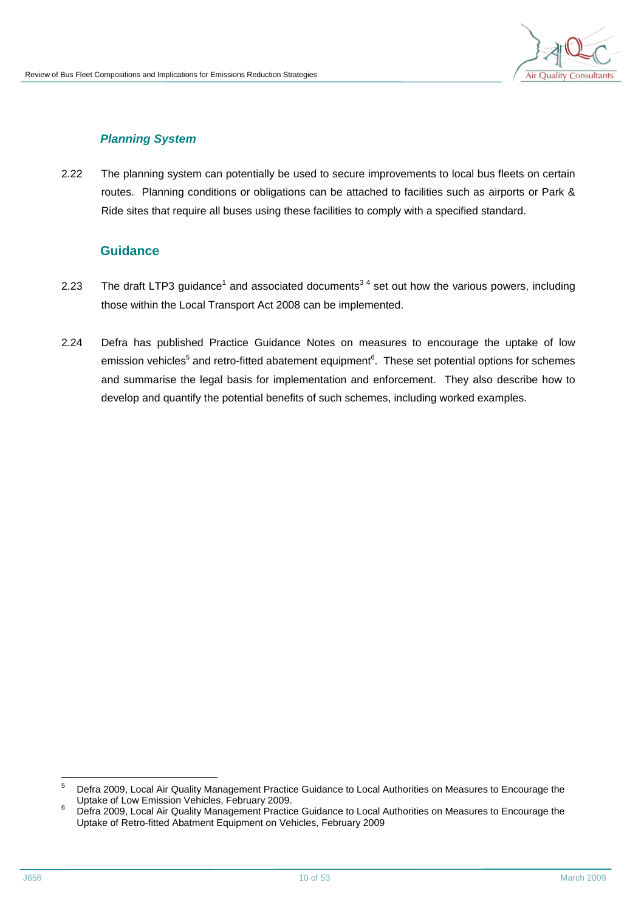### *Planning System*

2.22 The planning system can potentially be used to secure improvements to local bus fleets on certain routes. Planning conditions or obligations can be attached to facilities such as airports or Park & Ride sites that require all buses using these facilities to comply with a specified standard.

## Guidance

2.23 The draft LTP3 guidance[1] and associated documents[3 4] set out how the various powers, including those within the Local Transport Act 2008 can be implemented.

2.24 Defra has published Practice Guidance Notes on measures to encourage the uptake of low emission vehicles[5] and retro-fitted abatement equipment[6]. These set potential options for schemes and summarise the legal basis for implementation and enforcement. They also describe how to develop and quantify the potential benefits of such schemes, including worked examples.

---

[5] Defra 2009, Local Air Quality Management Practice Guidance to Local Authorities on Measures to Encourage the Uptake of Low Emission Vehicles, February 2009.

[6] Defra 2009, Local Air Quality Management Practice Guidance to Local Authorities on Measures to Encourage the Uptake of Retro-fitted Abatment Equipment on Vehicles, February 2009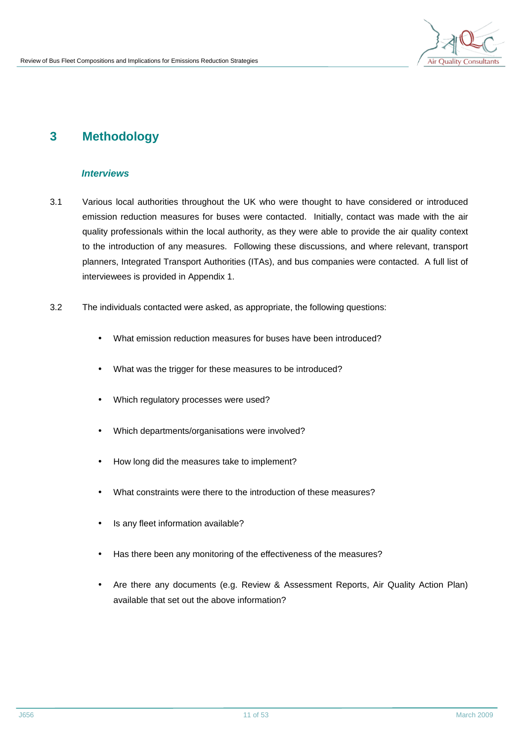# 3 Methodology

### *Interviews*

3.1 Various local authorities throughout the UK who were thought to have considered or introduced emission reduction measures for buses were contacted. Initially, contact was made with the air quality professionals within the local authority, as they were able to provide the air quality context to the introduction of any measures. Following these discussions, and where relevant, transport planners, Integrated Transport Authorities (ITAs), and bus companies were contacted. A full list of interviewees is provided in Appendix 1.

3.2 The individuals contacted were asked, as appropriate, the following questions:

- What emission reduction measures for buses have been introduced?
- What was the trigger for these measures to be introduced?
- Which regulatory processes were used?
- Which departments/organisations were involved?
- How long did the measures take to implement?
- What constraints were there to the introduction of these measures?
- Is any fleet information available?
- Has there been any monitoring of the effectiveness of the measures?
- Are there any documents (e.g. Review & Assessment Reports, Air Quality Action Plan) available that set out the above information?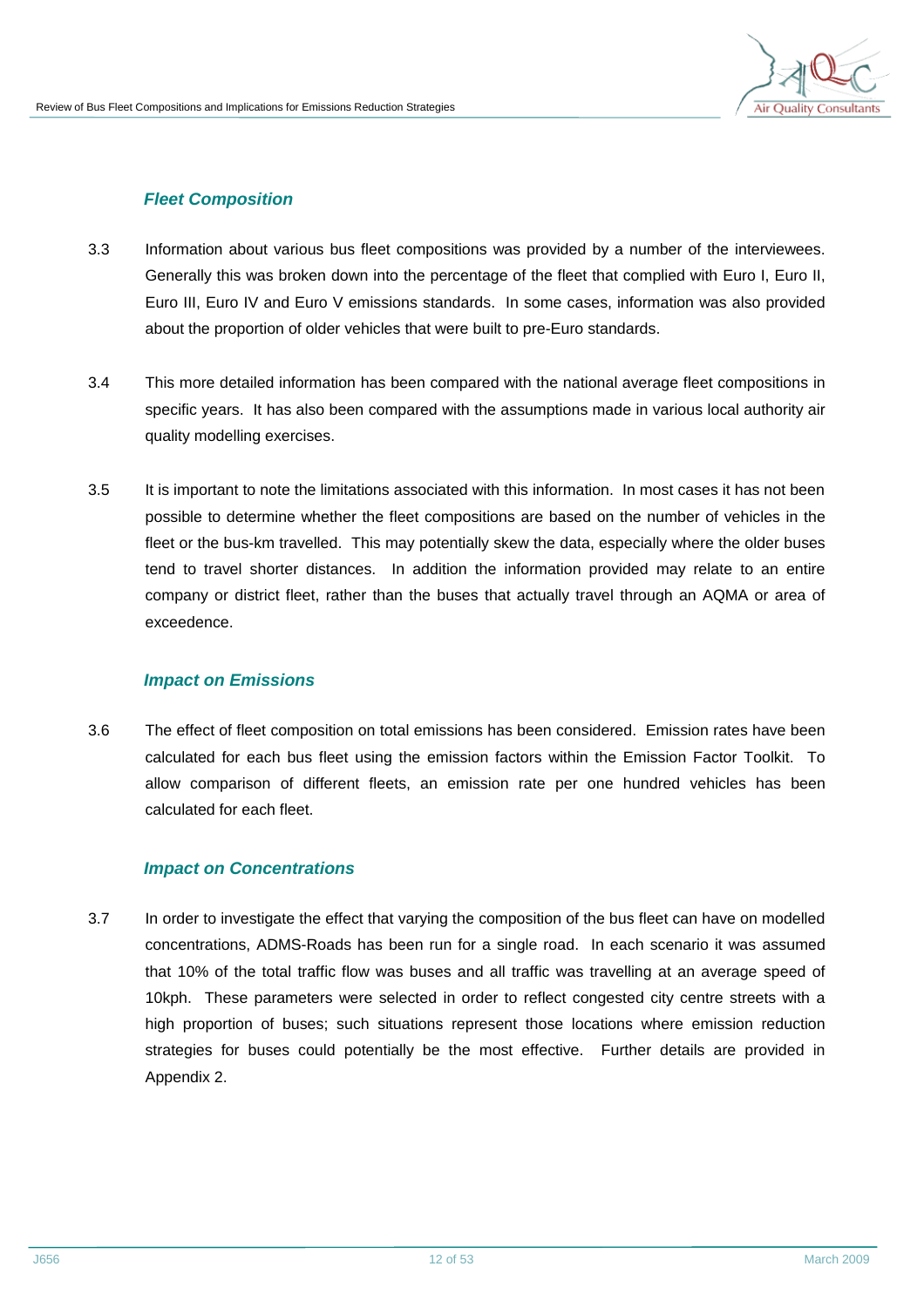### *Fleet Composition*

3.3 Information about various bus fleet compositions was provided by a number of the interviewees. Generally this was broken down into the percentage of the fleet that complied with Euro I, Euro II, Euro III, Euro IV and Euro V emissions standards. In some cases, information was also provided about the proportion of older vehicles that were built to pre-Euro standards.

3.4 This more detailed information has been compared with the national average fleet compositions in specific years. It has also been compared with the assumptions made in various local authority air quality modelling exercises.

3.5 It is important to note the limitations associated with this information. In most cases it has not been possible to determine whether the fleet compositions are based on the number of vehicles in the fleet or the bus-km travelled. This may potentially skew the data, especially where the older buses tend to travel shorter distances. In addition the information provided may relate to an entire company or district fleet, rather than the buses that actually travel through an AQMA or area of exceedence.

### *Impact on Emissions*

3.6 The effect of fleet composition on total emissions has been considered. Emission rates have been calculated for each bus fleet using the emission factors within the Emission Factor Toolkit. To allow comparison of different fleets, an emission rate per one hundred vehicles has been calculated for each fleet.

### *Impact on Concentrations*

3.7 In order to investigate the effect that varying the composition of the bus fleet can have on modelled concentrations, ADMS-Roads has been run for a single road. In each scenario it was assumed that 10% of the total traffic flow was buses and all traffic was travelling at an average speed of 10kph. These parameters were selected in order to reflect congested city centre streets with a high proportion of buses; such situations represent those locations where emission reduction strategies for buses could potentially be the most effective. Further details are provided in Appendix 2.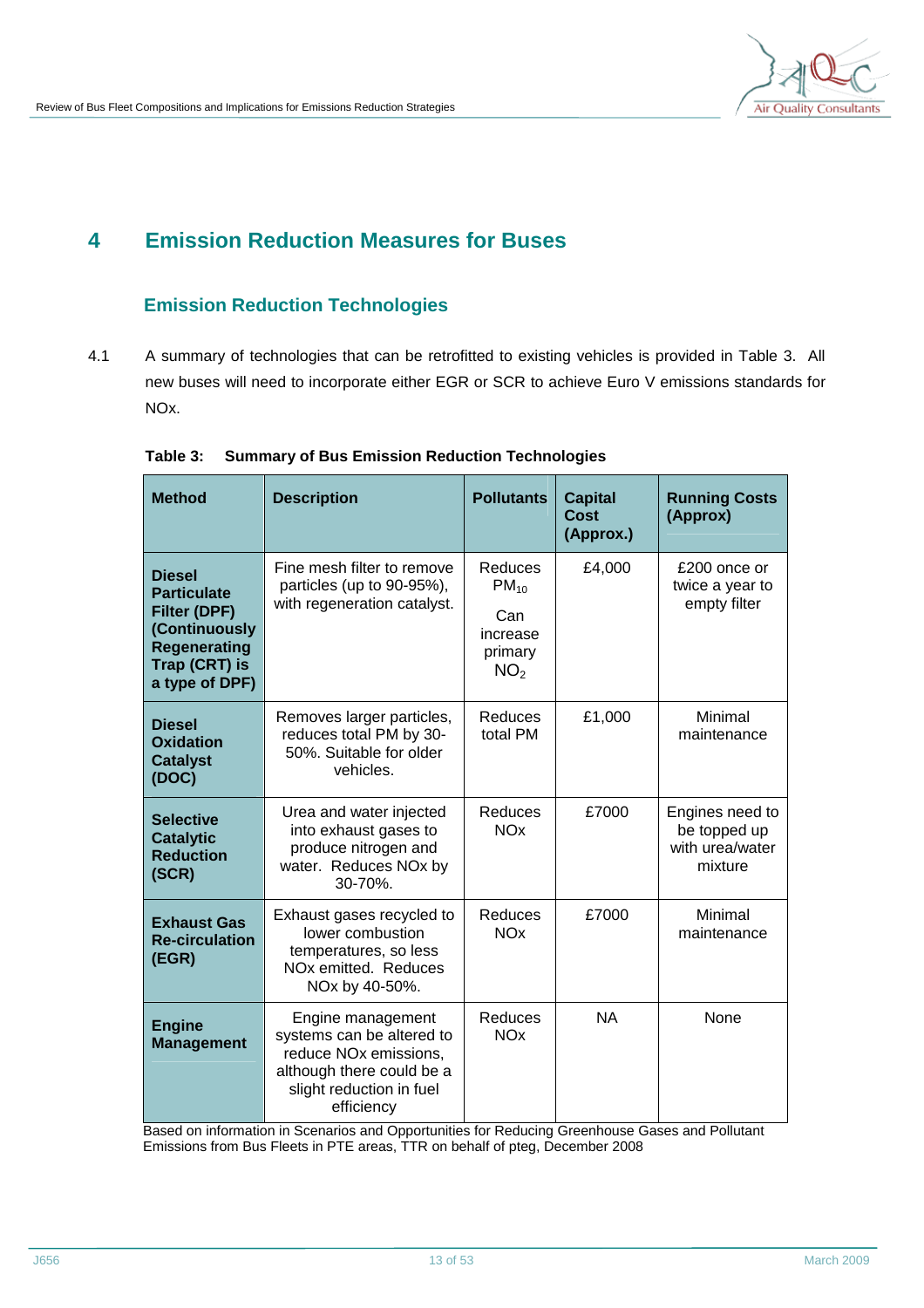# 4 Emission Reduction Measures for Buses

## Emission Reduction Technologies

4.1 A summary of technologies that can be retrofitted to existing vehicles is provided in Table 3. All new buses will need to incorporate either EGR or SCR to achieve Euro V emissions standards for NOx.

**Table 3: Summary of Bus Emission Reduction Technologies**

| Method | Description | Pollutants | Capital Cost (Approx.) | Running Costs (Approx) |
|---|---|---|---|---|
| **Diesel Particulate Filter (DPF) (Continuously Regenerating Trap (CRT) is a type of DPF)** | Fine mesh filter to remove particles (up to 90-95%), with regeneration catalyst. | Reduces $PM_{10}$ Can increase primary $NO_2$ | £4,000 | £200 once or twice a year to empty filter |
| **Diesel Oxidation Catalyst (DOC)** | Removes larger particles, reduces total PM by 30-50%. Suitable for older vehicles. | Reduces total PM | £1,000 | Minimal maintenance |
| **Selective Catalytic Reduction (SCR)** | Urea and water injected into exhaust gases to produce nitrogen and water. Reduces NOx by 30-70%. | Reduces NOx | £7000 | Engines need to be topped up with urea/water mixture |
| **Exhaust Gas Re-circulation (EGR)** | Exhaust gases recycled to lower combustion temperatures, so less NOx emitted. Reduces NOx by 40-50%. | Reduces NOx | £7000 | Minimal maintenance |
| **Engine Management** | Engine management systems can be altered to reduce NOx emissions, although there could be a slight reduction in fuel efficiency | Reduces NOx | NA | None |

Based on information in Scenarios and Opportunities for Reducing Greenhouse Gases and Pollutant Emissions from Bus Fleets in PTE areas, TTR on behalf of pteg, December 2008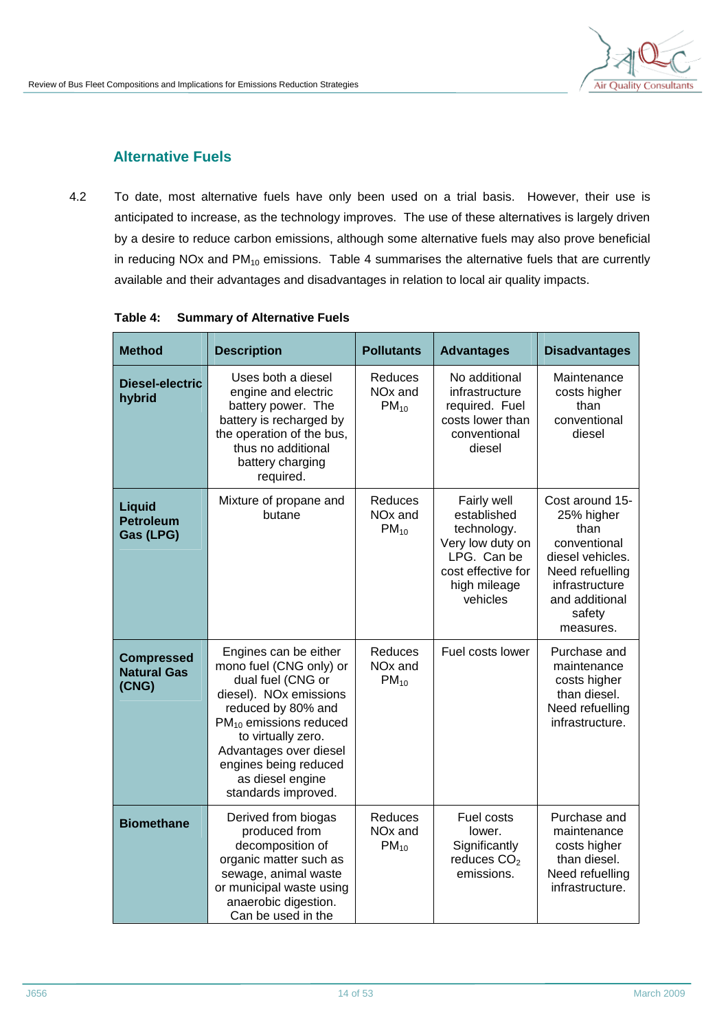## Alternative Fuels

4.2 To date, most alternative fuels have only been used on a trial basis. However, their use is anticipated to increase, as the technology improves. The use of these alternatives is largely driven by a desire to reduce carbon emissions, although some alternative fuels may also prove beneficial in reducing NOx and $PM_{10}$ emissions. Table 4 summarises the alternative fuels that are currently available and their advantages and disadvantages in relation to local air quality impacts.

**Table 4: Summary of Alternative Fuels**

| Method | Description | Pollutants | Advantages | Disadvantages |
|---|---|---|---|---|
| **Diesel-electric hybrid** | Uses both a diesel engine and electric battery power. The battery is recharged by the operation of the bus, thus no additional battery charging required. | Reduces NOx and $PM_{10}$ | No additional infrastructure required. Fuel costs lower than conventional diesel | Maintenance costs higher than conventional diesel |
| **Liquid Petroleum Gas (LPG)** | Mixture of propane and butane | Reduces NOx and $PM_{10}$ | Fairly well established technology. Very low duty on LPG. Can be cost effective for high mileage vehicles | Cost around 15-25% higher than conventional diesel vehicles. Need refuelling infrastructure and additional safety measures. |
| **Compressed Natural Gas (CNG)** | Engines can be either mono fuel (CNG only) or dual fuel (CNG or diesel). NOx emissions reduced by 80% and $PM_{10}$ emissions reduced to virtually zero. Advantages over diesel engines being reduced as diesel engine standards improved. | Reduces NOx and $PM_{10}$ | Fuel costs lower | Purchase and maintenance costs higher than diesel. Need refuelling infrastructure. |
| **Biomethane** | Derived from biogas produced from decomposition of organic matter such as sewage, animal waste or municipal waste using anaerobic digestion. Can be used in the | Reduces NOx and $PM_{10}$ | Fuel costs lower. Significantly reduces $CO_2$ emissions. | Purchase and maintenance costs higher than diesel. Need refuelling infrastructure. |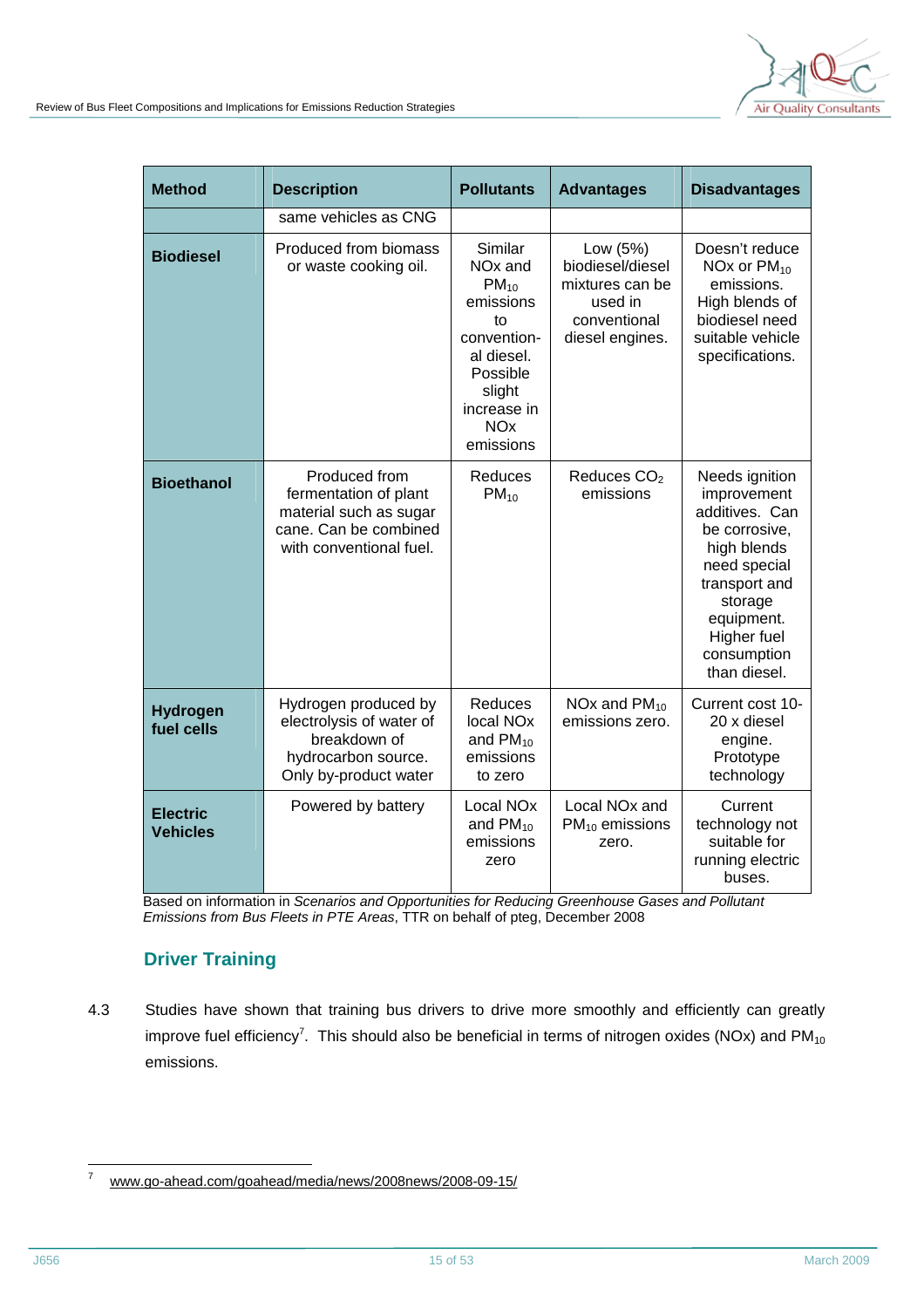| Method | Description | Pollutants | Advantages | Disadvantages |
|---|---|---|---|---|
| | same vehicles as CNG | | | |
| **Biodiesel** | Produced from biomass or waste cooking oil. | Similar NOx and $PM_{10}$ emissions to conventional diesel. Possible slight increase in NOx emissions | Low (5%) biodiesel/diesel mixtures can be used in conventional diesel engines. | Doesn't reduce NOx or $PM_{10}$ emissions. High blends of biodiesel need suitable vehicle specifications. |
| **Bioethanol** | Produced from fermentation of plant material such as sugar cane. Can be combined with conventional fuel. | Reduces $PM_{10}$ | Reduces $CO_2$ emissions | Needs ignition improvement additives. Can be corrosive, high blends need special transport and storage equipment. Higher fuel consumption than diesel. |
| **Hydrogen fuel cells** | Hydrogen produced by electrolysis of water of breakdown of hydrocarbon source. Only by-product water | Reduces local NOx and $PM_{10}$ emissions to zero | NOx and $PM_{10}$ emissions zero. | Current cost 10-20 x diesel engine. Prototype technology |
| **Electric Vehicles** | Powered by battery | Local NOx and $PM_{10}$ emissions zero | Local NOx and $PM_{10}$ emissions zero. | Current technology not suitable for running electric buses. |

Based on information in *Scenarios and Opportunities for Reducing Greenhouse Gases and Pollutant Emissions from Bus Fleets in PTE Areas*, TTR on behalf of pteg, December 2008

## Driver Training

4.3 Studies have shown that training bus drivers to drive more smoothly and efficiently can greatly improve fuel efficiency[7]. This should also be beneficial in terms of nitrogen oxides (NOx) and $PM_{10}$ emissions.

7 www.go-ahead.com/goahead/media/news/2008news/2008-09-15/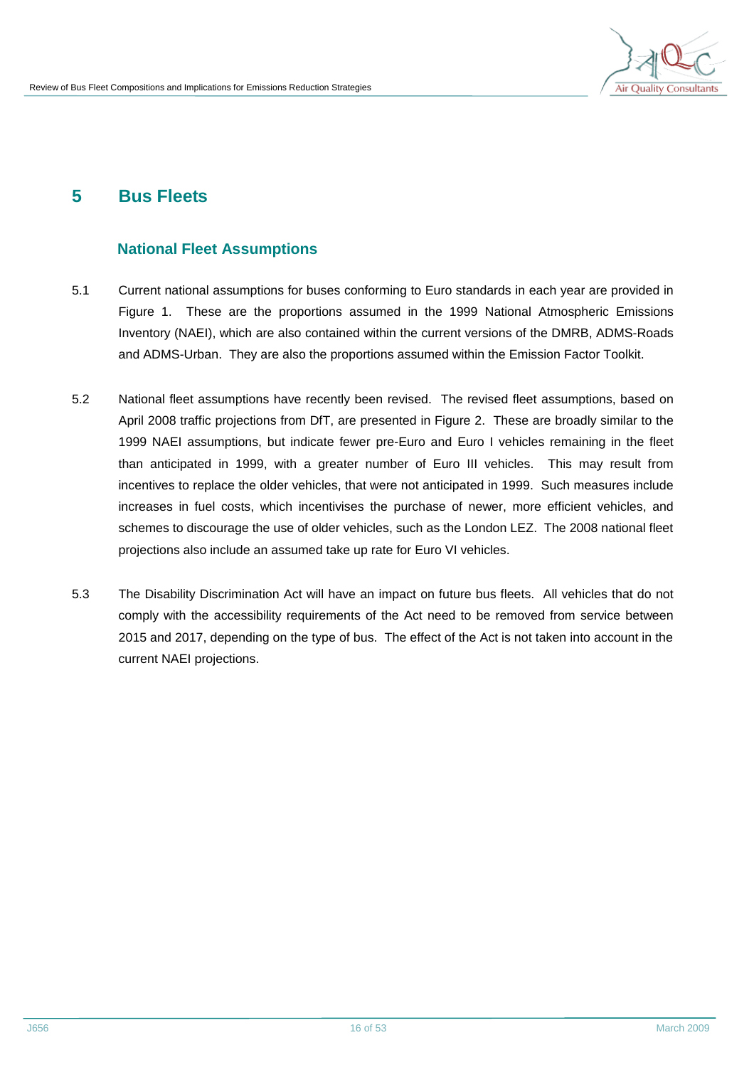# 5 Bus Fleets

## National Fleet Assumptions

5.1 Current national assumptions for buses conforming to Euro standards in each year are provided in Figure 1. These are the proportions assumed in the 1999 National Atmospheric Emissions Inventory (NAEI), which are also contained within the current versions of the DMRB, ADMS-Roads and ADMS-Urban. They are also the proportions assumed within the Emission Factor Toolkit.

5.2 National fleet assumptions have recently been revised. The revised fleet assumptions, based on April 2008 traffic projections from DfT, are presented in Figure 2. These are broadly similar to the 1999 NAEI assumptions, but indicate fewer pre-Euro and Euro I vehicles remaining in the fleet than anticipated in 1999, with a greater number of Euro III vehicles. This may result from incentives to replace the older vehicles, that were not anticipated in 1999. Such measures include increases in fuel costs, which incentivises the purchase of newer, more efficient vehicles, and schemes to discourage the use of older vehicles, such as the London LEZ. The 2008 national fleet projections also include an assumed take up rate for Euro VI vehicles.

5.3 The Disability Discrimination Act will have an impact on future bus fleets. All vehicles that do not comply with the accessibility requirements of the Act need to be removed from service between 2015 and 2017, depending on the type of bus. The effect of the Act is not taken into account in the current NAEI projections.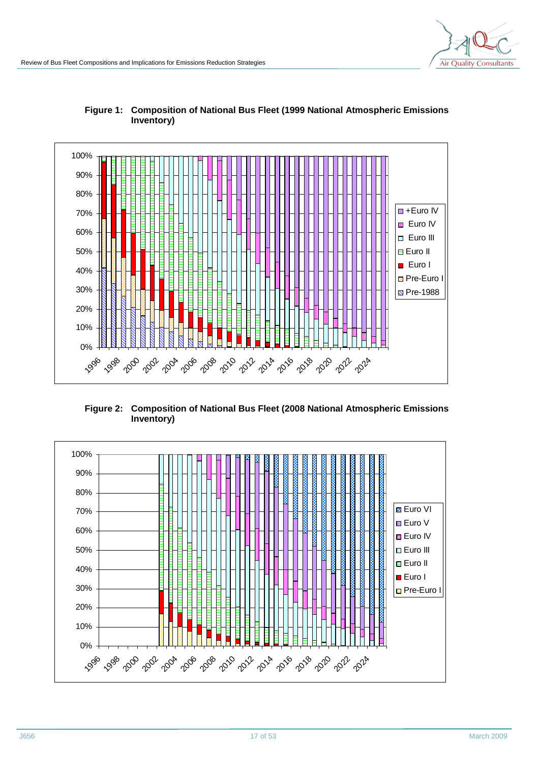**Figure 1: Composition of National Bus Fleet (1999 National Atmospheric Emissions Inventory)**

**Figure 2: Composition of National Bus Fleet (2008 National Atmospheric Emissions Inventory)**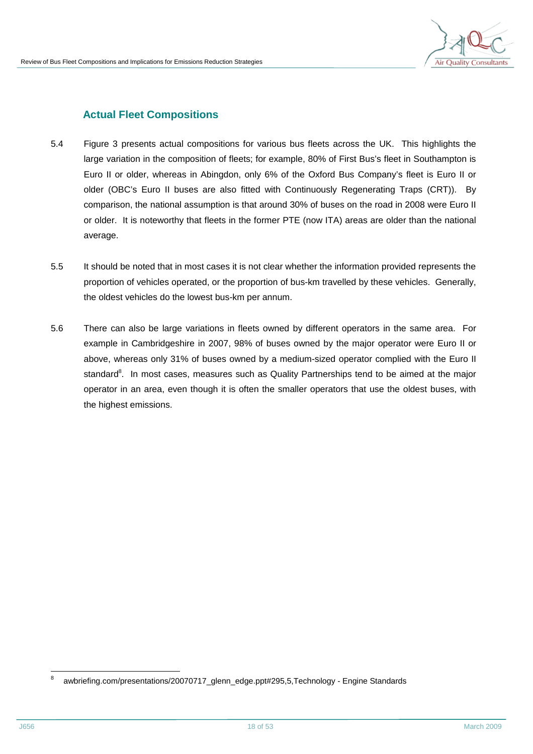## Actual Fleet Compositions

5.4 Figure 3 presents actual compositions for various bus fleets across the UK. This highlights the large variation in the composition of fleets; for example, 80% of First Bus's fleet in Southampton is Euro II or older, whereas in Abingdon, only 6% of the Oxford Bus Company's fleet is Euro II or older (OBC's Euro II buses are also fitted with Continuously Regenerating Traps (CRT)). By comparison, the national assumption is that around 30% of buses on the road in 2008 were Euro II or older. It is noteworthy that fleets in the former PTE (now ITA) areas are older than the national average.

5.5 It should be noted that in most cases it is not clear whether the information provided represents the proportion of vehicles operated, or the proportion of bus-km travelled by these vehicles. Generally, the oldest vehicles do the lowest bus-km per annum.

5.6 There can also be large variations in fleets owned by different operators in the same area. For example in Cambridgeshire in 2007, 98% of buses owned by the major operator were Euro II or above, whereas only 31% of buses owned by a medium-sized operator complied with the Euro II standard[8]. In most cases, measures such as Quality Partnerships tend to be aimed at the major operator in an area, even though it is often the smaller operators that use the oldest buses, with the highest emissions.

[8] awbriefing.com/presentations/20070717_glenn_edge.ppt#295,5,Technology - Engine Standards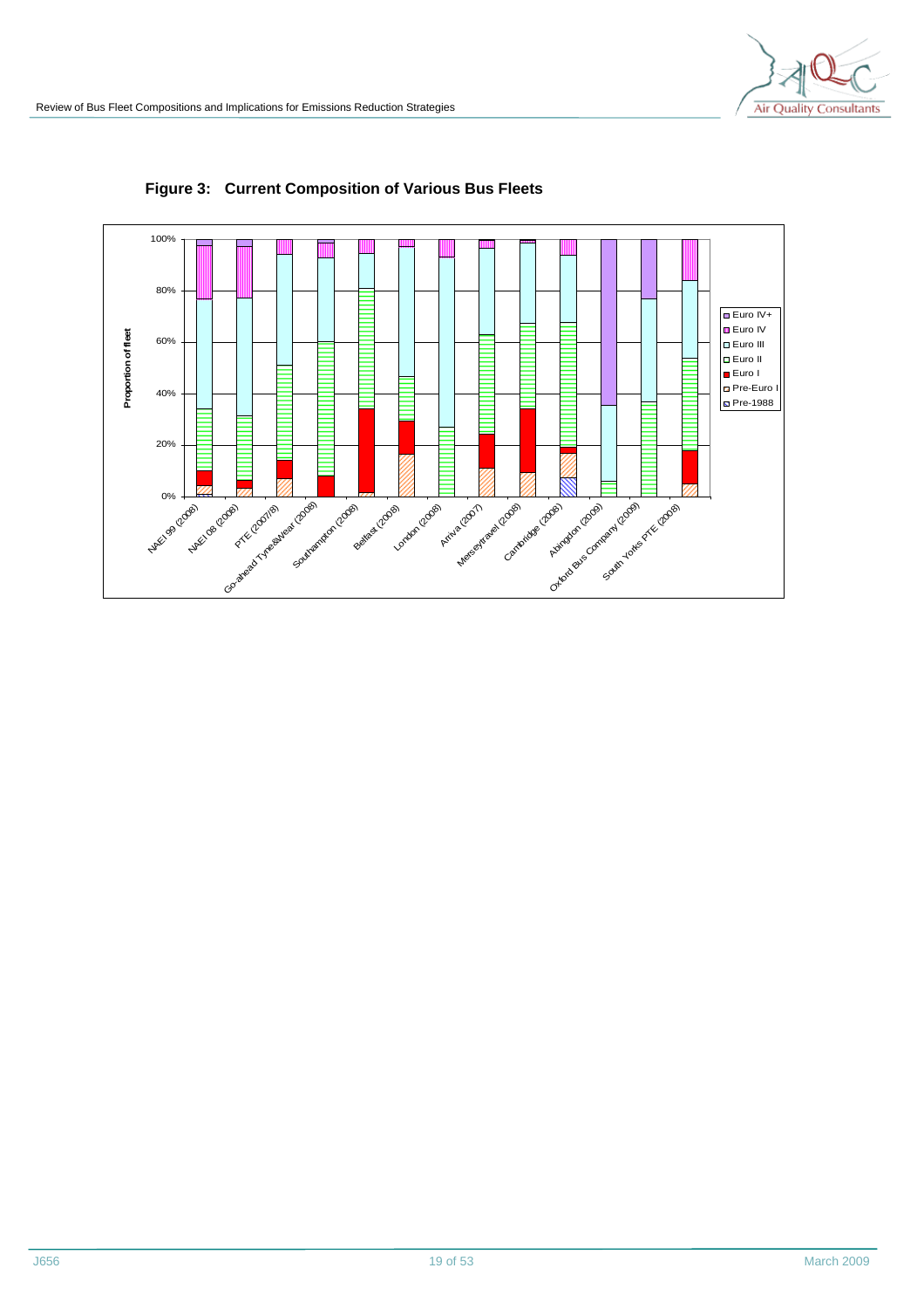**Figure 3: Current Composition of Various Bus Fleets**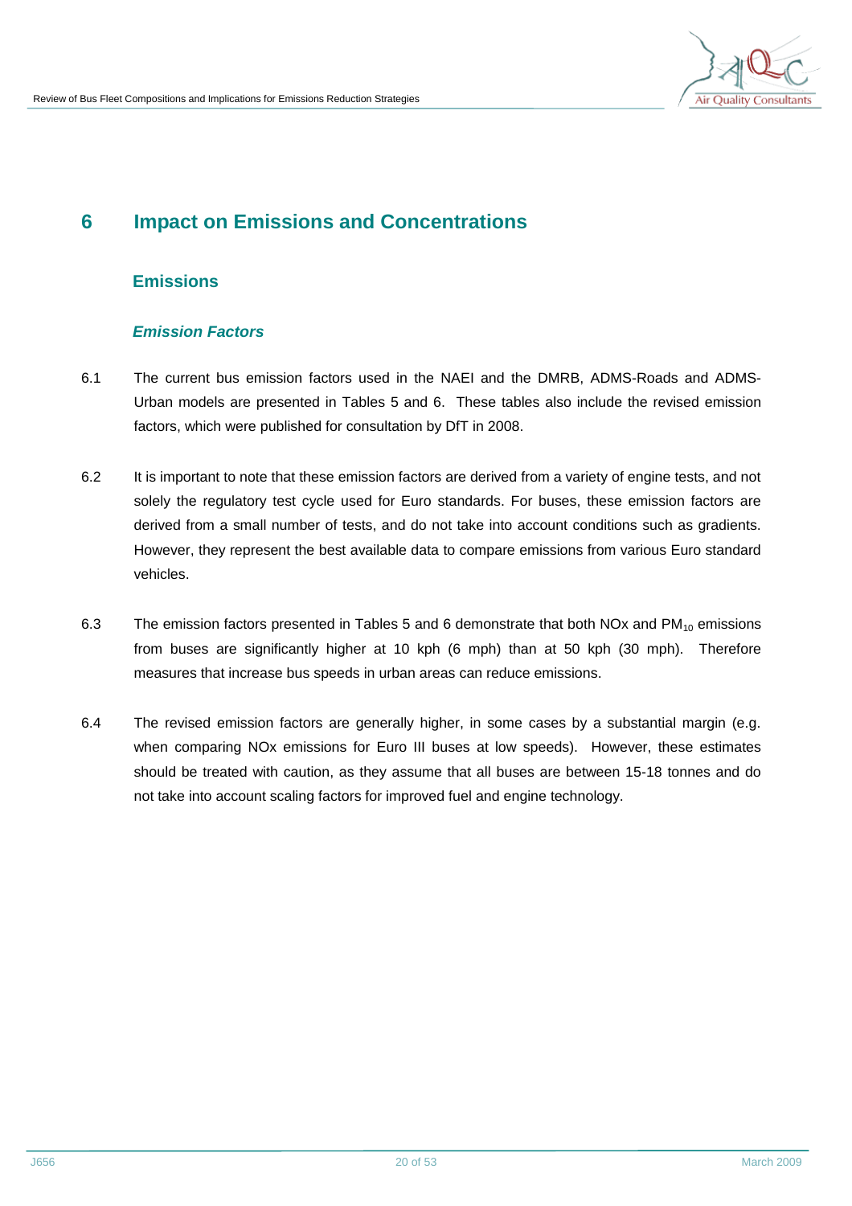# 6 Impact on Emissions and Concentrations

## Emissions

### *Emission Factors*

6.1 The current bus emission factors used in the NAEI and the DMRB, ADMS-Roads and ADMS-Urban models are presented in Tables 5 and 6. These tables also include the revised emission factors, which were published for consultation by DfT in 2008.

6.2 It is important to note that these emission factors are derived from a variety of engine tests, and not solely the regulatory test cycle used for Euro standards. For buses, these emission factors are derived from a small number of tests, and do not take into account conditions such as gradients. However, they represent the best available data to compare emissions from various Euro standard vehicles.

6.3 The emission factors presented in Tables 5 and 6 demonstrate that both NOx and $PM_{10}$ emissions from buses are significantly higher at 10 kph (6 mph) than at 50 kph (30 mph). Therefore measures that increase bus speeds in urban areas can reduce emissions.

6.4 The revised emission factors are generally higher, in some cases by a substantial margin (e.g. when comparing NOx emissions for Euro III buses at low speeds). However, these estimates should be treated with caution, as they assume that all buses are between 15-18 tonnes and do not take into account scaling factors for improved fuel and engine technology.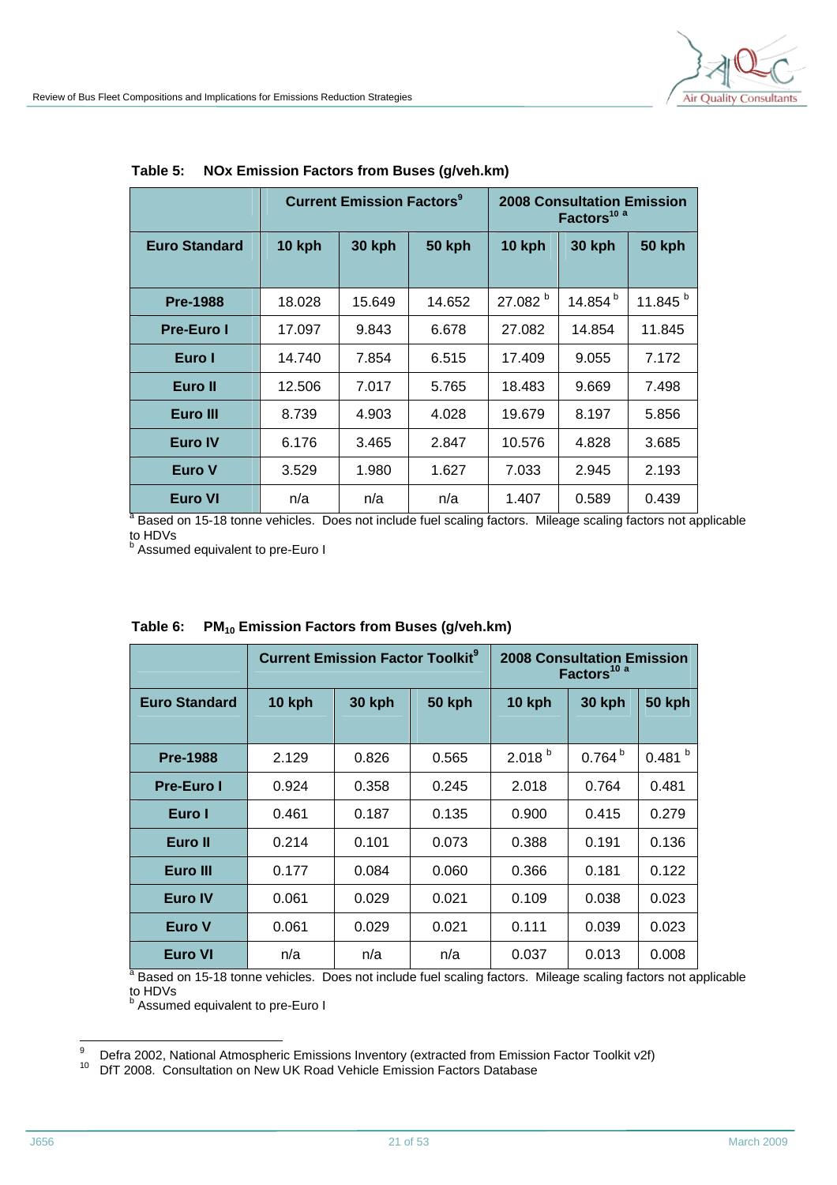**Table 5: NOx Emission Factors from Buses (g/veh.km)**

| | Current Emission Factors[9] | | | 2008 Consultation Emission Factors[10 a] | | |
|---|---|---|---|---|---|---|
| **Euro Standard** | **10 kph** | **30 kph** | **50 kph** | **10 kph** | **30 kph** | **50 kph** |
| **Pre-1988** | 18.028 | 15.649 | 14.652 | 27.082 [b] | 14.854 [b] | 11.845 [b] |
| **Pre-Euro I** | 17.097 | 9.843 | 6.678 | 27.082 | 14.854 | 11.845 |
| **Euro I** | 14.740 | 7.854 | 6.515 | 17.409 | 9.055 | 7.172 |
| **Euro II** | 12.506 | 7.017 | 5.765 | 18.483 | 9.669 | 7.498 |
| **Euro III** | 8.739 | 4.903 | 4.028 | 19.679 | 8.197 | 5.856 |
| **Euro IV** | 6.176 | 3.465 | 2.847 | 10.576 | 4.828 | 3.685 |
| **Euro V** | 3.529 | 1.980 | 1.627 | 7.033 | 2.945 | 2.193 |
| **Euro VI** | n/a | n/a | n/a | 1.407 | 0.589 | 0.439 |

[a] Based on 15-18 tonne vehicles. Does not include fuel scaling factors. Mileage scaling factors not applicable to HDVs
[b] Assumed equivalent to pre-Euro I

**Table 6: $PM_{10}$ Emission Factors from Buses (g/veh.km)**

| | Current Emission Factor Toolkit[9] | | | 2008 Consultation Emission Factors[10 a] | | |
|---|---|---|---|---|---|---|
| **Euro Standard** | **10 kph** | **30 kph** | **50 kph** | **10 kph** | **30 kph** | **50 kph** |
| **Pre-1988** | 2.129 | 0.826 | 0.565 | 2.018 [b] | 0.764 [b] | 0.481 [b] |
| **Pre-Euro I** | 0.924 | 0.358 | 0.245 | 2.018 | 0.764 | 0.481 |
| **Euro I** | 0.461 | 0.187 | 0.135 | 0.900 | 0.415 | 0.279 |
| **Euro II** | 0.214 | 0.101 | 0.073 | 0.388 | 0.191 | 0.136 |
| **Euro III** | 0.177 | 0.084 | 0.060 | 0.366 | 0.181 | 0.122 |
| **Euro IV** | 0.061 | 0.029 | 0.021 | 0.109 | 0.038 | 0.023 |
| **Euro V** | 0.061 | 0.029 | 0.021 | 0.111 | 0.039 | 0.023 |
| **Euro VI** | n/a | n/a | n/a | 0.037 | 0.013 | 0.008 |

[a] Based on 15-18 tonne vehicles. Does not include fuel scaling factors. Mileage scaling factors not applicable to HDVs
[b] Assumed equivalent to pre-Euro I

---

[9] Defra 2002, National Atmospheric Emissions Inventory (extracted from Emission Factor Toolkit v2f)

[10] DfT 2008. Consultation on New UK Road Vehicle Emission Factors Database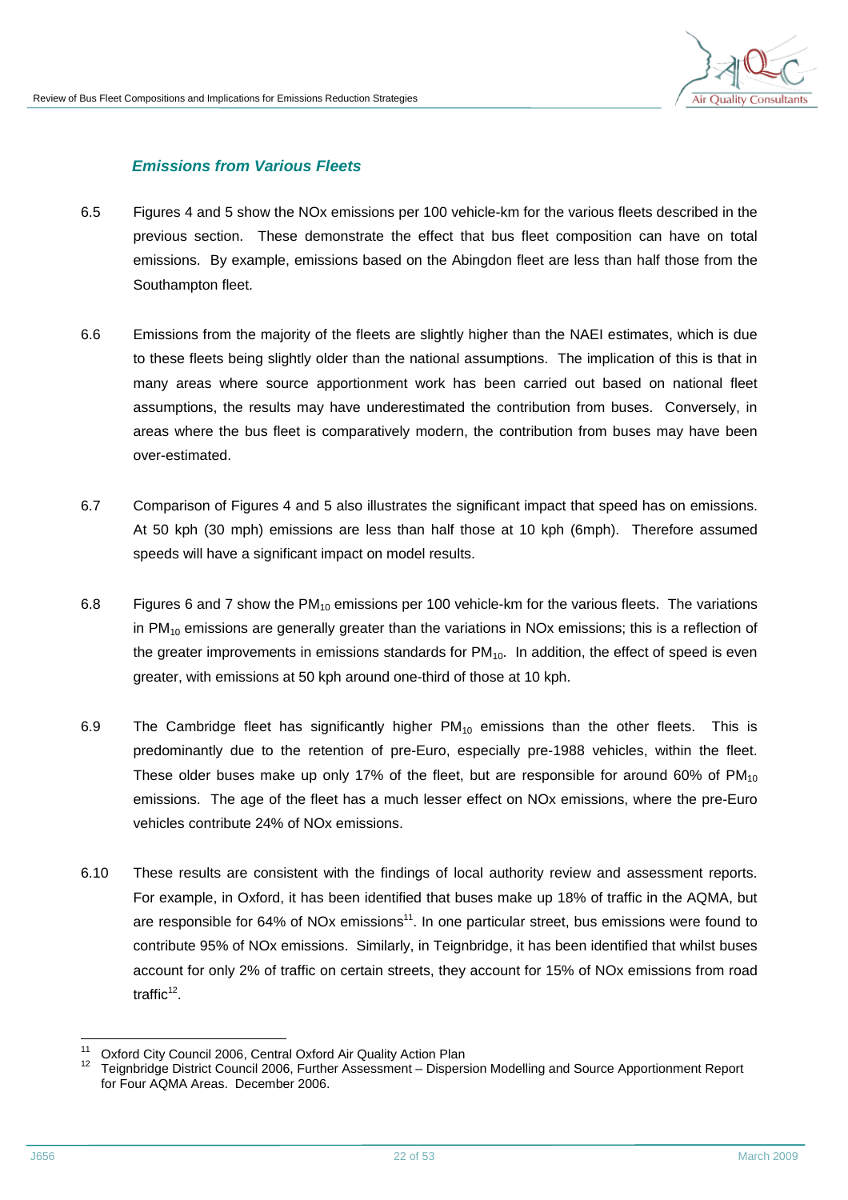### *Emissions from Various Fleets*

6.5 Figures 4 and 5 show the NOx emissions per 100 vehicle-km for the various fleets described in the previous section. These demonstrate the effect that bus fleet composition can have on total emissions. By example, emissions based on the Abingdon fleet are less than half those from the Southampton fleet.

6.6 Emissions from the majority of the fleets are slightly higher than the NAEI estimates, which is due to these fleets being slightly older than the national assumptions. The implication of this is that in many areas where source apportionment work has been carried out based on national fleet assumptions, the results may have underestimated the contribution from buses. Conversely, in areas where the bus fleet is comparatively modern, the contribution from buses may have been over-estimated.

6.7 Comparison of Figures 4 and 5 also illustrates the significant impact that speed has on emissions. At 50 kph (30 mph) emissions are less than half those at 10 kph (6mph). Therefore assumed speeds will have a significant impact on model results.

6.8 Figures 6 and 7 show the $PM_{10}$ emissions per 100 vehicle-km for the various fleets. The variations in $PM_{10}$ emissions are generally greater than the variations in NOx emissions; this is a reflection of the greater improvements in emissions standards for $PM_{10}$. In addition, the effect of speed is even greater, with emissions at 50 kph around one-third of those at 10 kph.

6.9 The Cambridge fleet has significantly higher $PM_{10}$ emissions than the other fleets. This is predominantly due to the retention of pre-Euro, especially pre-1988 vehicles, within the fleet. These older buses make up only 17% of the fleet, but are responsible for around 60% of $PM_{10}$ emissions. The age of the fleet has a much lesser effect on NOx emissions, where the pre-Euro vehicles contribute 24% of NOx emissions.

6.10 These results are consistent with the findings of local authority review and assessment reports. For example, in Oxford, it has been identified that buses make up 18% of traffic in the AQMA, but are responsible for 64% of NOx emissions[11]. In one particular street, bus emissions were found to contribute 95% of NOx emissions. Similarly, in Teignbridge, it has been identified that whilst buses account for only 2% of traffic on certain streets, they account for 15% of NOx emissions from road traffic[12].

---

[11] Oxford City Council 2006, Central Oxford Air Quality Action Plan

[12] Teignbridge District Council 2006, Further Assessment – Dispersion Modelling and Source Apportionment Report for Four AQMA Areas. December 2006.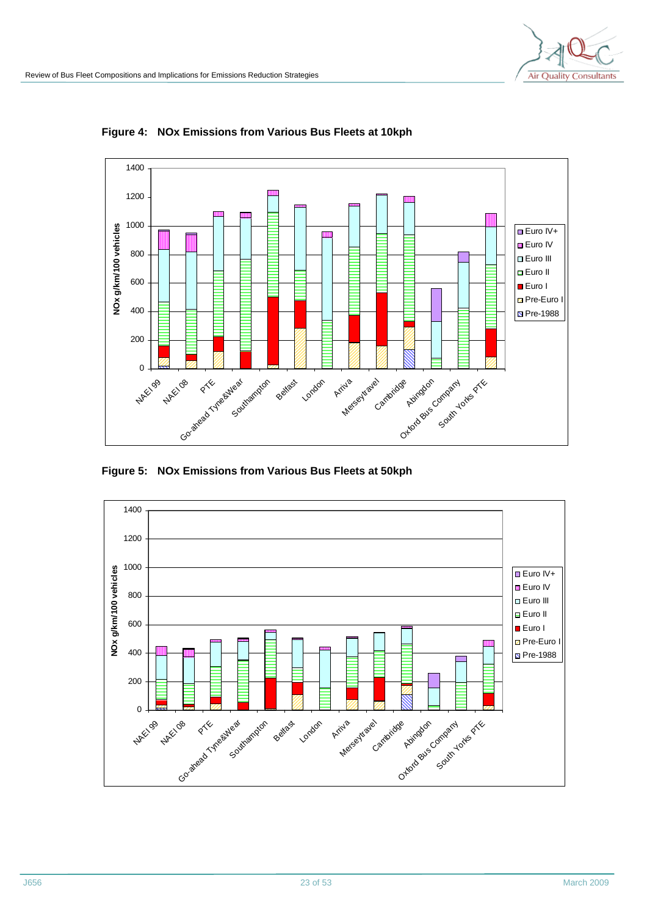**Figure 4: NOx Emissions from Various Bus Fleets at 10kph**

**Figure 5: NOx Emissions from Various Bus Fleets at 50kph**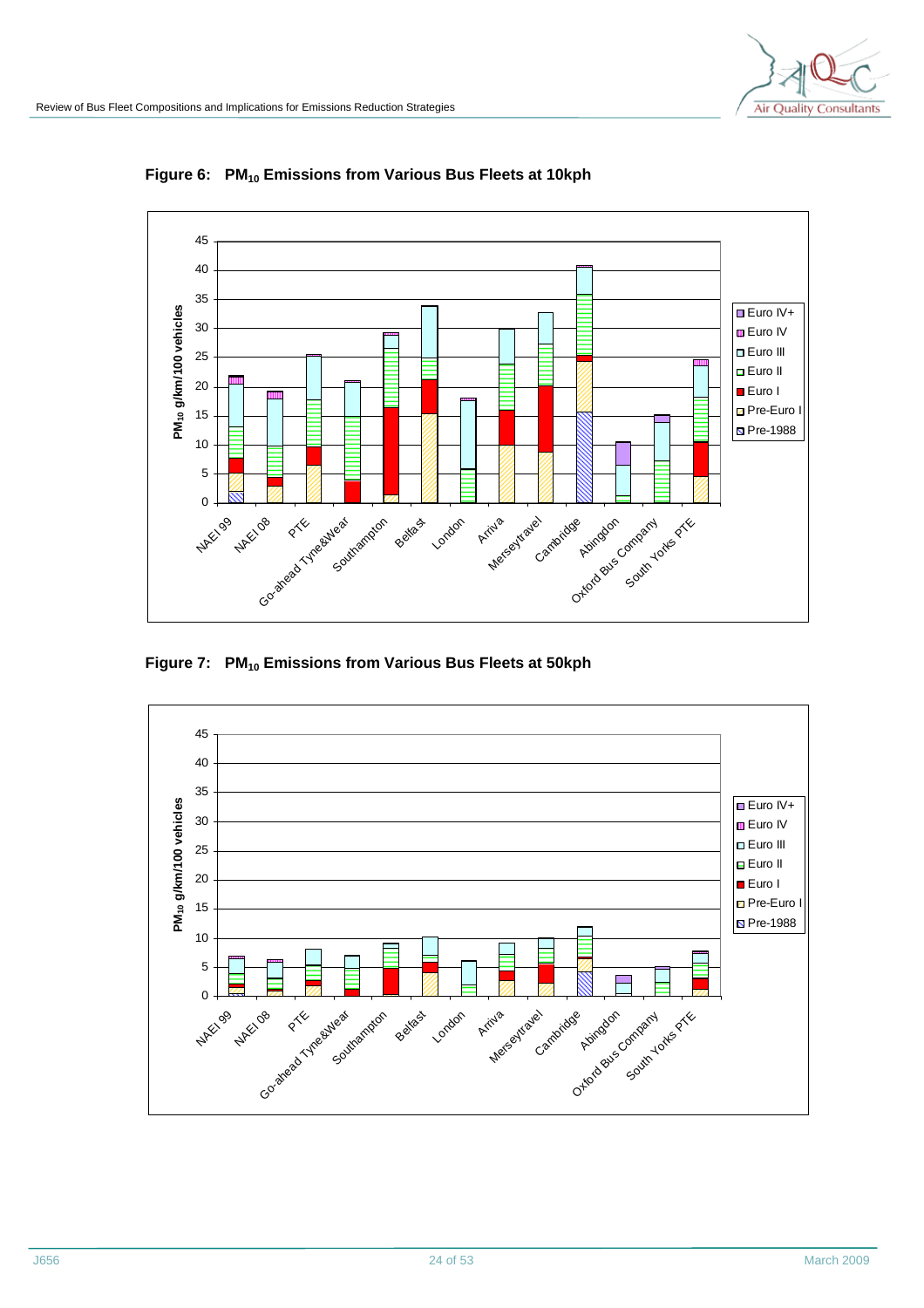**Figure 6: $PM_{10}$ Emissions from Various Bus Fleets at 10kph**

**Figure 7: $PM_{10}$ Emissions from Various Bus Fleets at 50kph**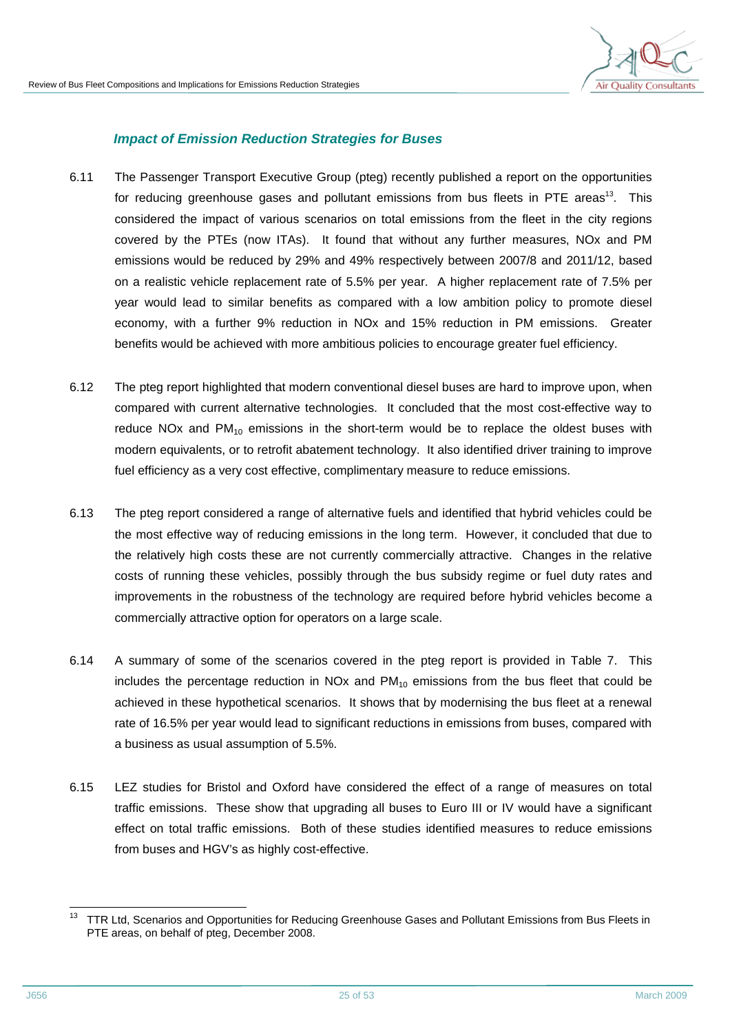### *Impact of Emission Reduction Strategies for Buses*

6.11 The Passenger Transport Executive Group (pteg) recently published a report on the opportunities for reducing greenhouse gases and pollutant emissions from bus fleets in PTE areas[13]. This considered the impact of various scenarios on total emissions from the fleet in the city regions covered by the PTEs (now ITAs). It found that without any further measures, NOx and PM emissions would be reduced by 29% and 49% respectively between 2007/8 and 2011/12, based on a realistic vehicle replacement rate of 5.5% per year. A higher replacement rate of 7.5% per year would lead to similar benefits as compared with a low ambition policy to promote diesel economy, with a further 9% reduction in NOx and 15% reduction in PM emissions. Greater benefits would be achieved with more ambitious policies to encourage greater fuel efficiency.

6.12 The pteg report highlighted that modern conventional diesel buses are hard to improve upon, when compared with current alternative technologies. It concluded that the most cost-effective way to reduce NOx and $PM_{10}$ emissions in the short-term would be to replace the oldest buses with modern equivalents, or to retrofit abatement technology. It also identified driver training to improve fuel efficiency as a very cost effective, complimentary measure to reduce emissions.

6.13 The pteg report considered a range of alternative fuels and identified that hybrid vehicles could be the most effective way of reducing emissions in the long term. However, it concluded that due to the relatively high costs these are not currently commercially attractive. Changes in the relative costs of running these vehicles, possibly through the bus subsidy regime or fuel duty rates and improvements in the robustness of the technology are required before hybrid vehicles become a commercially attractive option for operators on a large scale.

6.14 A summary of some of the scenarios covered in the pteg report is provided in Table 7. This includes the percentage reduction in NOx and $PM_{10}$ emissions from the bus fleet that could be achieved in these hypothetical scenarios. It shows that by modernising the bus fleet at a renewal rate of 16.5% per year would lead to significant reductions in emissions from buses, compared with a business as usual assumption of 5.5%.

6.15 LEZ studies for Bristol and Oxford have considered the effect of a range of measures on total traffic emissions. These show that upgrading all buses to Euro III or IV would have a significant effect on total traffic emissions. Both of these studies identified measures to reduce emissions from buses and HGV's as highly cost-effective.

---

[13] TTR Ltd, Scenarios and Opportunities for Reducing Greenhouse Gases and Pollutant Emissions from Bus Fleets in PTE areas, on behalf of pteg, December 2008.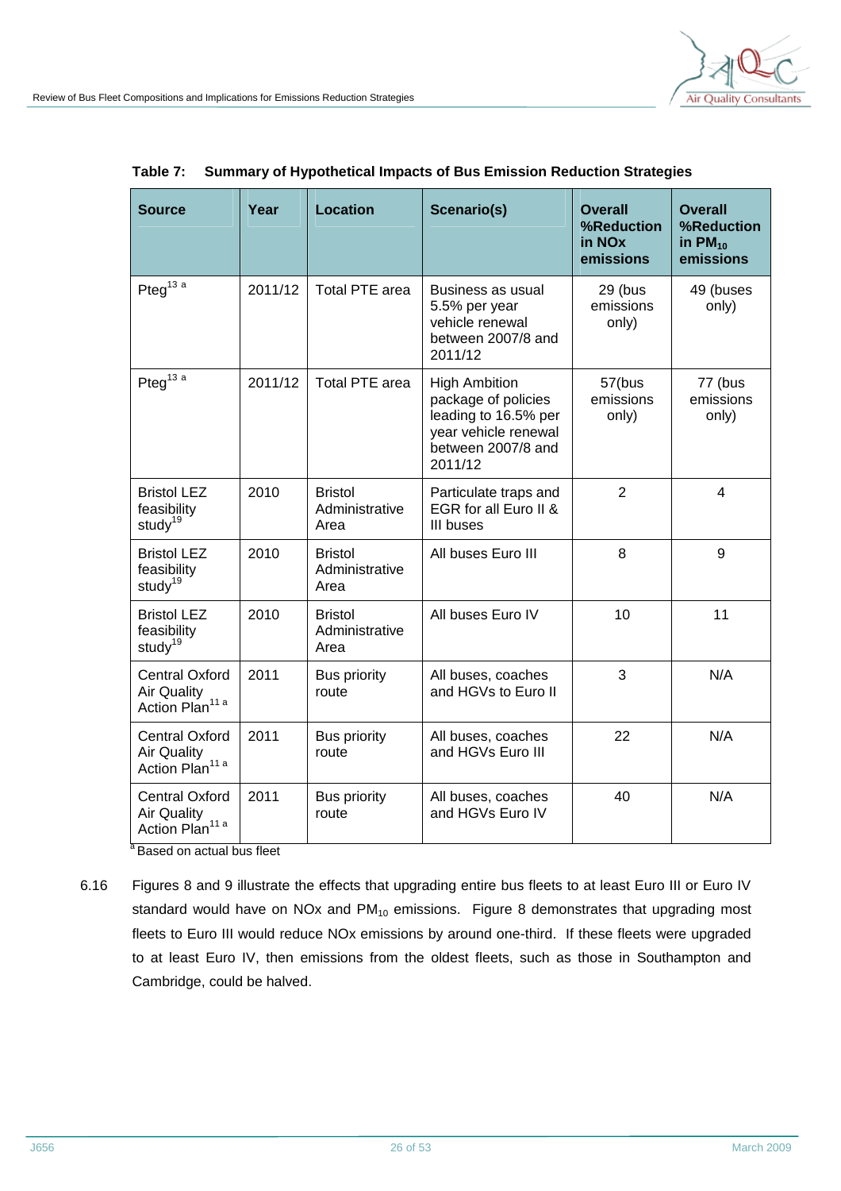**Table 7: Summary of Hypothetical Impacts of Bus Emission Reduction Strategies**

| Source | Year | Location | Scenario(s) | Overall %Reduction in NOx emissions | Overall %Reduction in $PM_{10}$ emissions |
|---|---|---|---|---|---|
| Pteg[13 a] | 2011/12 | Total PTE area | Business as usual 5.5% per year vehicle renewal between 2007/8 and 2011/12 | 29 (bus emissions only) | 49 (buses only) |
| Pteg[13 a] | 2011/12 | Total PTE area | High Ambition package of policies leading to 16.5% per year vehicle renewal between 2007/8 and 2011/12 | 57(bus emissions only) | 77 (bus emissions only) |
| Bristol LEZ feasibility study[19] | 2010 | Bristol Administrative Area | Particulate traps and EGR for all Euro II & III buses | 2 | 4 |
| Bristol LEZ feasibility study[19] | 2010 | Bristol Administrative Area | All buses Euro III | 8 | 9 |
| Bristol LEZ feasibility study[19] | 2010 | Bristol Administrative Area | All buses Euro IV | 10 | 11 |
| Central Oxford Air Quality Action Plan[11 a] | 2011 | Bus priority route | All buses, coaches and HGVs to Euro II | 3 | N/A |
| Central Oxford Air Quality Action Plan[11 a] | 2011 | Bus priority route | All buses, coaches and HGVs Euro III | 22 | N/A |
| Central Oxford Air Quality Action Plan[11 a] | 2011 | Bus priority route | All buses, coaches and HGVs Euro IV | 40 | N/A |

[a] Based on actual bus fleet

6.16 Figures 8 and 9 illustrate the effects that upgrading entire bus fleets to at least Euro III or Euro IV standard would have on NOx and $PM_{10}$ emissions. Figure 8 demonstrates that upgrading most fleets to Euro III would reduce NOx emissions by around one-third. If these fleets were upgraded to at least Euro IV, then emissions from the oldest fleets, such as those in Southampton and Cambridge, could be halved.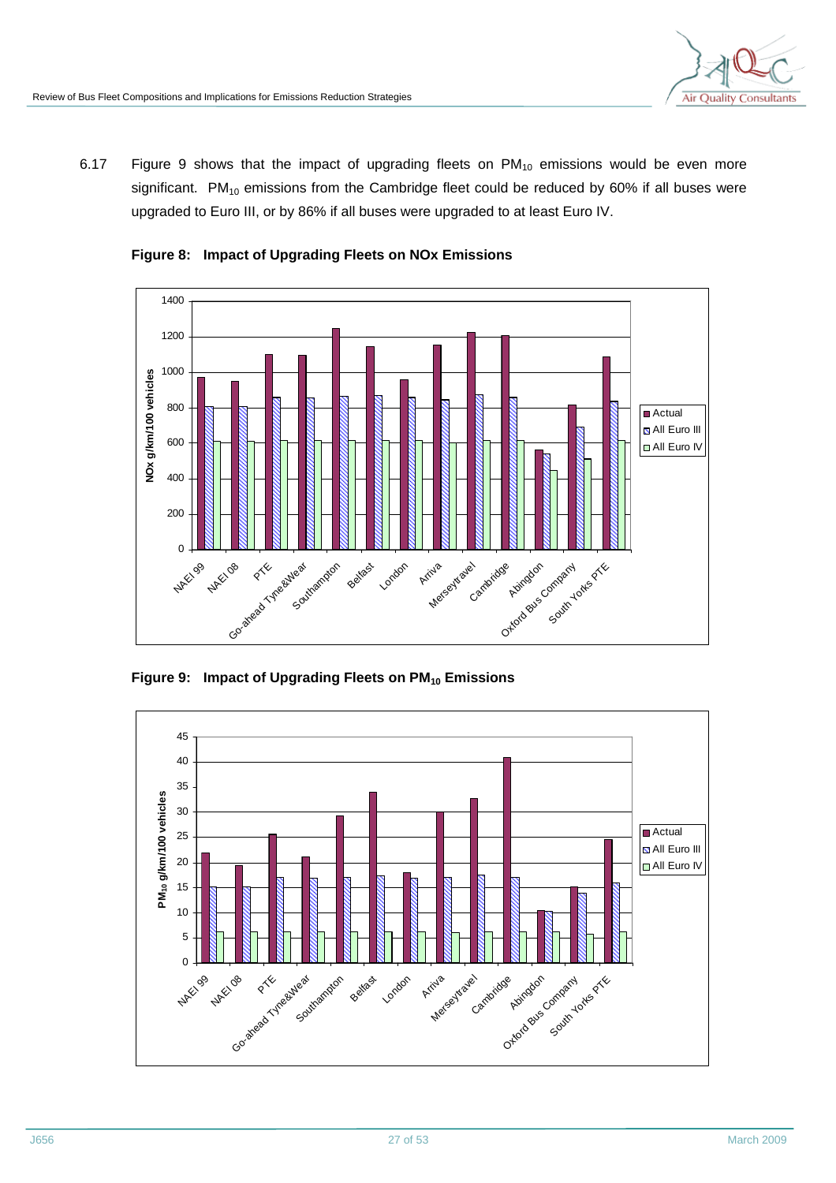6.17 Figure 9 shows that the impact of upgrading fleets on $PM_{10}$ emissions would be even more significant. $PM_{10}$ emissions from the Cambridge fleet could be reduced by 60% if all buses were upgraded to Euro III, or by 86% if all buses were upgraded to at least Euro IV.

**Figure 8: Impact of Upgrading Fleets on NOx Emissions**

**Figure 9: Impact of Upgrading Fleets on $PM_{10}$ Emissions**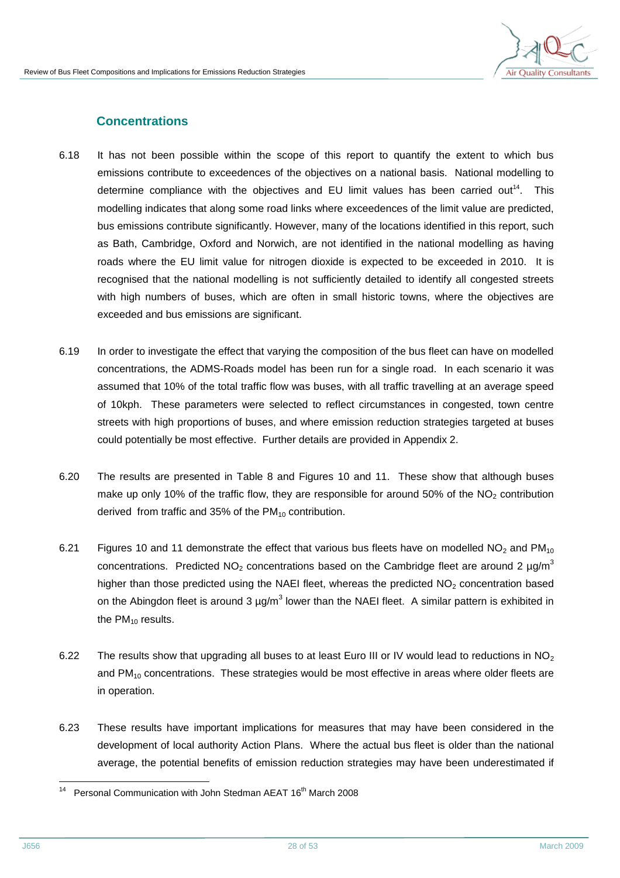## Concentrations

6.18 It has not been possible within the scope of this report to quantify the extent to which bus emissions contribute to exceedences of the objectives on a national basis. National modelling to determine compliance with the objectives and EU limit values has been carried out[14]. This modelling indicates that along some road links where exceedences of the limit value are predicted, bus emissions contribute significantly. However, many of the locations identified in this report, such as Bath, Cambridge, Oxford and Norwich, are not identified in the national modelling as having roads where the EU limit value for nitrogen dioxide is expected to be exceeded in 2010. It is recognised that the national modelling is not sufficiently detailed to identify all congested streets with high numbers of buses, which are often in small historic towns, where the objectives are exceeded and bus emissions are significant.

6.19 In order to investigate the effect that varying the composition of the bus fleet can have on modelled concentrations, the ADMS-Roads model has been run for a single road. In each scenario it was assumed that 10% of the total traffic flow was buses, with all traffic travelling at an average speed of 10kph. These parameters were selected to reflect circumstances in congested, town centre streets with high proportions of buses, and where emission reduction strategies targeted at buses could potentially be most effective. Further details are provided in Appendix 2.

6.20 The results are presented in Table 8 and Figures 10 and 11. These show that although buses make up only 10% of the traffic flow, they are responsible for around 50% of the $NO_2$ contribution derived from traffic and 35% of the $PM_{10}$ contribution.

6.21 Figures 10 and 11 demonstrate the effect that various bus fleets have on modelled $NO_2$ and $PM_{10}$ concentrations. Predicted $NO_2$ concentrations based on the Cambridge fleet are around 2 $\mu g/m^3$ higher than those predicted using the NAEI fleet, whereas the predicted $NO_2$ concentration based on the Abingdon fleet is around 3 $\mu g/m^3$ lower than the NAEI fleet. A similar pattern is exhibited in the $PM_{10}$ results.

6.22 The results show that upgrading all buses to at least Euro III or IV would lead to reductions in $NO_2$ and $PM_{10}$ concentrations. These strategies would be most effective in areas where older fleets are in operation.

6.23 These results have important implications for measures that may have been considered in the development of local authority Action Plans. Where the actual bus fleet is older than the national average, the potential benefits of emission reduction strategies may have been underestimated if

[14] Personal Communication with John Stedman AEAT 16th March 2008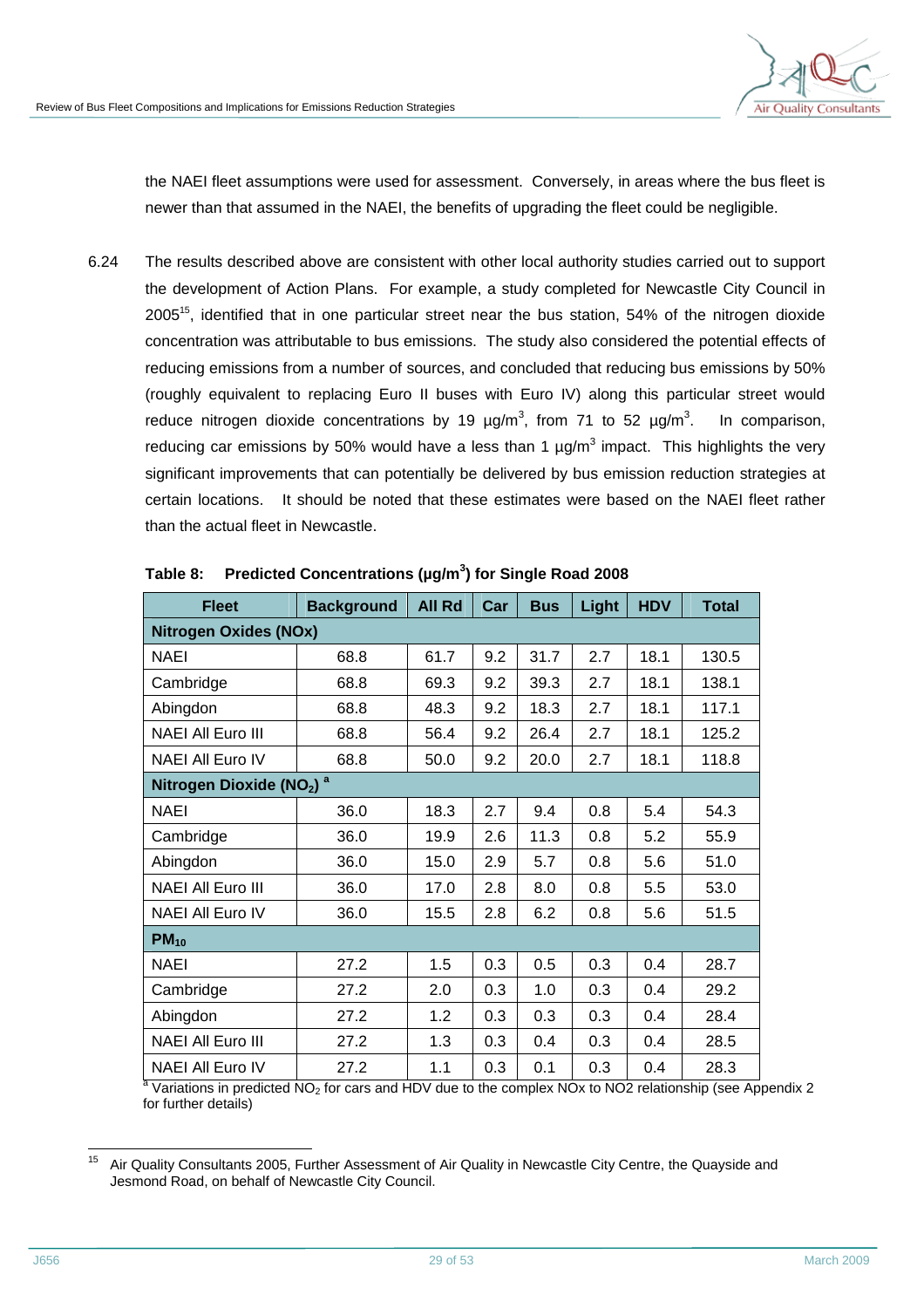the NAEI fleet assumptions were used for assessment. Conversely, in areas where the bus fleet is newer than that assumed in the NAEI, the benefits of upgrading the fleet could be negligible.

6.24 The results described above are consistent with other local authority studies carried out to support the development of Action Plans. For example, a study completed for Newcastle City Council in 2005[15], identified that in one particular street near the bus station, 54% of the nitrogen dioxide concentration was attributable to bus emissions. The study also considered the potential effects of reducing emissions from a number of sources, and concluded that reducing bus emissions by 50% (roughly equivalent to replacing Euro II buses with Euro IV) along this particular street would reduce nitrogen dioxide concentrations by 19 µg/m$^3$, from 71 to 52 µg/m$^3$. In comparison, reducing car emissions by 50% would have a less than 1 µg/m$^3$ impact. This highlights the very significant improvements that can potentially be delivered by bus emission reduction strategies at certain locations. It should be noted that these estimates were based on the NAEI fleet rather than the actual fleet in Newcastle.

**Table 8: Predicted Concentrations (µg/m$^3$) for Single Road 2008**

| Fleet | Background | All Rd | Car | Bus | Light | HDV | Total |
|---|---|---|---|---|---|---|---|
| **Nitrogen Oxides (NOx)** | | | | | | | |
| NAEI | 68.8 | 61.7 | 9.2 | 31.7 | 2.7 | 18.1 | 130.5 |
| Cambridge | 68.8 | 69.3 | 9.2 | 39.3 | 2.7 | 18.1 | 138.1 |
| Abingdon | 68.8 | 48.3 | 9.2 | 18.3 | 2.7 | 18.1 | 117.1 |
| NAEI All Euro III | 68.8 | 56.4 | 9.2 | 26.4 | 2.7 | 18.1 | 125.2 |
| NAEI All Euro IV | 68.8 | 50.0 | 9.2 | 20.0 | 2.7 | 18.1 | 118.8 |
| **Nitrogen Dioxide ($NO_2$) [a]** | | | | | | | |
| NAEI | 36.0 | 18.3 | 2.7 | 9.4 | 0.8 | 5.4 | 54.3 |
| Cambridge | 36.0 | 19.9 | 2.6 | 11.3 | 0.8 | 5.2 | 55.9 |
| Abingdon | 36.0 | 15.0 | 2.9 | 5.7 | 0.8 | 5.6 | 51.0 |
| NAEI All Euro III | 36.0 | 17.0 | 2.8 | 8.0 | 0.8 | 5.5 | 53.0 |
| NAEI All Euro IV | 36.0 | 15.5 | 2.8 | 6.2 | 0.8 | 5.6 | 51.5 |
| **$PM_{10}$** | | | | | | | |
| NAEI | 27.2 | 1.5 | 0.3 | 0.5 | 0.3 | 0.4 | 28.7 |
| Cambridge | 27.2 | 2.0 | 0.3 | 1.0 | 0.3 | 0.4 | 29.2 |
| Abingdon | 27.2 | 1.2 | 0.3 | 0.3 | 0.3 | 0.4 | 28.4 |
| NAEI All Euro III | 27.2 | 1.3 | 0.3 | 0.4 | 0.3 | 0.4 | 28.5 |
| NAEI All Euro IV | 27.2 | 1.1 | 0.3 | 0.1 | 0.3 | 0.4 | 28.3 |

[a] Variations in predicted $NO_2$ for cars and HDV due to the complex NOx to NO2 relationship (see Appendix 2 for further details)

[15] Air Quality Consultants 2005, Further Assessment of Air Quality in Newcastle City Centre, the Quayside and Jesmond Road, on behalf of Newcastle City Council.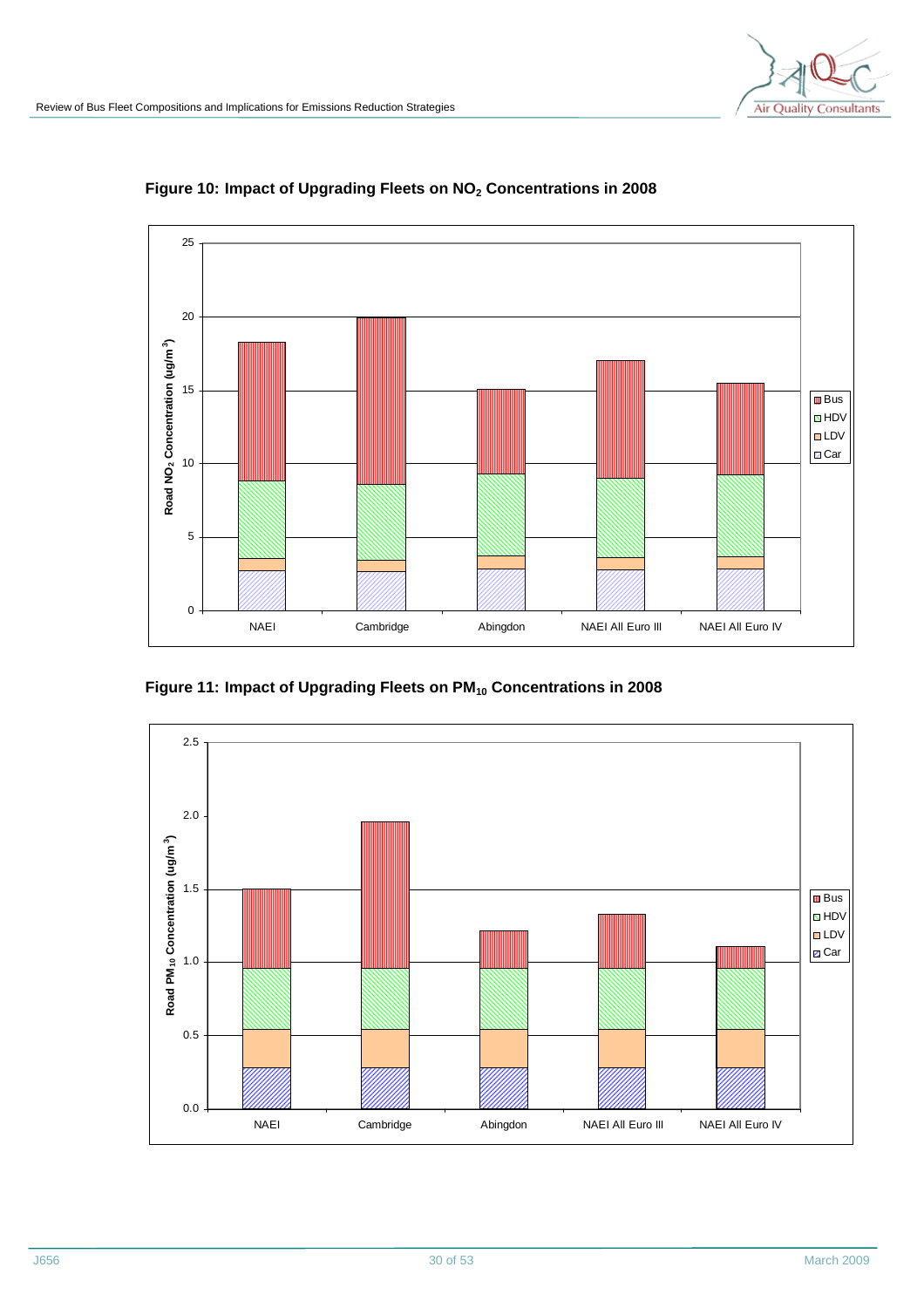**Figure 10: Impact of Upgrading Fleets on $NO_2$ Concentrations in 2008**

**Figure 11: Impact of Upgrading Fleets on $PM_{10}$ Concentrations in 2008**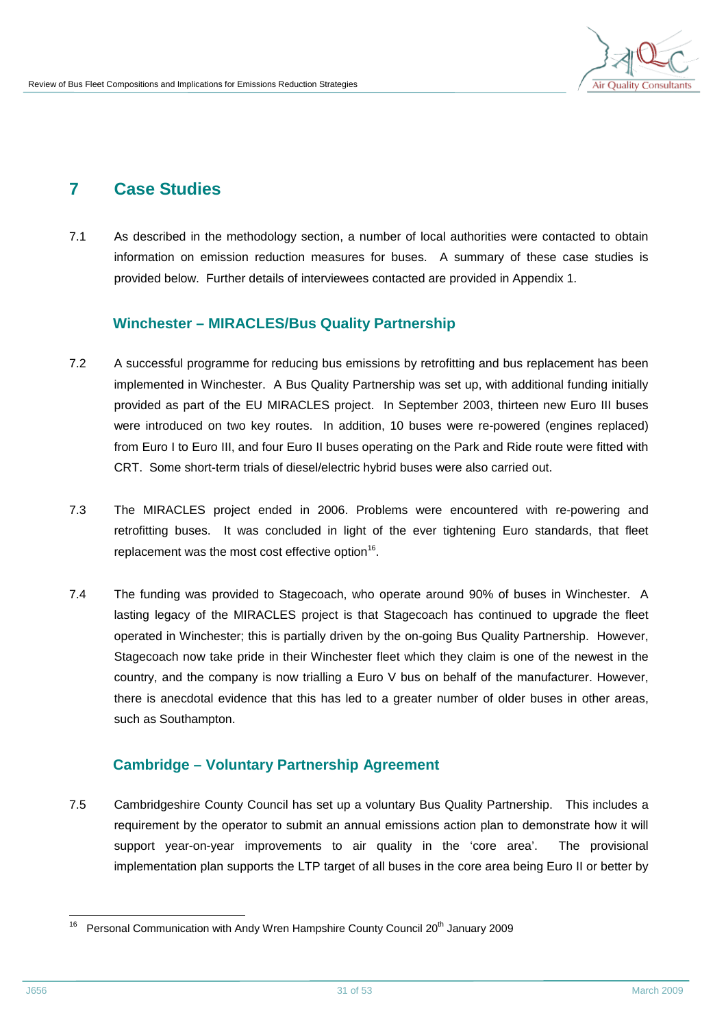# 7 Case Studies

7.1 As described in the methodology section, a number of local authorities were contacted to obtain information on emission reduction measures for buses. A summary of these case studies is provided below. Further details of interviewees contacted are provided in Appendix 1.

## Winchester – MIRACLES/Bus Quality Partnership

7.2 A successful programme for reducing bus emissions by retrofitting and bus replacement has been implemented in Winchester. A Bus Quality Partnership was set up, with additional funding initially provided as part of the EU MIRACLES project. In September 2003, thirteen new Euro III buses were introduced on two key routes. In addition, 10 buses were re-powered (engines replaced) from Euro I to Euro III, and four Euro II buses operating on the Park and Ride route were fitted with CRT. Some short-term trials of diesel/electric hybrid buses were also carried out.

7.3 The MIRACLES project ended in 2006. Problems were encountered with re-powering and retrofitting buses. It was concluded in light of the ever tightening Euro standards, that fleet replacement was the most cost effective option[16].

7.4 The funding was provided to Stagecoach, who operate around 90% of buses in Winchester. A lasting legacy of the MIRACLES project is that Stagecoach has continued to upgrade the fleet operated in Winchester; this is partially driven by the on-going Bus Quality Partnership. However, Stagecoach now take pride in their Winchester fleet which they claim is one of the newest in the country, and the company is now trialling a Euro V bus on behalf of the manufacturer. However, there is anecdotal evidence that this has led to a greater number of older buses in other areas, such as Southampton.

## Cambridge – Voluntary Partnership Agreement

7.5 Cambridgeshire County Council has set up a voluntary Bus Quality Partnership. This includes a requirement by the operator to submit an annual emissions action plan to demonstrate how it will support year-on-year improvements to air quality in the 'core area'. The provisional implementation plan supports the LTP target of all buses in the core area being Euro II or better by

---

[16] Personal Communication with Andy Wren Hampshire County Council 20th January 2009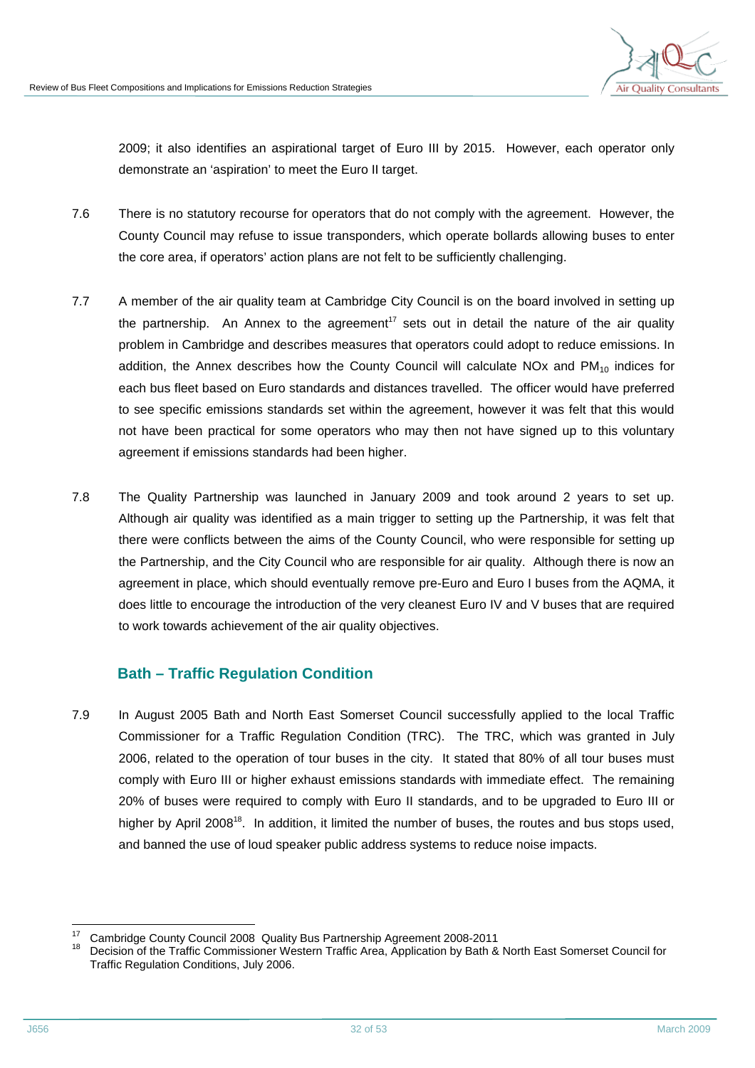2009; it also identifies an aspirational target of Euro III by 2015. However, each operator only demonstrate an 'aspiration' to meet the Euro II target.

7.6 There is no statutory recourse for operators that do not comply with the agreement. However, the County Council may refuse to issue transponders, which operate bollards allowing buses to enter the core area, if operators' action plans are not felt to be sufficiently challenging.

7.7 A member of the air quality team at Cambridge City Council is on the board involved in setting up the partnership. An Annex to the agreement[17] sets out in detail the nature of the air quality problem in Cambridge and describes measures that operators could adopt to reduce emissions. In addition, the Annex describes how the County Council will calculate NOx and $PM_{10}$ indices for each bus fleet based on Euro standards and distances travelled. The officer would have preferred to see specific emissions standards set within the agreement, however it was felt that this would not have been practical for some operators who may then not have signed up to this voluntary agreement if emissions standards had been higher.

7.8 The Quality Partnership was launched in January 2009 and took around 2 years to set up. Although air quality was identified as a main trigger to setting up the Partnership, it was felt that there were conflicts between the aims of the County Council, who were responsible for setting up the Partnership, and the City Council who are responsible for air quality. Although there is now an agreement in place, which should eventually remove pre-Euro and Euro I buses from the AQMA, it does little to encourage the introduction of the very cleanest Euro IV and V buses that are required to work towards achievement of the air quality objectives.

## Bath – Traffic Regulation Condition

7.9 In August 2005 Bath and North East Somerset Council successfully applied to the local Traffic Commissioner for a Traffic Regulation Condition (TRC). The TRC, which was granted in July 2006, related to the operation of tour buses in the city. It stated that 80% of all tour buses must comply with Euro III or higher exhaust emissions standards with immediate effect. The remaining 20% of buses were required to comply with Euro II standards, and to be upgraded to Euro III or higher by April 2008[18]. In addition, it limited the number of buses, the routes and bus stops used, and banned the use of loud speaker public address systems to reduce noise impacts.

---

[17] Cambridge County Council 2008 Quality Bus Partnership Agreement 2008-2011

[18] Decision of the Traffic Commissioner Western Traffic Area, Application by Bath & North East Somerset Council for Traffic Regulation Conditions, July 2006.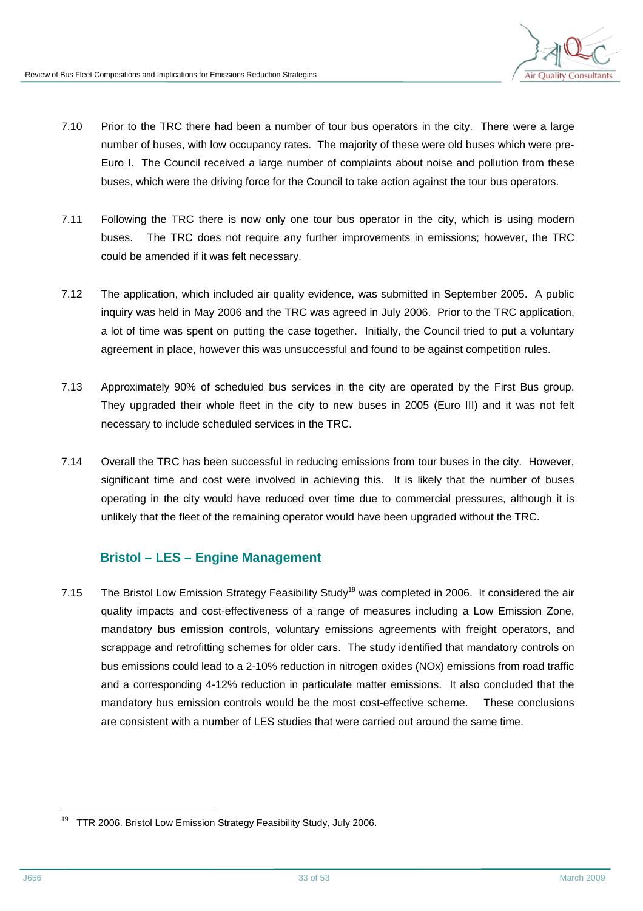7.10 Prior to the TRC there had been a number of tour bus operators in the city. There were a large number of buses, with low occupancy rates. The majority of these were old buses which were pre-Euro I. The Council received a large number of complaints about noise and pollution from these buses, which were the driving force for the Council to take action against the tour bus operators.

7.11 Following the TRC there is now only one tour bus operator in the city, which is using modern buses. The TRC does not require any further improvements in emissions; however, the TRC could be amended if it was felt necessary.

7.12 The application, which included air quality evidence, was submitted in September 2005. A public inquiry was held in May 2006 and the TRC was agreed in July 2006. Prior to the TRC application, a lot of time was spent on putting the case together. Initially, the Council tried to put a voluntary agreement in place, however this was unsuccessful and found to be against competition rules.

7.13 Approximately 90% of scheduled bus services in the city are operated by the First Bus group. They upgraded their whole fleet in the city to new buses in 2005 (Euro III) and it was not felt necessary to include scheduled services in the TRC.

7.14 Overall the TRC has been successful in reducing emissions from tour buses in the city. However, significant time and cost were involved in achieving this. It is likely that the number of buses operating in the city would have reduced over time due to commercial pressures, although it is unlikely that the fleet of the remaining operator would have been upgraded without the TRC.

## Bristol – LES – Engine Management

7.15 The Bristol Low Emission Strategy Feasibility Study[19] was completed in 2006. It considered the air quality impacts and cost-effectiveness of a range of measures including a Low Emission Zone, mandatory bus emission controls, voluntary emissions agreements with freight operators, and scrappage and retrofitting schemes for older cars. The study identified that mandatory controls on bus emissions could lead to a 2-10% reduction in nitrogen oxides (NOx) emissions from road traffic and a corresponding 4-12% reduction in particulate matter emissions. It also concluded that the mandatory bus emission controls would be the most cost-effective scheme. These conclusions are consistent with a number of LES studies that were carried out around the same time.

---

[19] TTR 2006. Bristol Low Emission Strategy Feasibility Study, July 2006.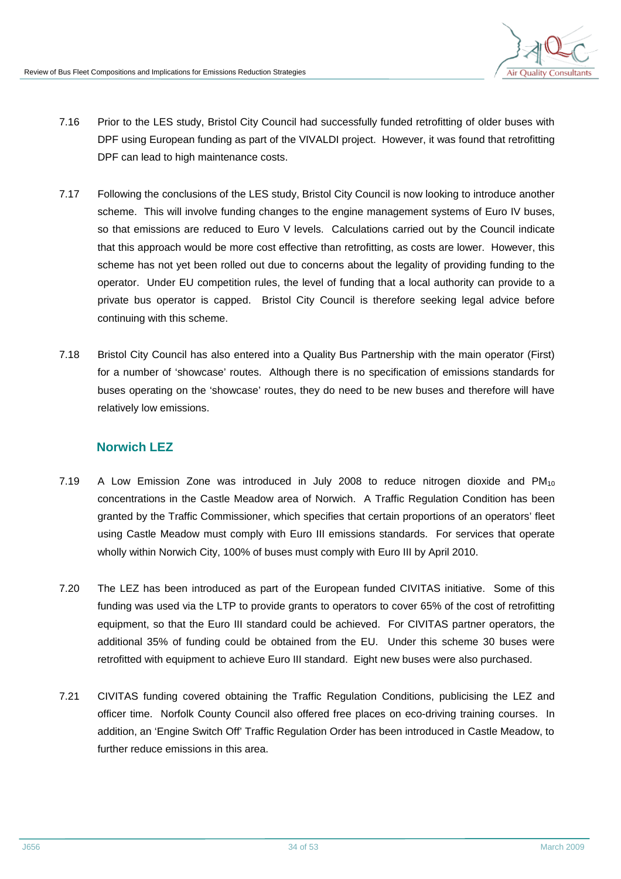7.16 Prior to the LES study, Bristol City Council had successfully funded retrofitting of older buses with DPF using European funding as part of the VIVALDI project. However, it was found that retrofitting DPF can lead to high maintenance costs.

7.17 Following the conclusions of the LES study, Bristol City Council is now looking to introduce another scheme. This will involve funding changes to the engine management systems of Euro IV buses, so that emissions are reduced to Euro V levels. Calculations carried out by the Council indicate that this approach would be more cost effective than retrofitting, as costs are lower. However, this scheme has not yet been rolled out due to concerns about the legality of providing funding to the operator. Under EU competition rules, the level of funding that a local authority can provide to a private bus operator is capped. Bristol City Council is therefore seeking legal advice before continuing with this scheme.

7.18 Bristol City Council has also entered into a Quality Bus Partnership with the main operator (First) for a number of 'showcase' routes. Although there is no specification of emissions standards for buses operating on the 'showcase' routes, they do need to be new buses and therefore will have relatively low emissions.

## Norwich LEZ

7.19 A Low Emission Zone was introduced in July 2008 to reduce nitrogen dioxide and $PM_{10}$ concentrations in the Castle Meadow area of Norwich. A Traffic Regulation Condition has been granted by the Traffic Commissioner, which specifies that certain proportions of an operators' fleet using Castle Meadow must comply with Euro III emissions standards. For services that operate wholly within Norwich City, 100% of buses must comply with Euro III by April 2010.

7.20 The LEZ has been introduced as part of the European funded CIVITAS initiative. Some of this funding was used via the LTP to provide grants to operators to cover 65% of the cost of retrofitting equipment, so that the Euro III standard could be achieved. For CIVITAS partner operators, the additional 35% of funding could be obtained from the EU. Under this scheme 30 buses were retrofitted with equipment to achieve Euro III standard. Eight new buses were also purchased.

7.21 CIVITAS funding covered obtaining the Traffic Regulation Conditions, publicising the LEZ and officer time. Norfolk County Council also offered free places on eco-driving training courses. In addition, an 'Engine Switch Off' Traffic Regulation Order has been introduced in Castle Meadow, to further reduce emissions in this area.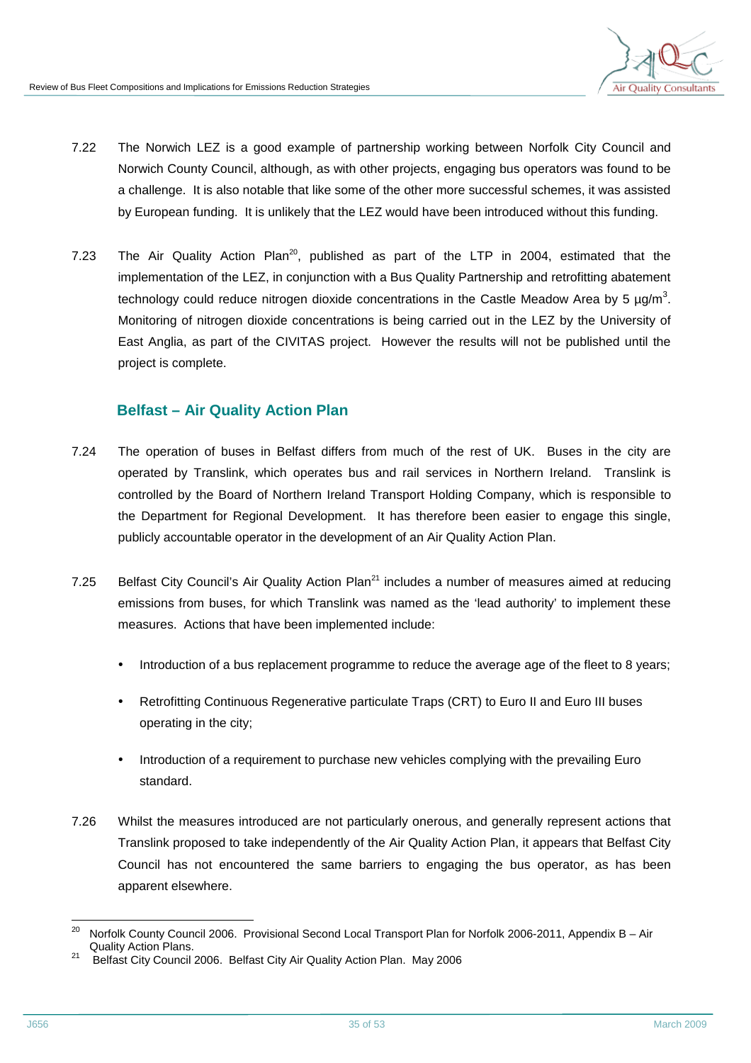7.22 The Norwich LEZ is a good example of partnership working between Norfolk City Council and Norwich County Council, although, as with other projects, engaging bus operators was found to be a challenge. It is also notable that like some of the other more successful schemes, it was assisted by European funding. It is unlikely that the LEZ would have been introduced without this funding.

7.23 The Air Quality Action Plan[20], published as part of the LTP in 2004, estimated that the implementation of the LEZ, in conjunction with a Bus Quality Partnership and retrofitting abatement technology could reduce nitrogen dioxide concentrations in the Castle Meadow Area by 5 $\mu g/m^3$. Monitoring of nitrogen dioxide concentrations is being carried out in the LEZ by the University of East Anglia, as part of the CIVITAS project. However the results will not be published until the project is complete.

## Belfast – Air Quality Action Plan

7.24 The operation of buses in Belfast differs from much of the rest of UK. Buses in the city are operated by Translink, which operates bus and rail services in Northern Ireland. Translink is controlled by the Board of Northern Ireland Transport Holding Company, which is responsible to the Department for Regional Development. It has therefore been easier to engage this single, publicly accountable operator in the development of an Air Quality Action Plan.

7.25 Belfast City Council's Air Quality Action Plan[21] includes a number of measures aimed at reducing emissions from buses, for which Translink was named as the 'lead authority' to implement these measures. Actions that have been implemented include:

- Introduction of a bus replacement programme to reduce the average age of the fleet to 8 years;
- Retrofitting Continuous Regenerative particulate Traps (CRT) to Euro II and Euro III buses operating in the city;
- Introduction of a requirement to purchase new vehicles complying with the prevailing Euro standard.

7.26 Whilst the measures introduced are not particularly onerous, and generally represent actions that Translink proposed to take independently of the Air Quality Action Plan, it appears that Belfast City Council has not encountered the same barriers to engaging the bus operator, as has been apparent elsewhere.

---

[20] Norfolk County Council 2006. Provisional Second Local Transport Plan for Norfolk 2006-2011, Appendix B – Air Quality Action Plans.

[21] Belfast City Council 2006. Belfast City Air Quality Action Plan. May 2006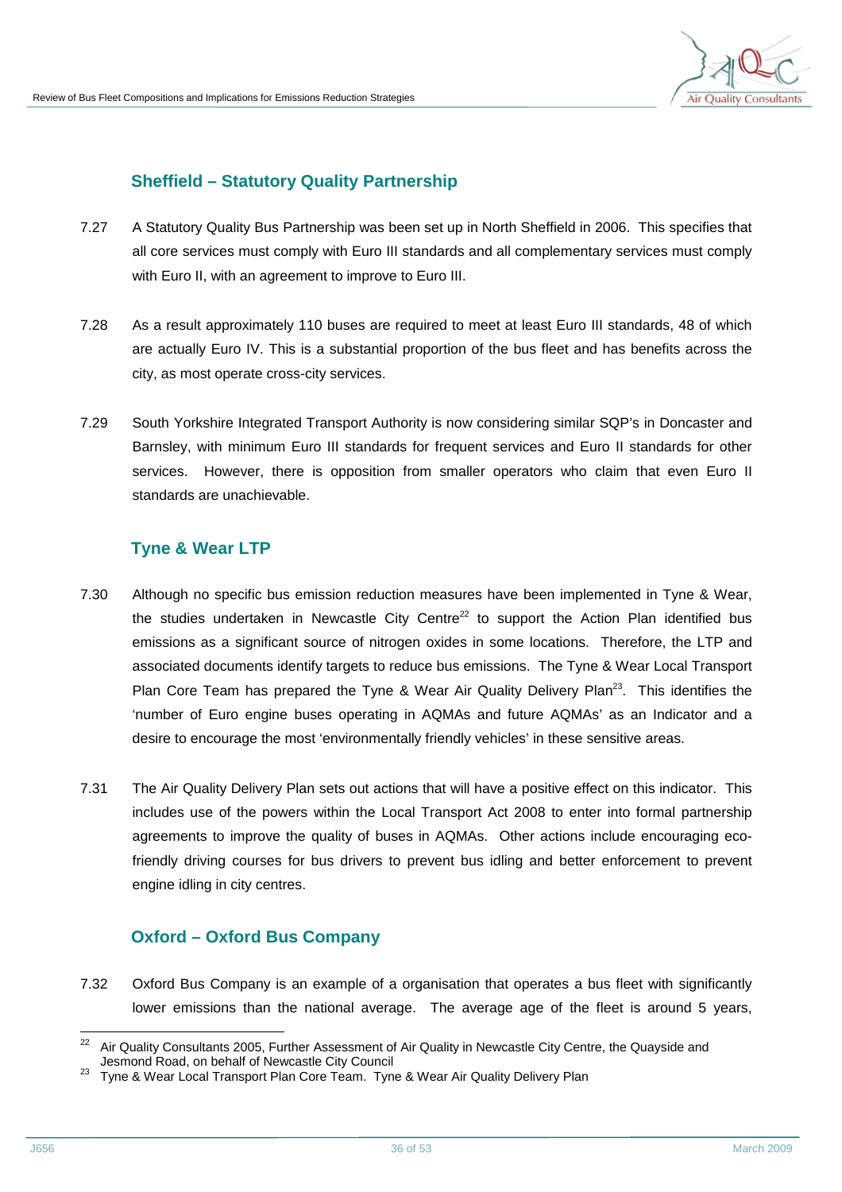### Sheffield – Statutory Quality Partnership

7.27 A Statutory Quality Bus Partnership was been set up in North Sheffield in 2006. This specifies that all core services must comply with Euro III standards and all complementary services must comply with Euro II, with an agreement to improve to Euro III.

7.28 As a result approximately 110 buses are required to meet at least Euro III standards, 48 of which are actually Euro IV. This is a substantial proportion of the bus fleet and has benefits across the city, as most operate cross-city services.

7.29 South Yorkshire Integrated Transport Authority is now considering similar SQP's in Doncaster and Barnsley, with minimum Euro III standards for frequent services and Euro II standards for other services. However, there is opposition from smaller operators who claim that even Euro II standards are unachievable.

### Tyne & Wear LTP

7.30 Although no specific bus emission reduction measures have been implemented in Tyne & Wear, the studies undertaken in Newcastle City Centre[22] to support the Action Plan identified bus emissions as a significant source of nitrogen oxides in some locations. Therefore, the LTP and associated documents identify targets to reduce bus emissions. The Tyne & Wear Local Transport Plan Core Team has prepared the Tyne & Wear Air Quality Delivery Plan[23]. This identifies the 'number of Euro engine buses operating in AQMAs and future AQMAs' as an Indicator and a desire to encourage the most 'environmentally friendly vehicles' in these sensitive areas.

7.31 The Air Quality Delivery Plan sets out actions that will have a positive effect on this indicator. This includes use of the powers within the Local Transport Act 2008 to enter into formal partnership agreements to improve the quality of buses in AQMAs. Other actions include encouraging eco-friendly driving courses for bus drivers to prevent bus idling and better enforcement to prevent engine idling in city centres.

### Oxford – Oxford Bus Company

7.32 Oxford Bus Company is an example of a organisation that operates a bus fleet with significantly lower emissions than the national average. The average age of the fleet is around 5 years,

---

[22] Air Quality Consultants 2005, Further Assessment of Air Quality in Newcastle City Centre, the Quayside and Jesmond Road, on behalf of Newcastle City Council

[23] Tyne & Wear Local Transport Plan Core Team. Tyne & Wear Air Quality Delivery Plan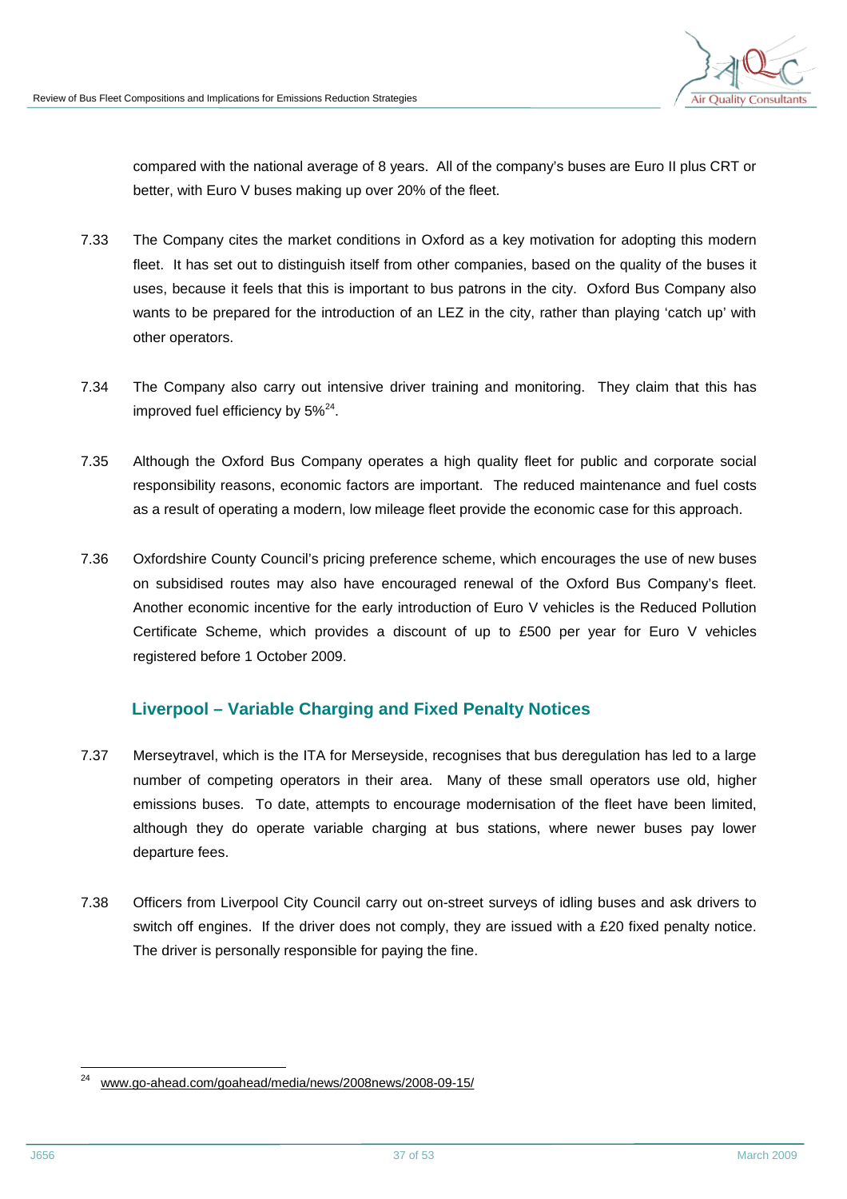compared with the national average of 8 years. All of the company's buses are Euro II plus CRT or better, with Euro V buses making up over 20% of the fleet.

7.33 The Company cites the market conditions in Oxford as a key motivation for adopting this modern fleet. It has set out to distinguish itself from other companies, based on the quality of the buses it uses, because it feels that this is important to bus patrons in the city. Oxford Bus Company also wants to be prepared for the introduction of an LEZ in the city, rather than playing 'catch up' with other operators.

7.34 The Company also carry out intensive driver training and monitoring. They claim that this has improved fuel efficiency by 5%[24].

7.35 Although the Oxford Bus Company operates a high quality fleet for public and corporate social responsibility reasons, economic factors are important. The reduced maintenance and fuel costs as a result of operating a modern, low mileage fleet provide the economic case for this approach.

7.36 Oxfordshire County Council's pricing preference scheme, which encourages the use of new buses on subsidised routes may also have encouraged renewal of the Oxford Bus Company's fleet. Another economic incentive for the early introduction of Euro V vehicles is the Reduced Pollution Certificate Scheme, which provides a discount of up to £500 per year for Euro V vehicles registered before 1 October 2009.

## Liverpool – Variable Charging and Fixed Penalty Notices

7.37 Merseytravel, which is the ITA for Merseyside, recognises that bus deregulation has led to a large number of competing operators in their area. Many of these small operators use old, higher emissions buses. To date, attempts to encourage modernisation of the fleet have been limited, although they do operate variable charging at bus stations, where newer buses pay lower departure fees.

7.38 Officers from Liverpool City Council carry out on-street surveys of idling buses and ask drivers to switch off engines. If the driver does not comply, they are issued with a £20 fixed penalty notice. The driver is personally responsible for paying the fine.

---

[24] www.go-ahead.com/goahead/media/news/2008news/2008-09-15/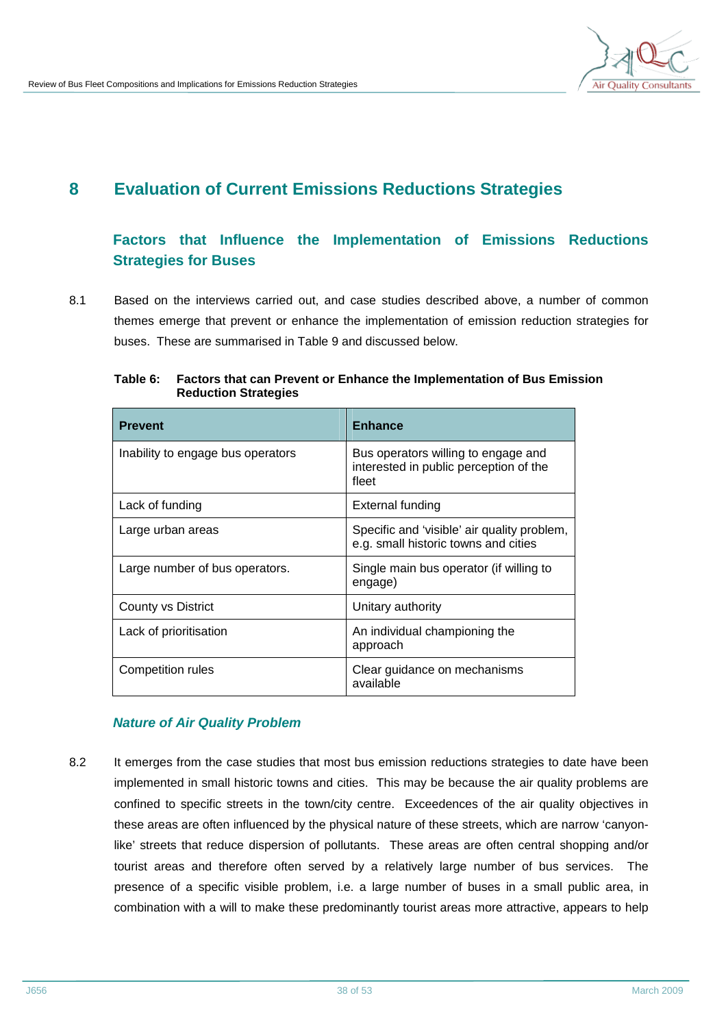# 8 Evaluation of Current Emissions Reductions Strategies

## Factors that Influence the Implementation of Emissions Reductions Strategies for Buses

8.1 Based on the interviews carried out, and case studies described above, a number of common themes emerge that prevent or enhance the implementation of emission reduction strategies for buses. These are summarised in Table 9 and discussed below.

**Table 6: Factors that can Prevent or Enhance the Implementation of Bus Emission Reduction Strategies**

| Prevent | Enhance |
|---|---|
| Inability to engage bus operators | Bus operators willing to engage and interested in public perception of the fleet |
| Lack of funding | External funding |
| Large urban areas | Specific and 'visible' air quality problem, e.g. small historic towns and cities |
| Large number of bus operators. | Single main bus operator (if willing to engage) |
| County vs District | Unitary authority |
| Lack of prioritisation | An individual championing the approach |
| Competition rules | Clear guidance on mechanisms available |

### *Nature of Air Quality Problem*

8.2 It emerges from the case studies that most bus emission reductions strategies to date have been implemented in small historic towns and cities. This may be because the air quality problems are confined to specific streets in the town/city centre. Exceedences of the air quality objectives in these areas are often influenced by the physical nature of these streets, which are narrow 'canyon-like' streets that reduce dispersion of pollutants. These areas are often central shopping and/or tourist areas and therefore often served by a relatively large number of bus services. The presence of a specific visible problem, i.e. a large number of buses in a small public area, in combination with a will to make these predominantly tourist areas more attractive, appears to help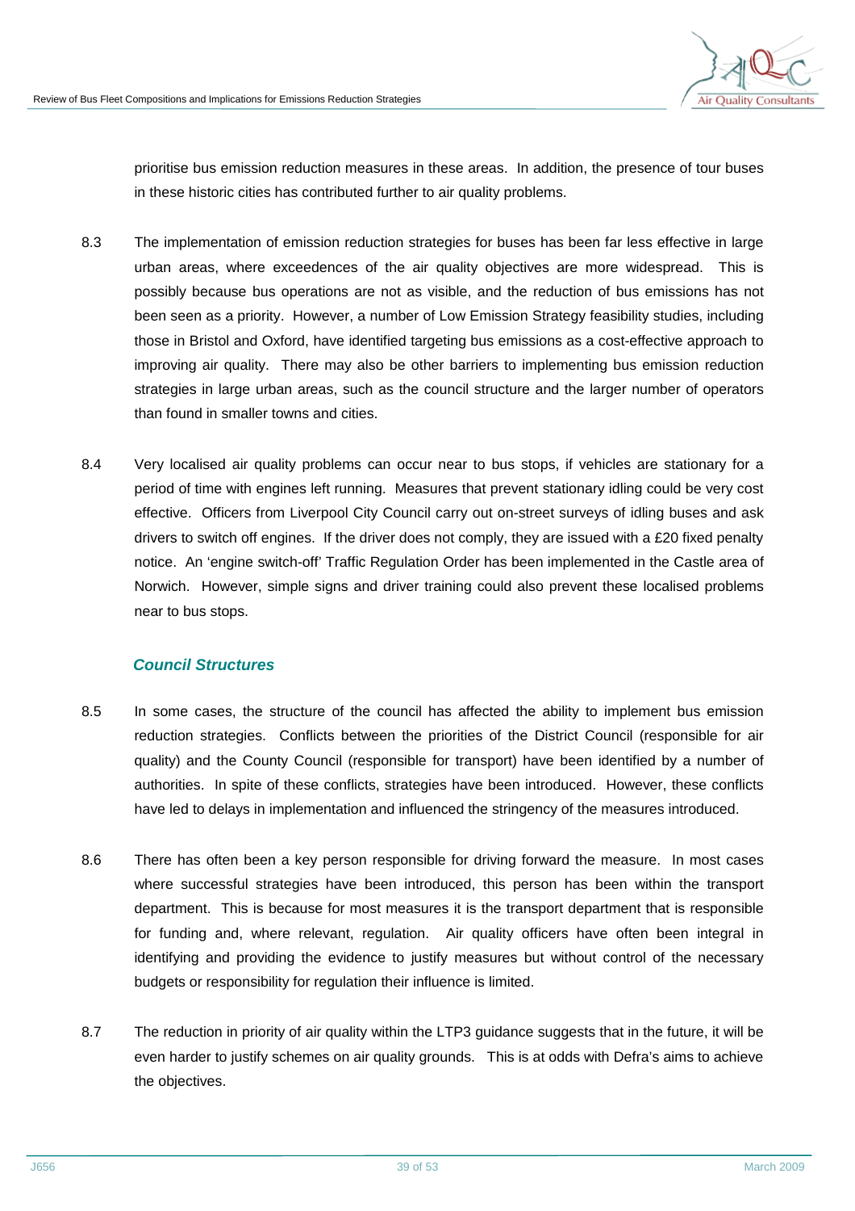prioritise bus emission reduction measures in these areas. In addition, the presence of tour buses in these historic cities has contributed further to air quality problems.

8.3 The implementation of emission reduction strategies for buses has been far less effective in large urban areas, where exceedences of the air quality objectives are more widespread. This is possibly because bus operations are not as visible, and the reduction of bus emissions has not been seen as a priority. However, a number of Low Emission Strategy feasibility studies, including those in Bristol and Oxford, have identified targeting bus emissions as a cost-effective approach to improving air quality. There may also be other barriers to implementing bus emission reduction strategies in large urban areas, such as the council structure and the larger number of operators than found in smaller towns and cities.

8.4 Very localised air quality problems can occur near to bus stops, if vehicles are stationary for a period of time with engines left running. Measures that prevent stationary idling could be very cost effective. Officers from Liverpool City Council carry out on-street surveys of idling buses and ask drivers to switch off engines. If the driver does not comply, they are issued with a £20 fixed penalty notice. An 'engine switch-off' Traffic Regulation Order has been implemented in the Castle area of Norwich. However, simple signs and driver training could also prevent these localised problems near to bus stops.

### *Council Structures*

8.5 In some cases, the structure of the council has affected the ability to implement bus emission reduction strategies. Conflicts between the priorities of the District Council (responsible for air quality) and the County Council (responsible for transport) have been identified by a number of authorities. In spite of these conflicts, strategies have been introduced. However, these conflicts have led to delays in implementation and influenced the stringency of the measures introduced.

8.6 There has often been a key person responsible for driving forward the measure. In most cases where successful strategies have been introduced, this person has been within the transport department. This is because for most measures it is the transport department that is responsible for funding and, where relevant, regulation. Air quality officers have often been integral in identifying and providing the evidence to justify measures but without control of the necessary budgets or responsibility for regulation their influence is limited.

8.7 The reduction in priority of air quality within the LTP3 guidance suggests that in the future, it will be even harder to justify schemes on air quality grounds. This is at odds with Defra's aims to achieve the objectives.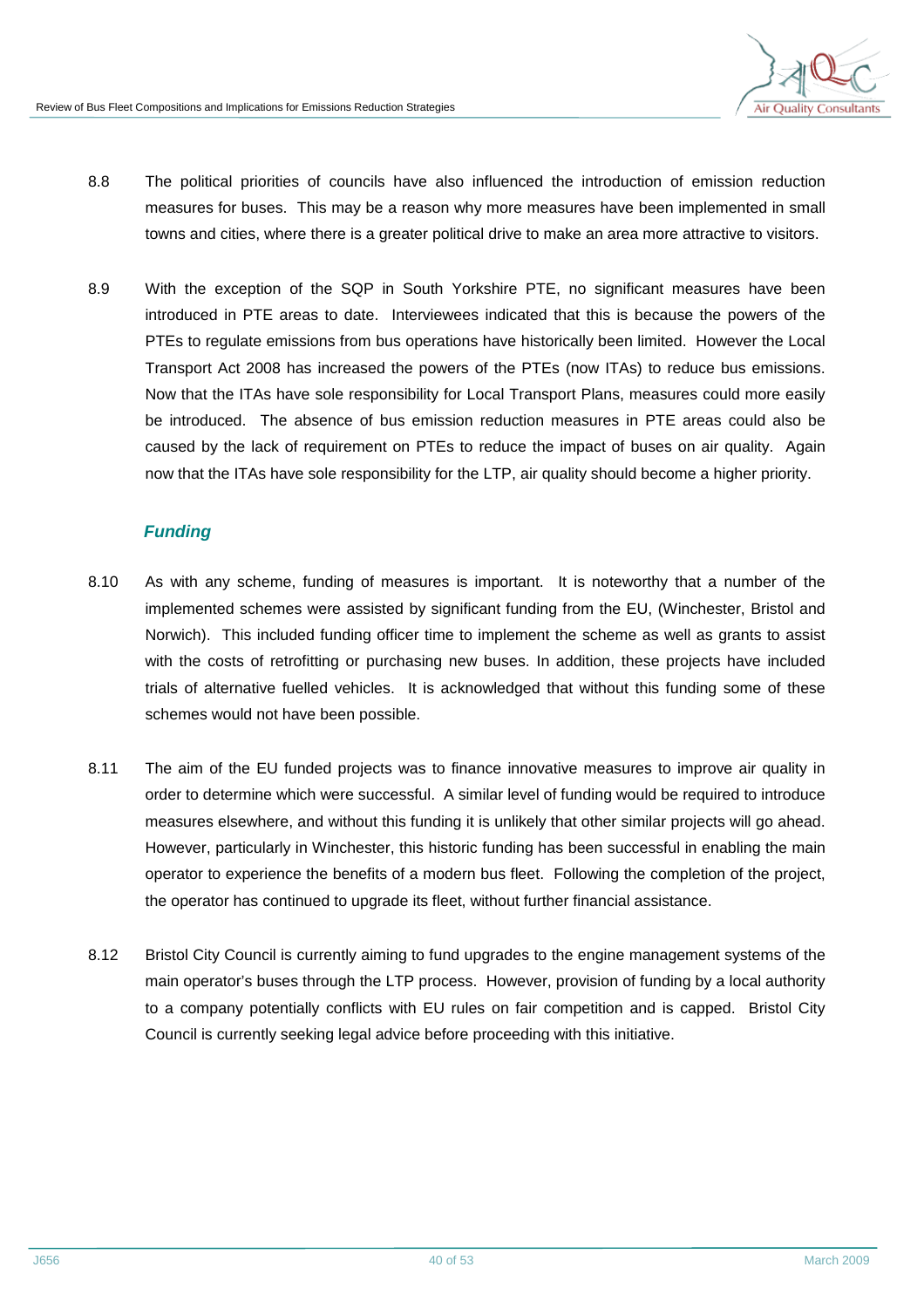8.8 The political priorities of councils have also influenced the introduction of emission reduction measures for buses. This may be a reason why more measures have been implemented in small towns and cities, where there is a greater political drive to make an area more attractive to visitors.

8.9 With the exception of the SQP in South Yorkshire PTE, no significant measures have been introduced in PTE areas to date. Interviewees indicated that this is because the powers of the PTEs to regulate emissions from bus operations have historically been limited. However the Local Transport Act 2008 has increased the powers of the PTEs (now ITAs) to reduce bus emissions. Now that the ITAs have sole responsibility for Local Transport Plans, measures could more easily be introduced. The absence of bus emission reduction measures in PTE areas could also be caused by the lack of requirement on PTEs to reduce the impact of buses on air quality. Again now that the ITAs have sole responsibility for the LTP, air quality should become a higher priority.

### *Funding*

8.10 As with any scheme, funding of measures is important. It is noteworthy that a number of the implemented schemes were assisted by significant funding from the EU, (Winchester, Bristol and Norwich). This included funding officer time to implement the scheme as well as grants to assist with the costs of retrofitting or purchasing new buses. In addition, these projects have included trials of alternative fuelled vehicles. It is acknowledged that without this funding some of these schemes would not have been possible.

8.11 The aim of the EU funded projects was to finance innovative measures to improve air quality in order to determine which were successful. A similar level of funding would be required to introduce measures elsewhere, and without this funding it is unlikely that other similar projects will go ahead. However, particularly in Winchester, this historic funding has been successful in enabling the main operator to experience the benefits of a modern bus fleet. Following the completion of the project, the operator has continued to upgrade its fleet, without further financial assistance.

8.12 Bristol City Council is currently aiming to fund upgrades to the engine management systems of the main operator's buses through the LTP process. However, provision of funding by a local authority to a company potentially conflicts with EU rules on fair competition and is capped. Bristol City Council is currently seeking legal advice before proceeding with this initiative.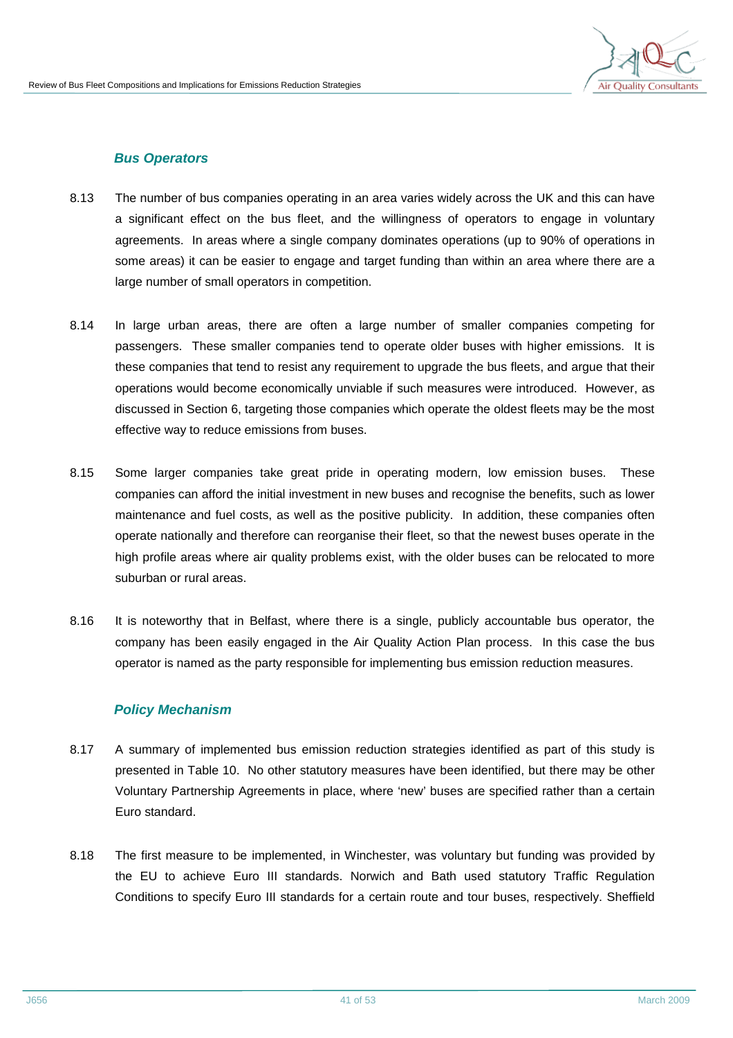### *Bus Operators*

8.13 The number of bus companies operating in an area varies widely across the UK and this can have a significant effect on the bus fleet, and the willingness of operators to engage in voluntary agreements. In areas where a single company dominates operations (up to 90% of operations in some areas) it can be easier to engage and target funding than within an area where there are a large number of small operators in competition.

8.14 In large urban areas, there are often a large number of smaller companies competing for passengers. These smaller companies tend to operate older buses with higher emissions. It is these companies that tend to resist any requirement to upgrade the bus fleets, and argue that their operations would become economically unviable if such measures were introduced. However, as discussed in Section 6, targeting those companies which operate the oldest fleets may be the most effective way to reduce emissions from buses.

8.15 Some larger companies take great pride in operating modern, low emission buses. These companies can afford the initial investment in new buses and recognise the benefits, such as lower maintenance and fuel costs, as well as the positive publicity. In addition, these companies often operate nationally and therefore can reorganise their fleet, so that the newest buses operate in the high profile areas where air quality problems exist, with the older buses can be relocated to more suburban or rural areas.

8.16 It is noteworthy that in Belfast, where there is a single, publicly accountable bus operator, the company has been easily engaged in the Air Quality Action Plan process. In this case the bus operator is named as the party responsible for implementing bus emission reduction measures.

### *Policy Mechanism*

8.17 A summary of implemented bus emission reduction strategies identified as part of this study is presented in Table 10. No other statutory measures have been identified, but there may be other Voluntary Partnership Agreements in place, where 'new' buses are specified rather than a certain Euro standard.

8.18 The first measure to be implemented, in Winchester, was voluntary but funding was provided by the EU to achieve Euro III standards. Norwich and Bath used statutory Traffic Regulation Conditions to specify Euro III standards for a certain route and tour buses, respectively. Sheffield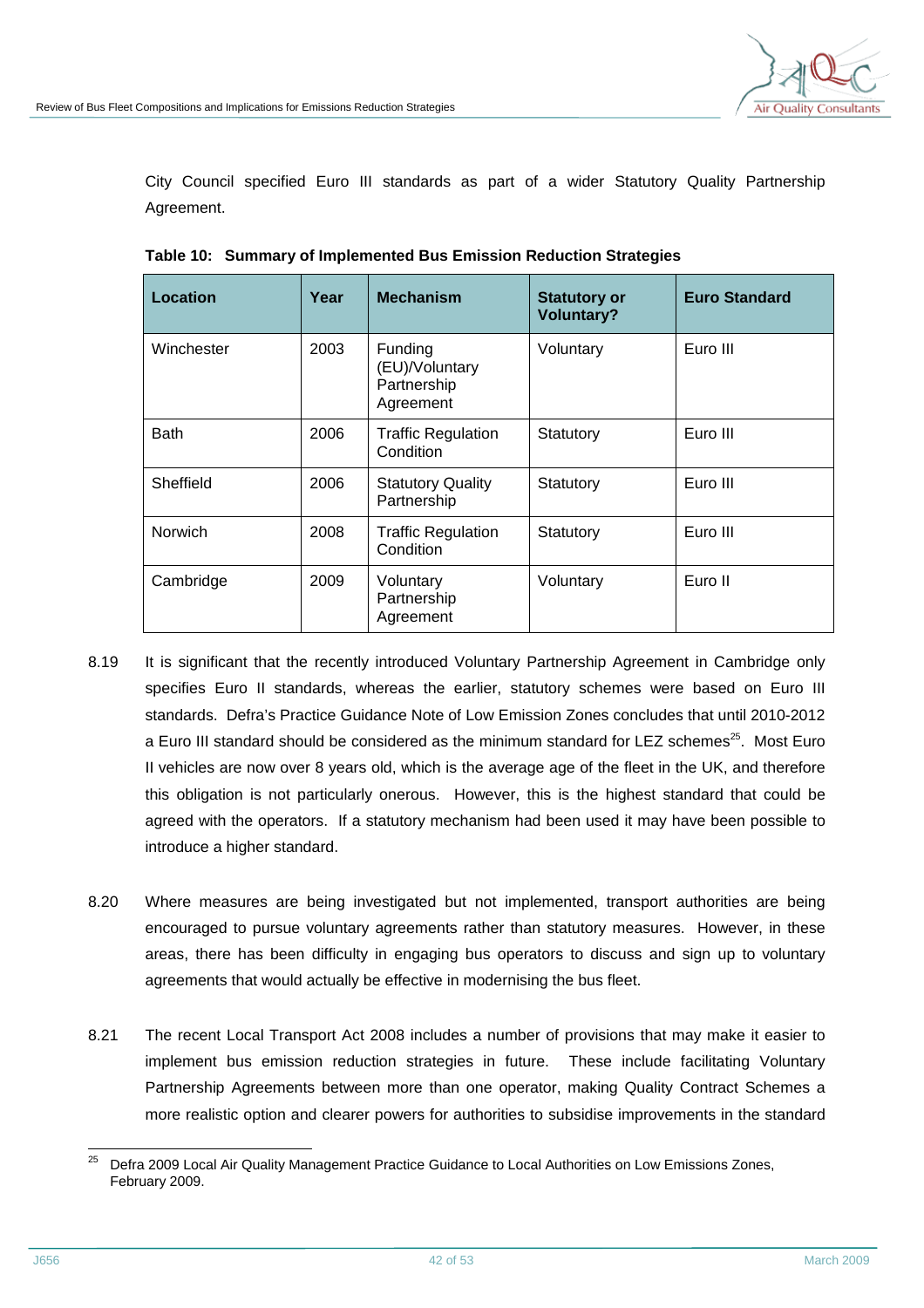City Council specified Euro III standards as part of a wider Statutory Quality Partnership Agreement.

**Table 10: Summary of Implemented Bus Emission Reduction Strategies**

| Location | Year | Mechanism | Statutory or Voluntary? | Euro Standard |
|---|---|---|---|---|
| Winchester | 2003 | Funding (EU)/Voluntary Partnership Agreement | Voluntary | Euro III |
| Bath | 2006 | Traffic Regulation Condition | Statutory | Euro III |
| Sheffield | 2006 | Statutory Quality Partnership | Statutory | Euro III |
| Norwich | 2008 | Traffic Regulation Condition | Statutory | Euro III |
| Cambridge | 2009 | Voluntary Partnership Agreement | Voluntary | Euro II |

8.19 It is significant that the recently introduced Voluntary Partnership Agreement in Cambridge only specifies Euro II standards, whereas the earlier, statutory schemes were based on Euro III standards. Defra's Practice Guidance Note of Low Emission Zones concludes that until 2010-2012 a Euro III standard should be considered as the minimum standard for LEZ schemes[25]. Most Euro II vehicles are now over 8 years old, which is the average age of the fleet in the UK, and therefore this obligation is not particularly onerous. However, this is the highest standard that could be agreed with the operators. If a statutory mechanism had been used it may have been possible to introduce a higher standard.

8.20 Where measures are being investigated but not implemented, transport authorities are being encouraged to pursue voluntary agreements rather than statutory measures. However, in these areas, there has been difficulty in engaging bus operators to discuss and sign up to voluntary agreements that would actually be effective in modernising the bus fleet.

8.21 The recent Local Transport Act 2008 includes a number of provisions that may make it easier to implement bus emission reduction strategies in future. These include facilitating Voluntary Partnership Agreements between more than one operator, making Quality Contract Schemes a more realistic option and clearer powers for authorities to subsidise improvements in the standard

[25] Defra 2009 Local Air Quality Management Practice Guidance to Local Authorities on Low Emissions Zones, February 2009.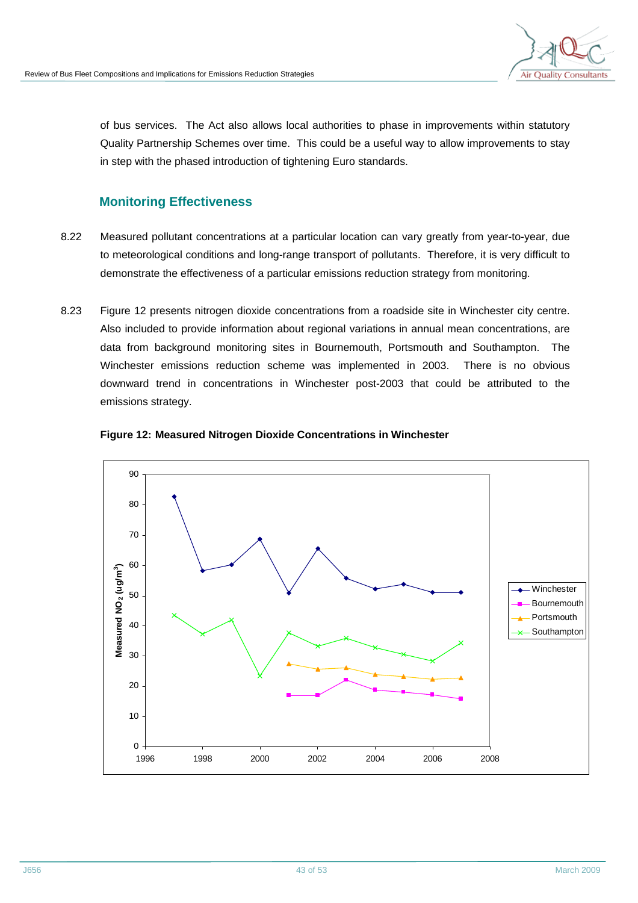of bus services. The Act also allows local authorities to phase in improvements within statutory Quality Partnership Schemes over time. This could be a useful way to allow improvements to stay in step with the phased introduction of tightening Euro standards.

## Monitoring Effectiveness

8.22 Measured pollutant concentrations at a particular location can vary greatly from year-to-year, due to meteorological conditions and long-range transport of pollutants. Therefore, it is very difficult to demonstrate the effectiveness of a particular emissions reduction strategy from monitoring.

8.23 Figure 12 presents nitrogen dioxide concentrations from a roadside site in Winchester city centre. Also included to provide information about regional variations in annual mean concentrations, are data from background monitoring sites in Bournemouth, Portsmouth and Southampton. The Winchester emissions reduction scheme was implemented in 2003. There is no obvious downward trend in concentrations in Winchester post-2003 that could be attributed to the emissions strategy.

**Figure 12: Measured Nitrogen Dioxide Concentrations in Winchester**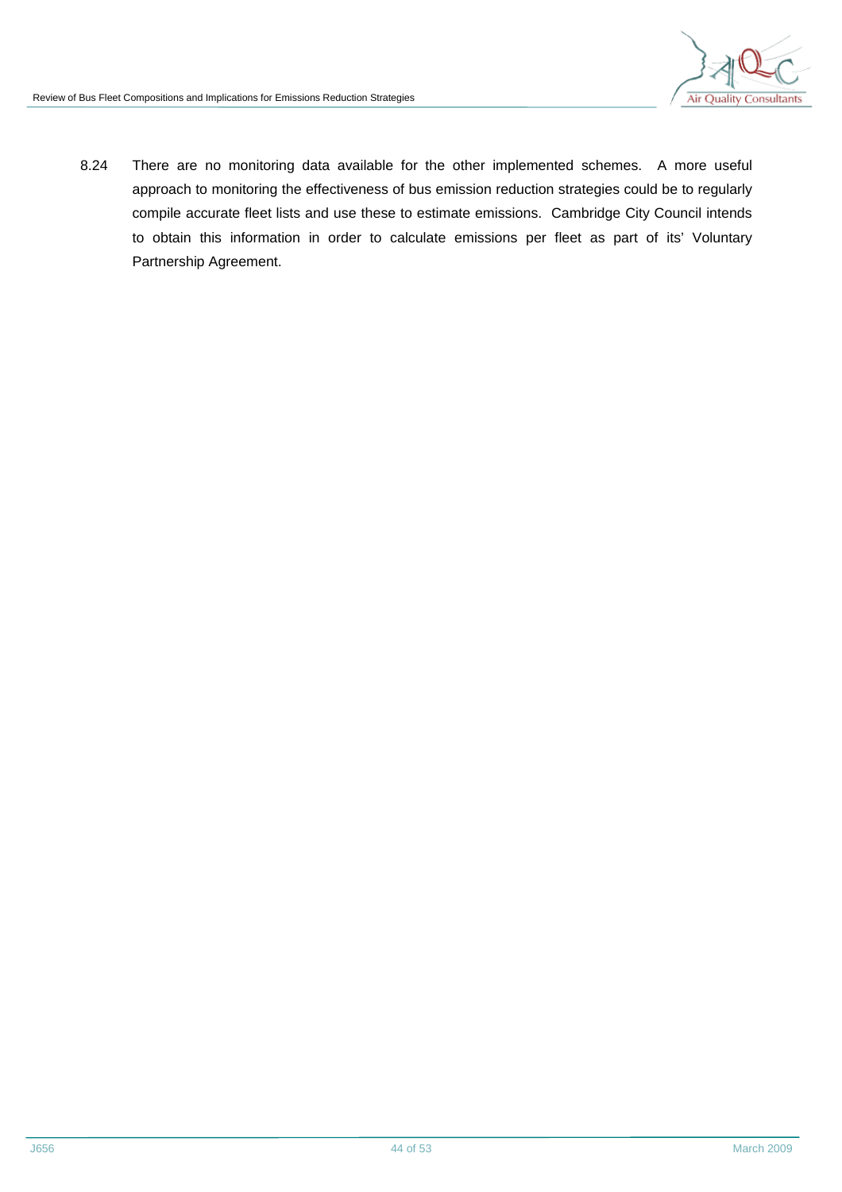8.24 There are no monitoring data available for the other implemented schemes. A more useful approach to monitoring the effectiveness of bus emission reduction strategies could be to regularly compile accurate fleet lists and use these to estimate emissions. Cambridge City Council intends to obtain this information in order to calculate emissions per fleet as part of its' Voluntary Partnership Agreement.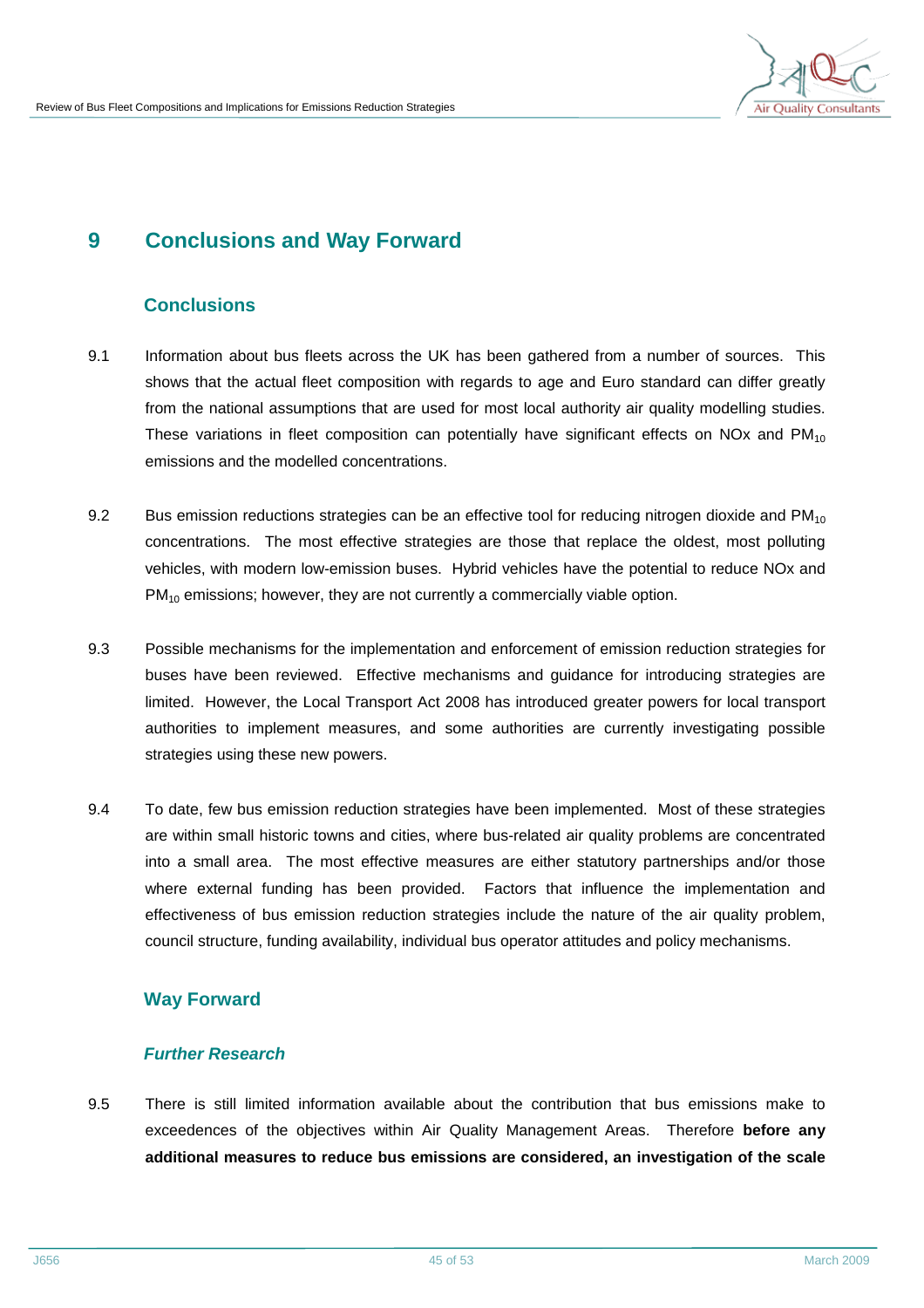# 9 Conclusions and Way Forward

## Conclusions

9.1 Information about bus fleets across the UK has been gathered from a number of sources. This shows that the actual fleet composition with regards to age and Euro standard can differ greatly from the national assumptions that are used for most local authority air quality modelling studies. These variations in fleet composition can potentially have significant effects on NOx and $PM_{10}$ emissions and the modelled concentrations.

9.2 Bus emission reductions strategies can be an effective tool for reducing nitrogen dioxide and $PM_{10}$ concentrations. The most effective strategies are those that replace the oldest, most polluting vehicles, with modern low-emission buses. Hybrid vehicles have the potential to reduce NOx and $PM_{10}$ emissions; however, they are not currently a commercially viable option.

9.3 Possible mechanisms for the implementation and enforcement of emission reduction strategies for buses have been reviewed. Effective mechanisms and guidance for introducing strategies are limited. However, the Local Transport Act 2008 has introduced greater powers for local transport authorities to implement measures, and some authorities are currently investigating possible strategies using these new powers.

9.4 To date, few bus emission reduction strategies have been implemented. Most of these strategies are within small historic towns and cities, where bus-related air quality problems are concentrated into a small area. The most effective measures are either statutory partnerships and/or those where external funding has been provided. Factors that influence the implementation and effectiveness of bus emission reduction strategies include the nature of the air quality problem, council structure, funding availability, individual bus operator attitudes and policy mechanisms.

## Way Forward

### *Further Research*

9.5 There is still limited information available about the contribution that bus emissions make to exceedences of the objectives within Air Quality Management Areas. Therefore **before any additional measures to reduce bus emissions are considered, an investigation of the scale**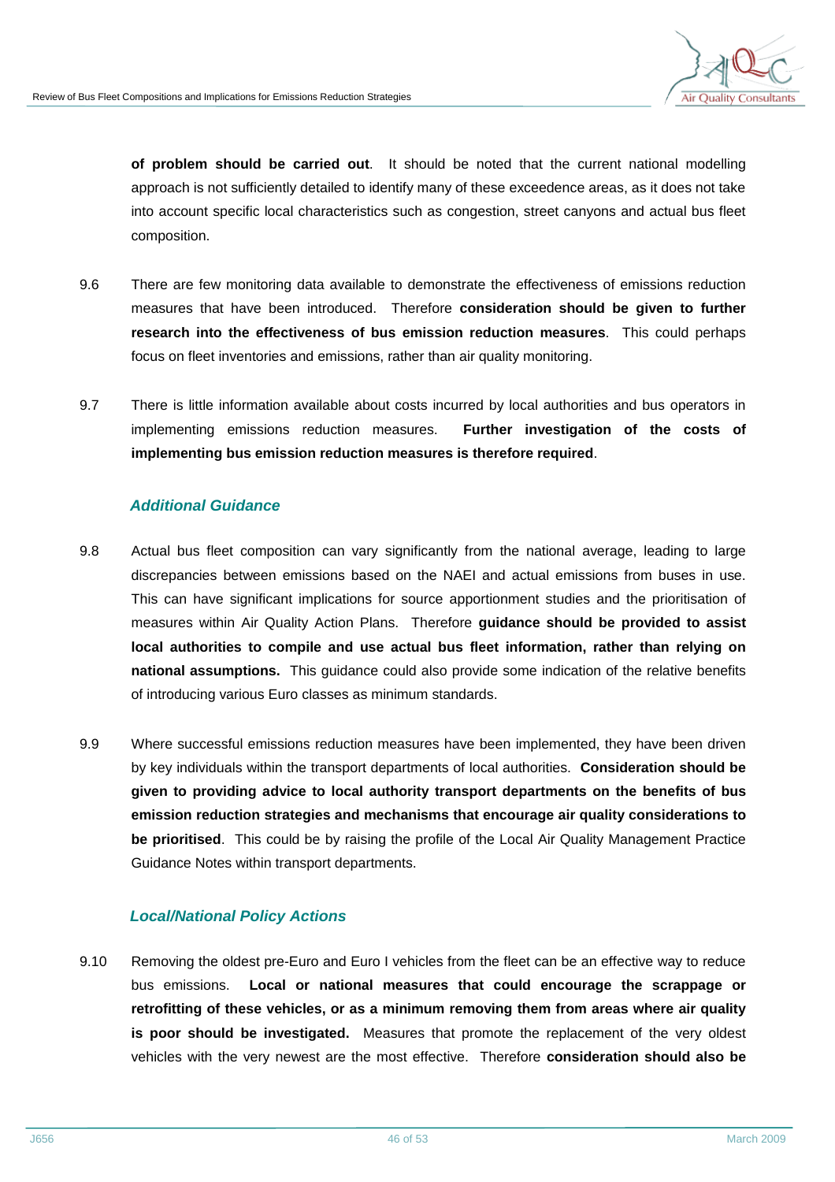**of problem should be carried out**. It should be noted that the current national modelling approach is not sufficiently detailed to identify many of these exceedence areas, as it does not take into account specific local characteristics such as congestion, street canyons and actual bus fleet composition.

9.6 There are few monitoring data available to demonstrate the effectiveness of emissions reduction measures that have been introduced. Therefore **consideration should be given to further research into the effectiveness of bus emission reduction measures**. This could perhaps focus on fleet inventories and emissions, rather than air quality monitoring.

9.7 There is little information available about costs incurred by local authorities and bus operators in implementing emissions reduction measures. **Further investigation of the costs of implementing bus emission reduction measures is therefore required**.

### *Additional Guidance*

9.8 Actual bus fleet composition can vary significantly from the national average, leading to large discrepancies between emissions based on the NAEI and actual emissions from buses in use. This can have significant implications for source apportionment studies and the prioritisation of measures within Air Quality Action Plans. Therefore **guidance should be provided to assist local authorities to compile and use actual bus fleet information, rather than relying on national assumptions.** This guidance could also provide some indication of the relative benefits of introducing various Euro classes as minimum standards.

9.9 Where successful emissions reduction measures have been implemented, they have been driven by key individuals within the transport departments of local authorities. **Consideration should be given to providing advice to local authority transport departments on the benefits of bus emission reduction strategies and mechanisms that encourage air quality considerations to be prioritised**. This could be by raising the profile of the Local Air Quality Management Practice Guidance Notes within transport departments.

### *Local/National Policy Actions*

9.10 Removing the oldest pre-Euro and Euro I vehicles from the fleet can be an effective way to reduce bus emissions. **Local or national measures that could encourage the scrappage or retrofitting of these vehicles, or as a minimum removing them from areas where air quality is poor should be investigated.** Measures that promote the replacement of the very oldest vehicles with the very newest are the most effective. Therefore **consideration should also be**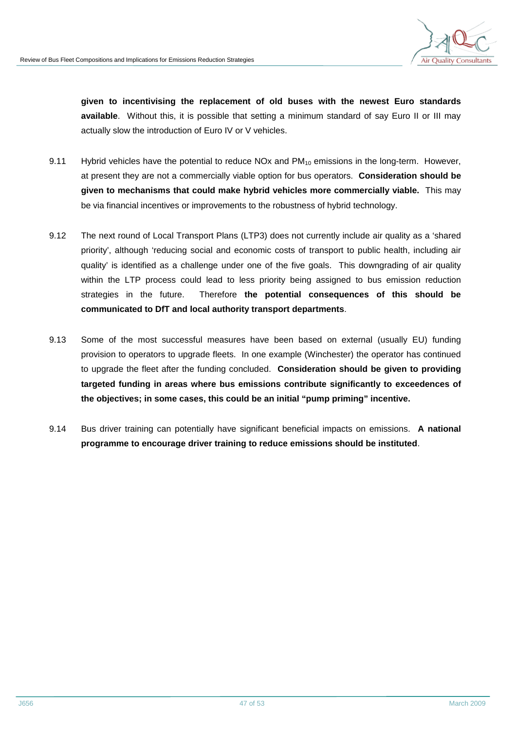**given to incentivising the replacement of old buses with the newest Euro standards available**. Without this, it is possible that setting a minimum standard of say Euro II or III may actually slow the introduction of Euro IV or V vehicles.

9.11 Hybrid vehicles have the potential to reduce NOx and $PM_{10}$ emissions in the long-term. However, at present they are not a commercially viable option for bus operators. **Consideration should be given to mechanisms that could make hybrid vehicles more commercially viable.** This may be via financial incentives or improvements to the robustness of hybrid technology.

9.12 The next round of Local Transport Plans (LTP3) does not currently include air quality as a 'shared priority', although 'reducing social and economic costs of transport to public health, including air quality' is identified as a challenge under one of the five goals. This downgrading of air quality within the LTP process could lead to less priority being assigned to bus emission reduction strategies in the future. Therefore **the potential consequences of this should be communicated to DfT and local authority transport departments**.

9.13 Some of the most successful measures have been based on external (usually EU) funding provision to operators to upgrade fleets. In one example (Winchester) the operator has continued to upgrade the fleet after the funding concluded. **Consideration should be given to providing targeted funding in areas where bus emissions contribute significantly to exceedences of the objectives; in some cases, this could be an initial "pump priming" incentive.**

9.14 Bus driver training can potentially have significant beneficial impacts on emissions. **A national programme to encourage driver training to reduce emissions should be instituted**.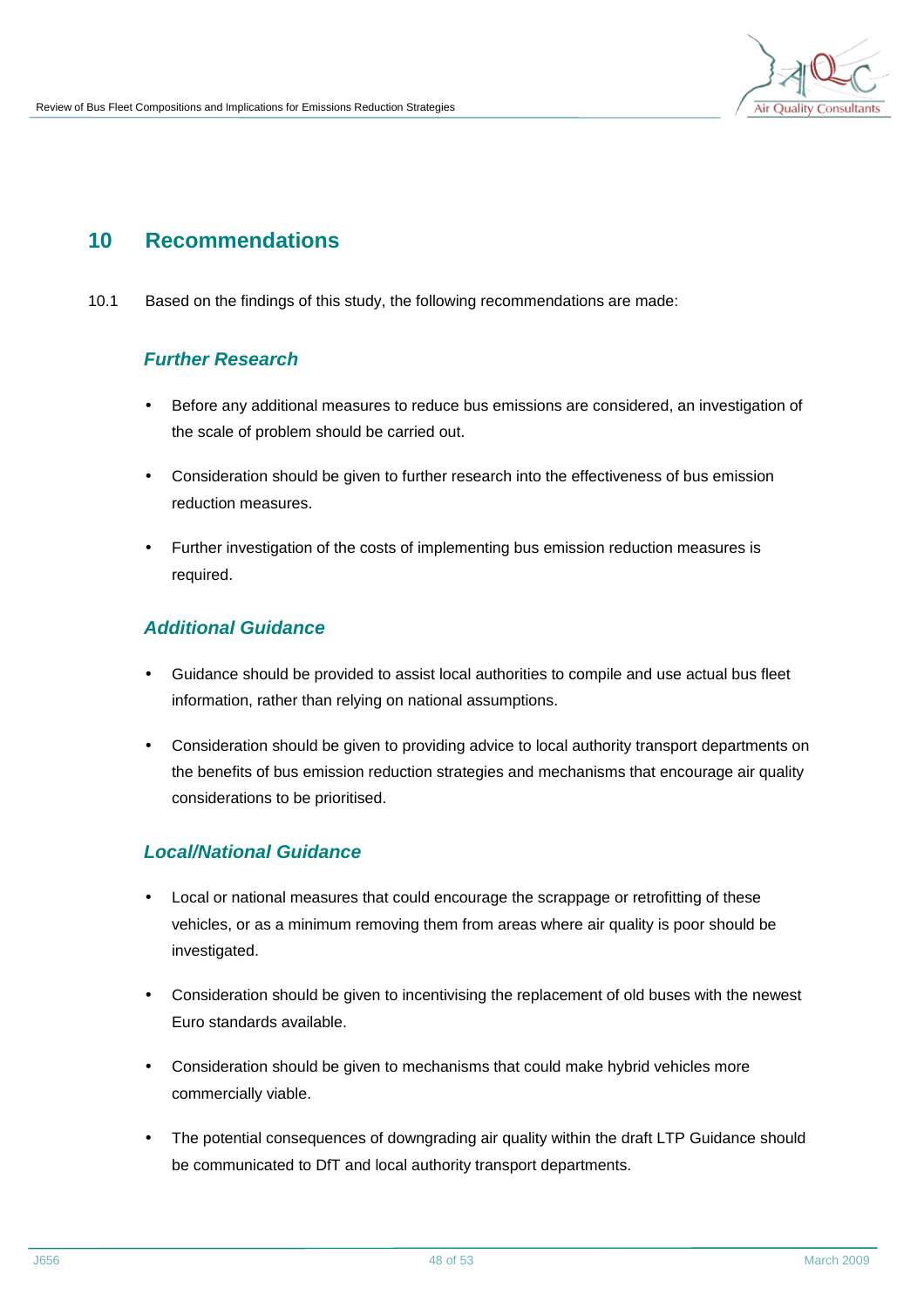# 10 Recommendations

10.1 Based on the findings of this study, the following recommendations are made:

### *Further Research*

- Before any additional measures to reduce bus emissions are considered, an investigation of the scale of problem should be carried out.
- Consideration should be given to further research into the effectiveness of bus emission reduction measures.
- Further investigation of the costs of implementing bus emission reduction measures is required.

### *Additional Guidance*

- Guidance should be provided to assist local authorities to compile and use actual bus fleet information, rather than relying on national assumptions.
- Consideration should be given to providing advice to local authority transport departments on the benefits of bus emission reduction strategies and mechanisms that encourage air quality considerations to be prioritised.

### *Local/National Guidance*

- Local or national measures that could encourage the scrappage or retrofitting of these vehicles, or as a minimum removing them from areas where air quality is poor should be investigated.
- Consideration should be given to incentivising the replacement of old buses with the newest Euro standards available.
- Consideration should be given to mechanisms that could make hybrid vehicles more commercially viable.
- The potential consequences of downgrading air quality within the draft LTP Guidance should be communicated to DfT and local authority transport departments.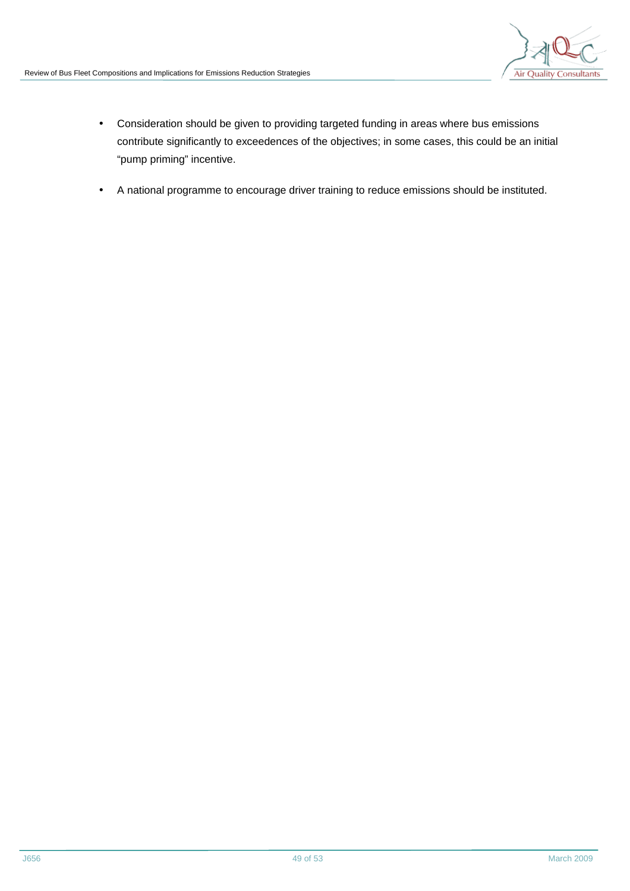- Consideration should be given to providing targeted funding in areas where bus emissions contribute significantly to exceedences of the objectives; in some cases, this could be an initial "pump priming" incentive.

- A national programme to encourage driver training to reduce emissions should be instituted.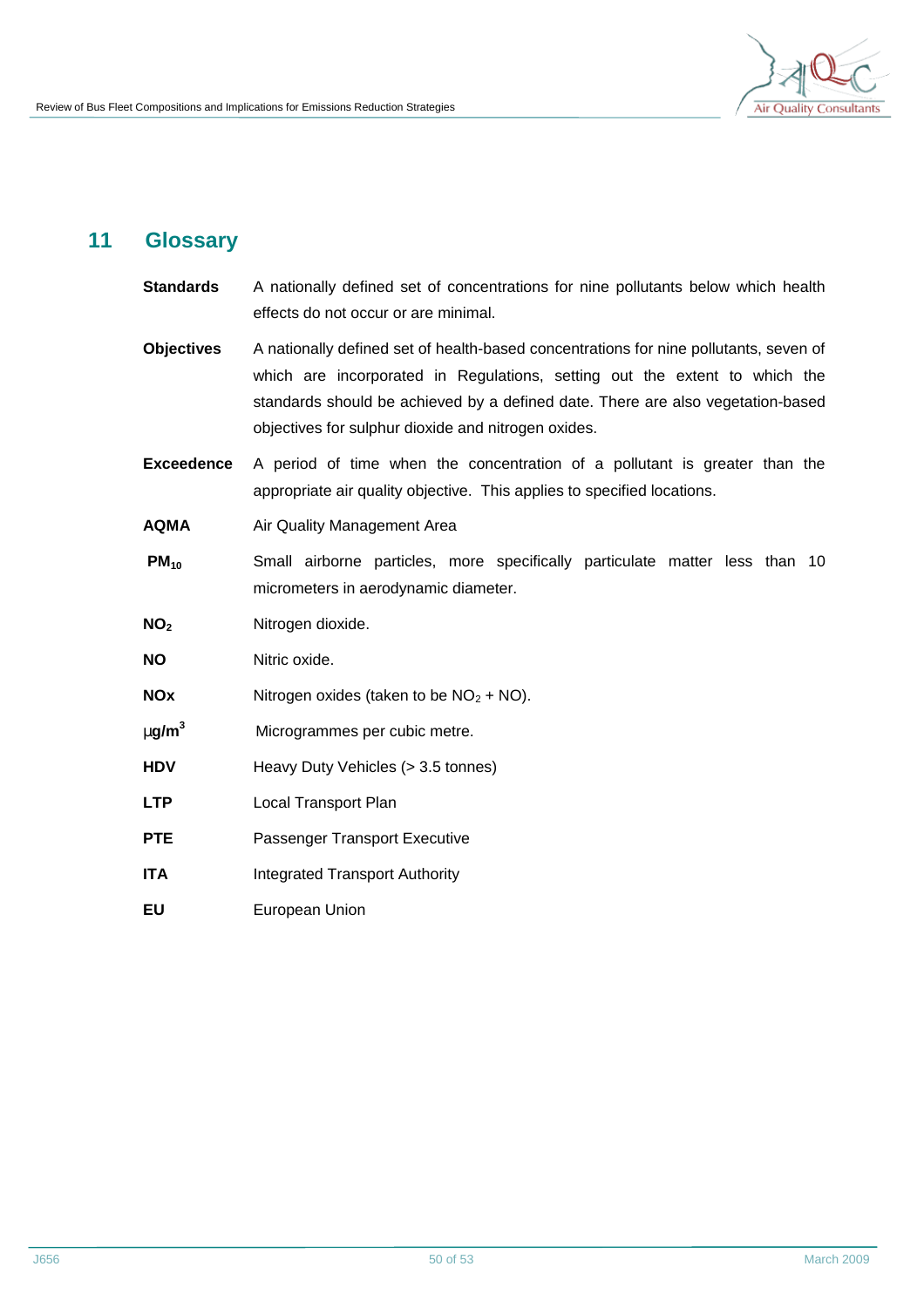## 11 Glossary

**Standards** A nationally defined set of concentrations for nine pollutants below which health effects do not occur or are minimal.

**Objectives** A nationally defined set of health-based concentrations for nine pollutants, seven of which are incorporated in Regulations, setting out the extent to which the standards should be achieved by a defined date. There are also vegetation-based objectives for sulphur dioxide and nitrogen oxides.

**Exceedence** A period of time when the concentration of a pollutant is greater than the appropriate air quality objective. This applies to specified locations.

**AQMA** Air Quality Management Area

**$PM_{10}$** Small airborne particles, more specifically particulate matter less than 10 micrometers in aerodynamic diameter.

**$NO_2$** Nitrogen dioxide.

**NO** Nitric oxide.

**NOx** Nitrogen oxides (taken to be $NO_2$ + NO).

**$\mu g/m^3$** Microgrammes per cubic metre.

**HDV** Heavy Duty Vehicles (> 3.5 tonnes)

**LTP** Local Transport Plan

**PTE** Passenger Transport Executive

**ITA** Integrated Transport Authority

**EU** European Union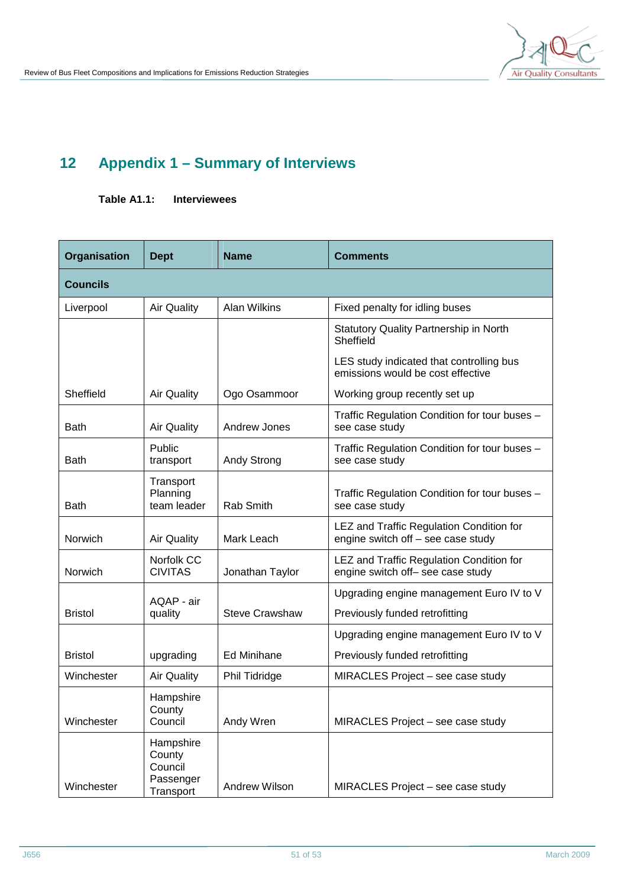# 12 Appendix 1 – Summary of Interviews

**Table A1.1: Interviewees**

| Organisation | Dept | Name | Comments |
|---|---|---|---|
| **Councils** | | | |
| Liverpool | Air Quality | Alan Wilkins | Fixed penalty for idling buses |
| Sheffield | Air Quality | Ogo Osammoor | Statutory Quality Partnership in North Sheffield<br>LES study indicated that controlling bus emissions would be cost effective<br>Working group recently set up |
| Bath | Air Quality | Andrew Jones | Traffic Regulation Condition for tour buses – see case study |
| Bath | Public transport | Andy Strong | Traffic Regulation Condition for tour buses – see case study |
| Bath | Transport Planning team leader | Rab Smith | Traffic Regulation Condition for tour buses – see case study |
| Norwich | Air Quality | Mark Leach | LEZ and Traffic Regulation Condition for engine switch off – see case study |
| Norwich | Norfolk CC CIVITAS | Jonathan Taylor | LEZ and Traffic Regulation Condition for engine switch off– see case study |
| Bristol | AQAP - air quality | Steve Crawshaw | Upgrading engine management Euro IV to V<br>Previously funded retrofitting |
| Bristol | upgrading | Ed Minihane | Upgrading engine management Euro IV to V<br>Previously funded retrofitting |
| Winchester | Air Quality | Phil Tidridge | MIRACLES Project – see case study |
| Winchester | Hampshire County Council | Andy Wren | MIRACLES Project – see case study |
| Winchester | Hampshire County Council Passenger Transport | Andrew Wilson | MIRACLES Project – see case study |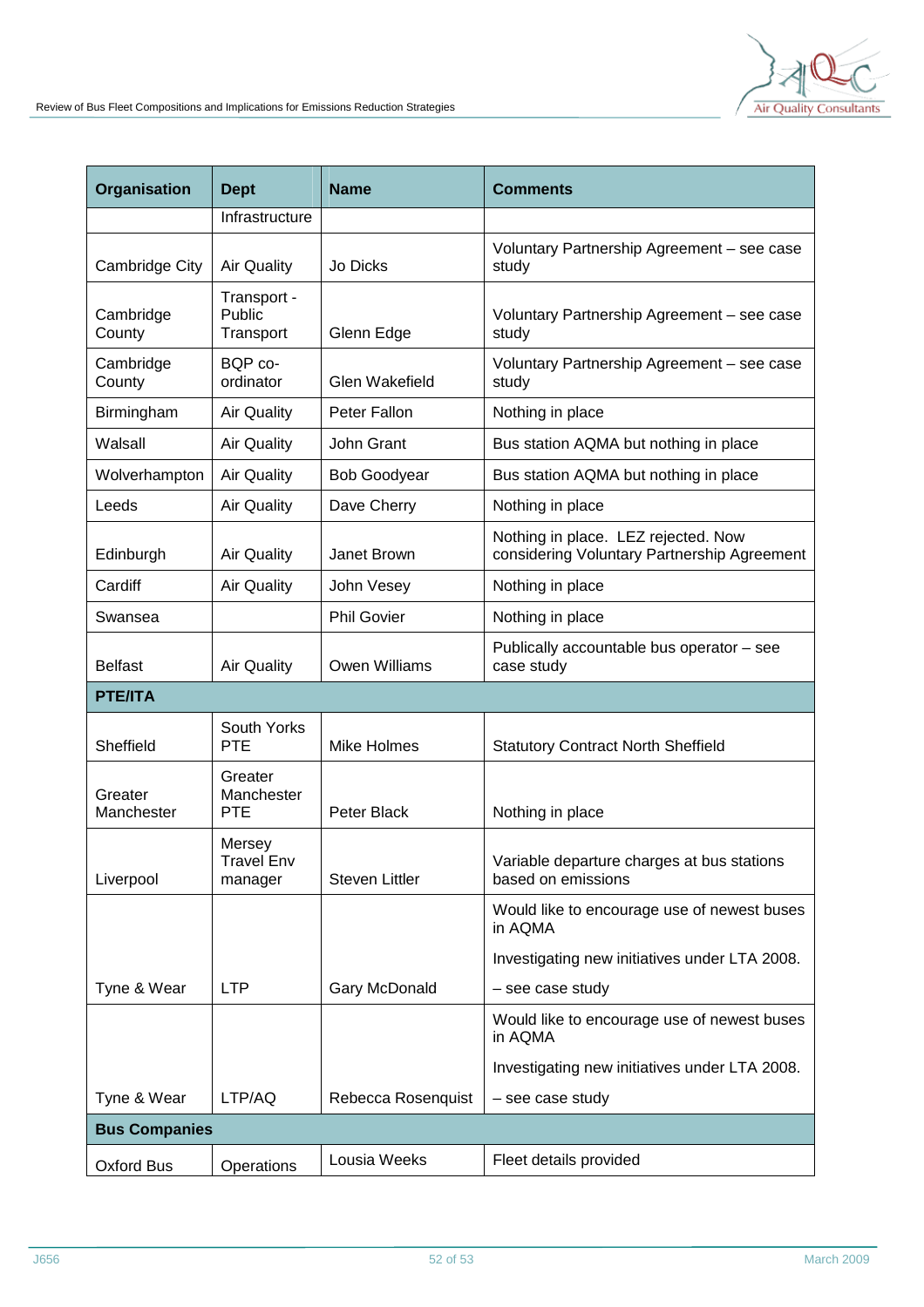| Organisation | Dept | Name | Comments |
|---|---|---|---|
| | Infrastructure | | |
| Cambridge City | Air Quality | Jo Dicks | Voluntary Partnership Agreement – see case study |
| Cambridge County | Transport - Public Transport | Glenn Edge | Voluntary Partnership Agreement – see case study |
| Cambridge County | BQP co-ordinator | Glen Wakefield | Voluntary Partnership Agreement – see case study |
| Birmingham | Air Quality | Peter Fallon | Nothing in place |
| Walsall | Air Quality | John Grant | Bus station AQMA but nothing in place |
| Wolverhampton | Air Quality | Bob Goodyear | Bus station AQMA but nothing in place |
| Leeds | Air Quality | Dave Cherry | Nothing in place |
| Edinburgh | Air Quality | Janet Brown | Nothing in place. LEZ rejected. Now considering Voluntary Partnership Agreement |
| Cardiff | Air Quality | John Vesey | Nothing in place |
| Swansea | | Phil Govier | Nothing in place |
| Belfast | Air Quality | Owen Williams | Publically accountable bus operator – see case study |
| **PTE/ITA** | | | |
| Sheffield | South Yorks PTE | Mike Holmes | Statutory Contract North Sheffield |
| Greater Manchester | Greater Manchester PTE | Peter Black | Nothing in place |
| Liverpool | Mersey Travel Env manager | Steven Littler | Variable departure charges at bus stations based on emissions |
| Tyne & Wear | LTP | Gary McDonald | Would like to encourage use of newest buses in AQMA<br>Investigating new initiatives under LTA 2008.<br>– see case study |
| Tyne & Wear | LTP/AQ | Rebecca Rosenquist | Would like to encourage use of newest buses in AQMA<br>Investigating new initiatives under LTA 2008.<br>– see case study |
| **Bus Companies** | | | |
| Oxford Bus | Operations | Lousia Weeks | Fleet details provided |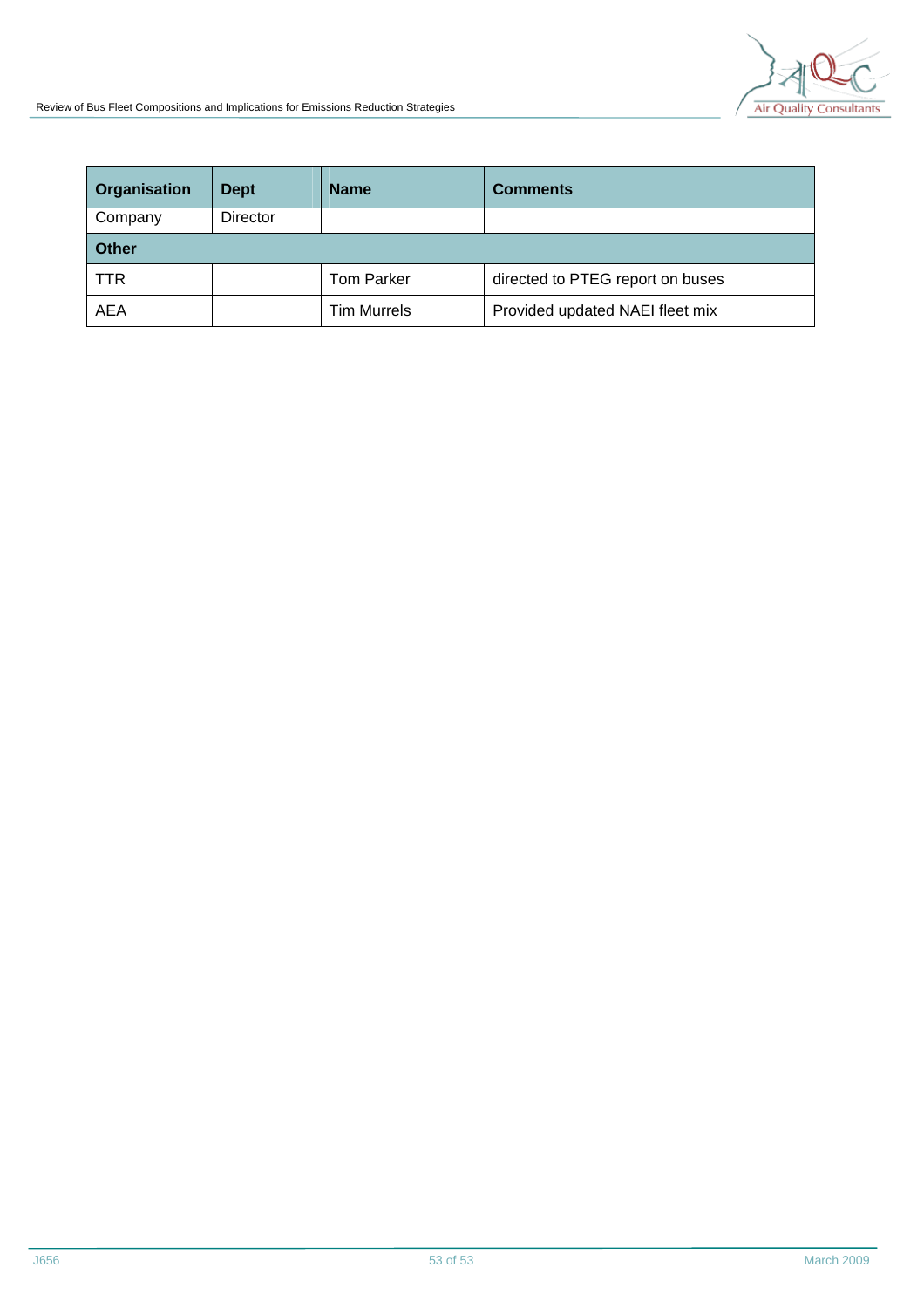| Organisation | Dept | Name | Comments |
|---|---|---|---|
| Company | Director | | |
| **Other** | | | |
| TTR | | Tom Parker | directed to PTEG report on buses |
| AEA | | Tim Murrels | Provided updated NAEI fleet mix |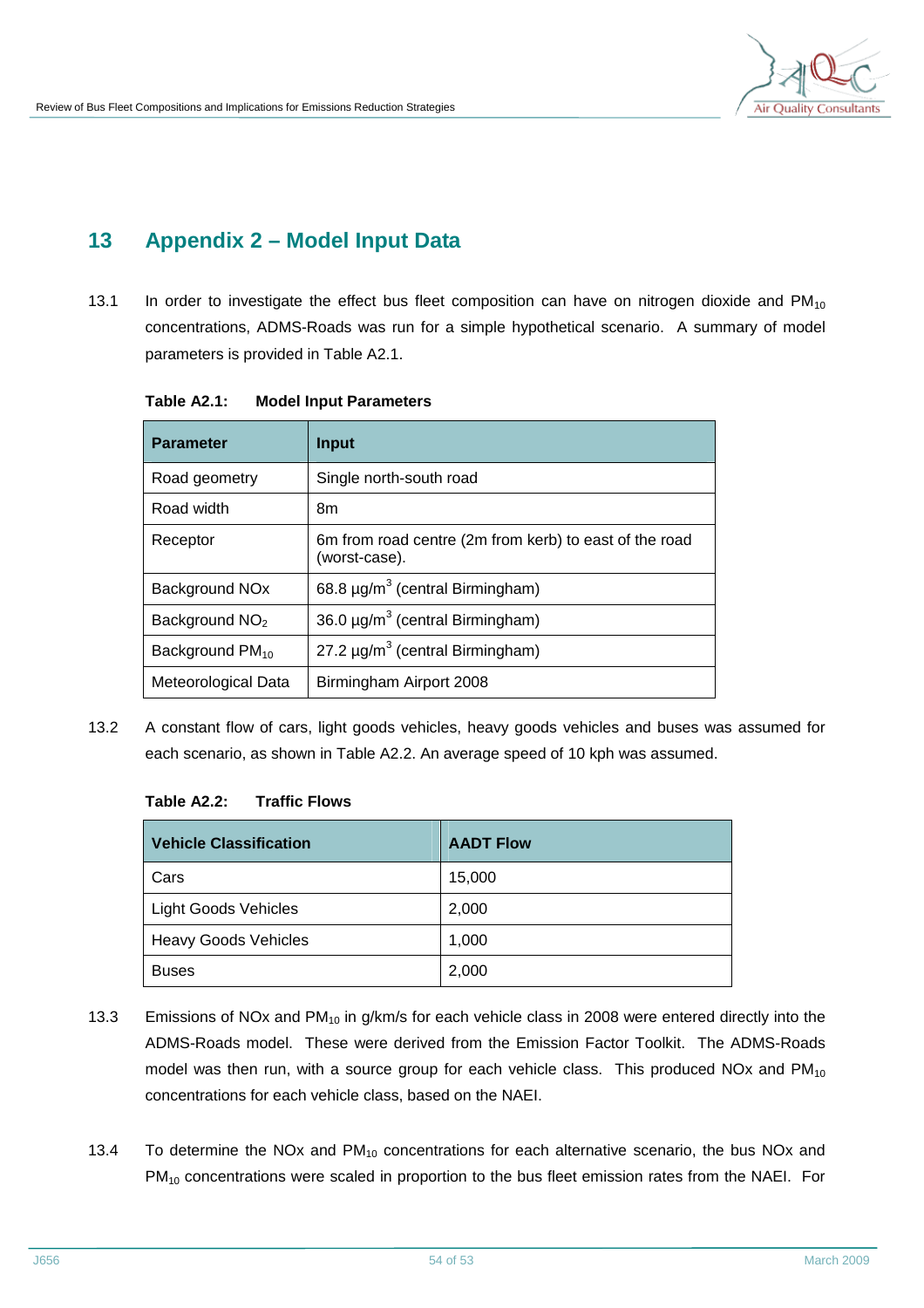# 13 Appendix 2 – Model Input Data

13.1 In order to investigate the effect bus fleet composition can have on nitrogen dioxide and $PM_{10}$ concentrations, ADMS-Roads was run for a simple hypothetical scenario. A summary of model parameters is provided in Table A2.1.

**Table A2.1: Model Input Parameters**

| Parameter | Input |
|---|---|
| Road geometry | Single north-south road |
| Road width | 8m |
| Receptor | 6m from road centre (2m from kerb) to east of the road (worst-case). |
| Background NOx | 68.8 µg/m$^3$ (central Birmingham) |
| Background $NO_2$ | 36.0 µg/m$^3$ (central Birmingham) |
| Background $PM_{10}$ | 27.2 µg/m$^3$ (central Birmingham) |
| Meteorological Data | Birmingham Airport 2008 |

13.2 A constant flow of cars, light goods vehicles, heavy goods vehicles and buses was assumed for each scenario, as shown in Table A2.2. An average speed of 10 kph was assumed.

**Table A2.2: Traffic Flows**

| Vehicle Classification | AADT Flow |
|---|---|
| Cars | 15,000 |
| Light Goods Vehicles | 2,000 |
| Heavy Goods Vehicles | 1,000 |
| Buses | 2,000 |

13.3 Emissions of NOx and $PM_{10}$ in g/km/s for each vehicle class in 2008 were entered directly into the ADMS-Roads model. These were derived from the Emission Factor Toolkit. The ADMS-Roads model was then run, with a source group for each vehicle class. This produced NOx and $PM_{10}$ concentrations for each vehicle class, based on the NAEI.

13.4 To determine the NOx and $PM_{10}$ concentrations for each alternative scenario, the bus NOx and $PM_{10}$ concentrations were scaled in proportion to the bus fleet emission rates from the NAEI. For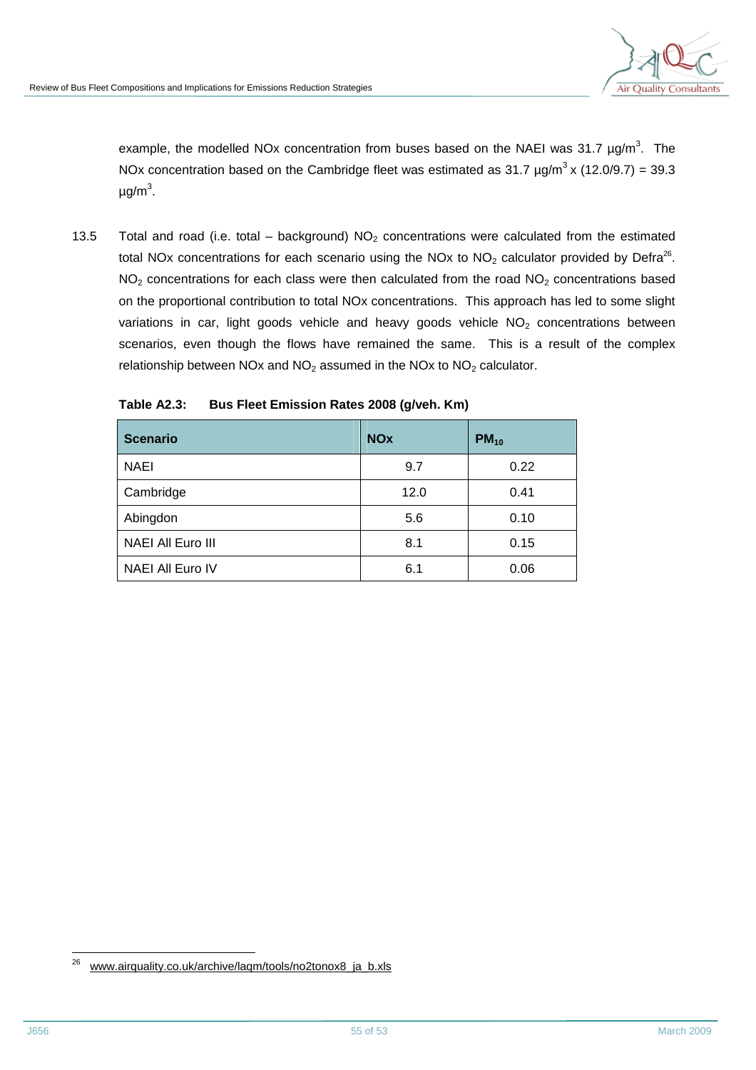example, the modelled NOx concentration from buses based on the NAEI was 31.7 µg/m$^3$. The NOx concentration based on the Cambridge fleet was estimated as 31.7 µg/m$^3$ x (12.0/9.7) = 39.3 µg/m$^3$.

13.5 Total and road (i.e. total – background) $NO_2$ concentrations were calculated from the estimated total NOx concentrations for each scenario using the NOx to $NO_2$ calculator provided by Defra[26]. $NO_2$ concentrations for each class were then calculated from the road $NO_2$ concentrations based on the proportional contribution to total NOx concentrations. This approach has led to some slight variations in car, light goods vehicle and heavy goods vehicle $NO_2$ concentrations between scenarios, even though the flows have remained the same. This is a result of the complex relationship between NOx and $NO_2$ assumed in the NOx to $NO_2$ calculator.

**Table A2.3: Bus Fleet Emission Rates 2008 (g/veh. Km)**

| Scenario | NOx | $PM_{10}$ |
|---|---|---|
| NAEI | 9.7 | 0.22 |
| Cambridge | 12.0 | 0.41 |
| Abingdon | 5.6 | 0.10 |
| NAEI All Euro III | 8.1 | 0.15 |
| NAEI All Euro IV | 6.1 | 0.06 |

[26] www.airquality.co.uk/archive/laqm/tools/no2tonox8_ja_b.xls